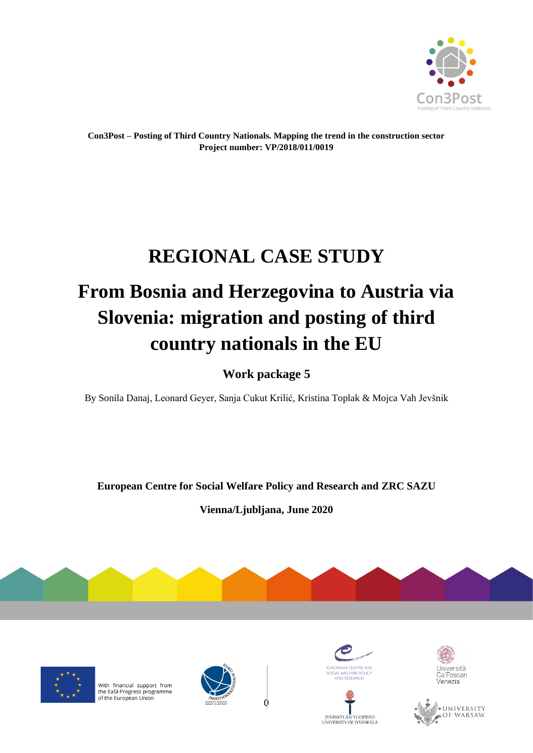**Con3Post – Posting of Third Country Nationals. Mapping the trend in the construction sector**
**Project number: VP/2018/011/0019**

# REGIONAL CASE STUDY

# From Bosnia and Herzegovina to Austria via Slovenia: migration and posting of third country nationals in the EU

## Work package 5

By Sonila Danaj, Leonard Geyer, Sanja Cukut Krilić, Kristina Toplak & Mojca Vah Jevšnik

**European Centre for Social Welfare Policy and Research and ZRC SAZU**

**Vienna/Ljubljana, June 2020**

With financial support from the EaSI-Progress programme of the European Union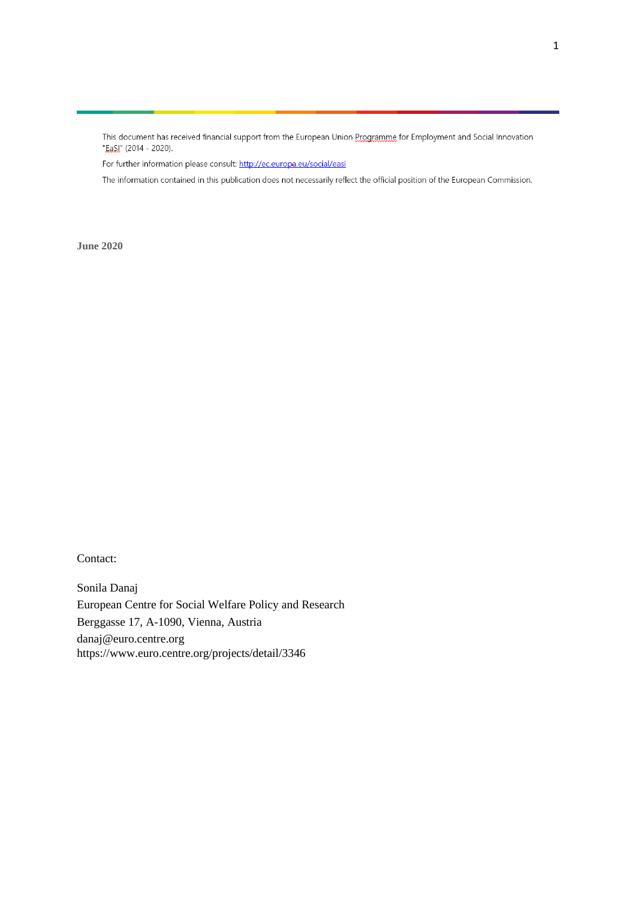This document has received financial support from the European Union Programme for Employment and Social Innovation "EaSI" (2014 - 2020).

For further information please consult: http://ec.europa.eu/social/easi

The information contained in this publication does not necessarily reflect the official position of the European Commission.

**June 2020**

Contact:

Sonila Danaj
European Centre for Social Welfare Policy and Research
Berggasse 17, A-1090, Vienna, Austria
danaj@euro.centre.org
https://www.euro.centre.org/projects/detail/3346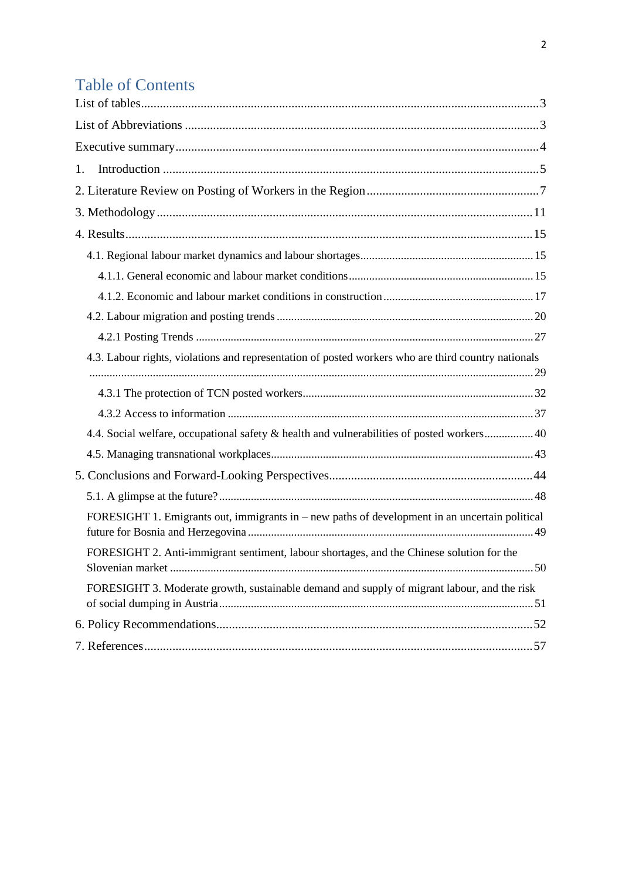# Table of Contents

List of tables ... 3

List of Abbreviations ... 3

Executive summary ... 4

1. Introduction ... 5

2. Literature Review on Posting of Workers in the Region ... 7

3. Methodology ... 11

4. Results ... 15

- 4.1. Regional labour market dynamics and labour shortages ... 15
  - 4.1.1. General economic and labour market conditions ... 15
  - 4.1.2. Economic and labour market conditions in construction ... 17
- 4.2. Labour migration and posting trends ... 20
  - 4.2.1 Posting Trends ... 27
- 4.3. Labour rights, violations and representation of posted workers who are third country nationals ... 29
  - 4.3.1 The protection of TCN posted workers ... 32
  - 4.3.2 Access to information ... 37
- 4.4. Social welfare, occupational safety & health and vulnerabilities of posted workers ... 40
- 4.5. Managing transnational workplaces ... 43

5. Conclusions and Forward-Looking Perspectives ... 44

- 5.1. A glimpse at the future? ... 48
- FORESIGHT 1. Emigrants out, immigrants in – new paths of development in an uncertain political future for Bosnia and Herzegovina ... 49
- FORESIGHT 2. Anti-immigrant sentiment, labour shortages, and the Chinese solution for the Slovenian market ... 50
- FORESIGHT 3. Moderate growth, sustainable demand and supply of migrant labour, and the risk of social dumping in Austria ... 51

6. Policy Recommendations ... 52

7. References ... 57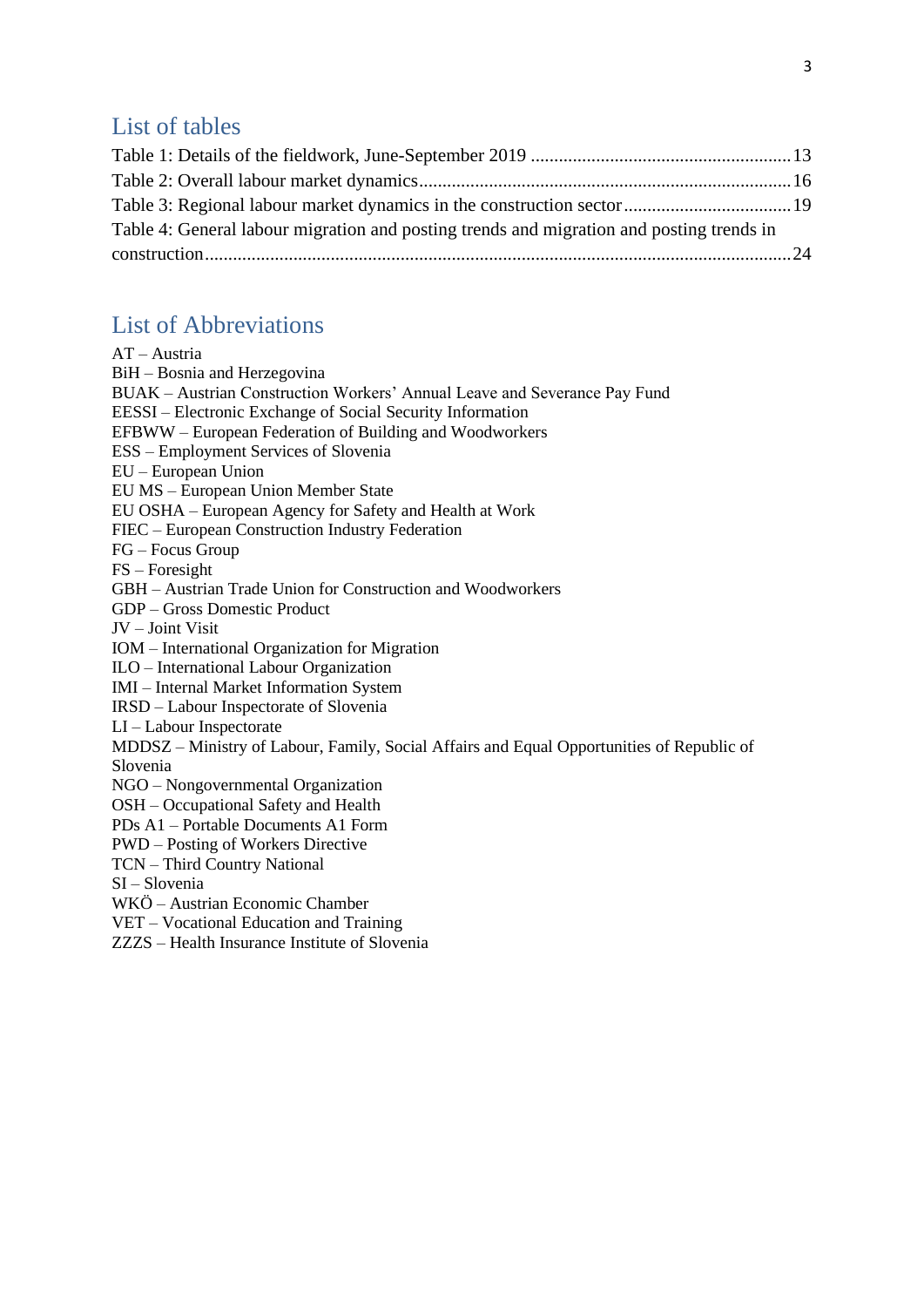## List of tables

Table 1: Details of the fieldwork, June-September 2019 .......................................................13
Table 2: Overall labour market dynamics...............................................................................16
Table 3: Regional labour market dynamics in the construction sector...................................19
Table 4: General labour migration and posting trends and migration and posting trends in construction............................................................................................................................24

## List of Abbreviations

AT – Austria
BiH – Bosnia and Herzegovina
BUAK – Austrian Construction Workers' Annual Leave and Severance Pay Fund
EESSI – Electronic Exchange of Social Security Information
EFBWW – European Federation of Building and Woodworkers
ESS – Employment Services of Slovenia
EU – European Union
EU MS – European Union Member State
EU OSHA – European Agency for Safety and Health at Work
FIEC – European Construction Industry Federation
FG – Focus Group
FS – Foresight
GBH – Austrian Trade Union for Construction and Woodworkers
GDP – Gross Domestic Product
JV – Joint Visit
IOM – International Organization for Migration
ILO – International Labour Organization
IMI – Internal Market Information System
IRSD – Labour Inspectorate of Slovenia
LI – Labour Inspectorate
MDDSZ – Ministry of Labour, Family, Social Affairs and Equal Opportunities of Republic of Slovenia
NGO – Nongovernmental Organization
OSH – Occupational Safety and Health
PDs A1 – Portable Documents A1 Form
PWD – Posting of Workers Directive
TCN – Third Country National
SI – Slovenia
WKÖ – Austrian Economic Chamber
VET – Vocational Education and Training
ZZZS – Health Insurance Institute of Slovenia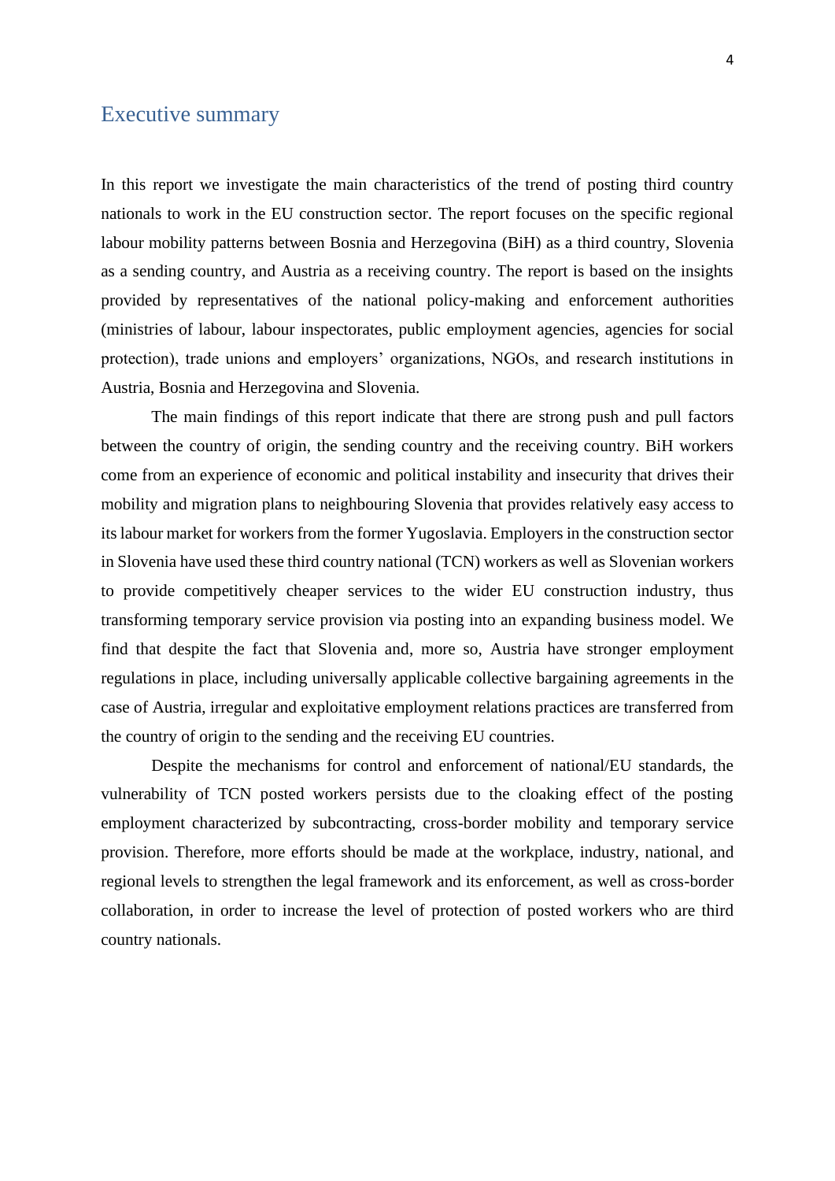# Executive summary

In this report we investigate the main characteristics of the trend of posting third country nationals to work in the EU construction sector. The report focuses on the specific regional labour mobility patterns between Bosnia and Herzegovina (BiH) as a third country, Slovenia as a sending country, and Austria as a receiving country. The report is based on the insights provided by representatives of the national policy-making and enforcement authorities (ministries of labour, labour inspectorates, public employment agencies, agencies for social protection), trade unions and employers' organizations, NGOs, and research institutions in Austria, Bosnia and Herzegovina and Slovenia.

The main findings of this report indicate that there are strong push and pull factors between the country of origin, the sending country and the receiving country. BiH workers come from an experience of economic and political instability and insecurity that drives their mobility and migration plans to neighbouring Slovenia that provides relatively easy access to its labour market for workers from the former Yugoslavia. Employers in the construction sector in Slovenia have used these third country national (TCN) workers as well as Slovenian workers to provide competitively cheaper services to the wider EU construction industry, thus transforming temporary service provision via posting into an expanding business model. We find that despite the fact that Slovenia and, more so, Austria have stronger employment regulations in place, including universally applicable collective bargaining agreements in the case of Austria, irregular and exploitative employment relations practices are transferred from the country of origin to the sending and the receiving EU countries.

Despite the mechanisms for control and enforcement of national/EU standards, the vulnerability of TCN posted workers persists due to the cloaking effect of the posting employment characterized by subcontracting, cross-border mobility and temporary service provision. Therefore, more efforts should be made at the workplace, industry, national, and regional levels to strengthen the legal framework and its enforcement, as well as cross-border collaboration, in order to increase the level of protection of posted workers who are third country nationals.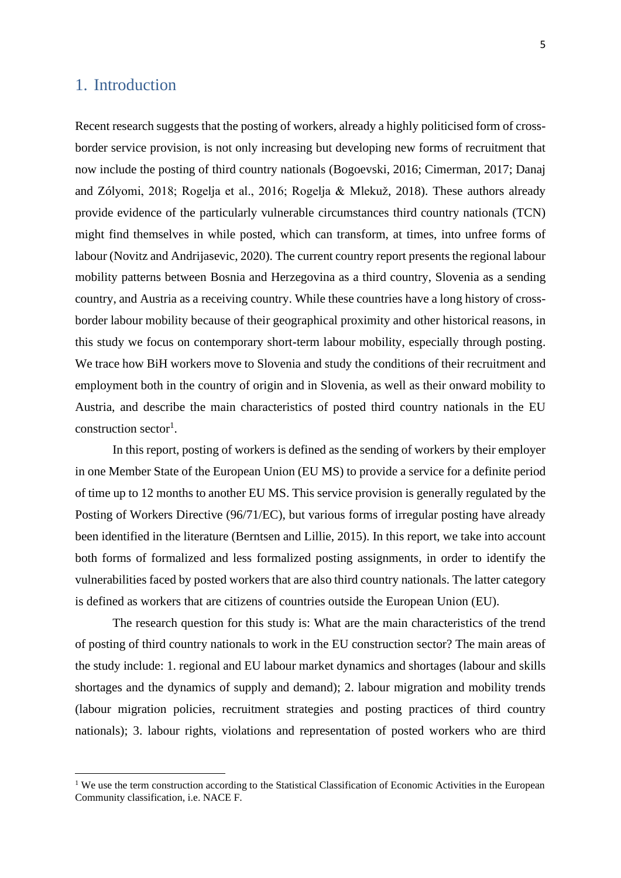# 1. Introduction

Recent research suggests that the posting of workers, already a highly politicised form of cross-border service provision, is not only increasing but developing new forms of recruitment that now include the posting of third country nationals (Bogoevski, 2016; Cimerman, 2017; Danaj and Zólyomi, 2018; Rogelja et al., 2016; Rogelja & Mlekuž, 2018). These authors already provide evidence of the particularly vulnerable circumstances third country nationals (TCN) might find themselves in while posted, which can transform, at times, into unfree forms of labour (Novitz and Andrijasevic, 2020). The current country report presents the regional labour mobility patterns between Bosnia and Herzegovina as a third country, Slovenia as a sending country, and Austria as a receiving country. While these countries have a long history of cross-border labour mobility because of their geographical proximity and other historical reasons, in this study we focus on contemporary short-term labour mobility, especially through posting. We trace how BiH workers move to Slovenia and study the conditions of their recruitment and employment both in the country of origin and in Slovenia, as well as their onward mobility to Austria, and describe the main characteristics of posted third country nationals in the EU construction sector[1].

In this report, posting of workers is defined as the sending of workers by their employer in one Member State of the European Union (EU MS) to provide a service for a definite period of time up to 12 months to another EU MS. This service provision is generally regulated by the Posting of Workers Directive (96/71/EC), but various forms of irregular posting have already been identified in the literature (Berntsen and Lillie, 2015). In this report, we take into account both forms of formalized and less formalized posting assignments, in order to identify the vulnerabilities faced by posted workers that are also third country nationals. The latter category is defined as workers that are citizens of countries outside the European Union (EU).

The research question for this study is: What are the main characteristics of the trend of posting of third country nationals to work in the EU construction sector? The main areas of the study include: 1. regional and EU labour market dynamics and shortages (labour and skills shortages and the dynamics of supply and demand); 2. labour migration and mobility trends (labour migration policies, recruitment strategies and posting practices of third country nationals); 3. labour rights, violations and representation of posted workers who are third

[1] We use the term construction according to the Statistical Classification of Economic Activities in the European Community classification, i.e. NACE F.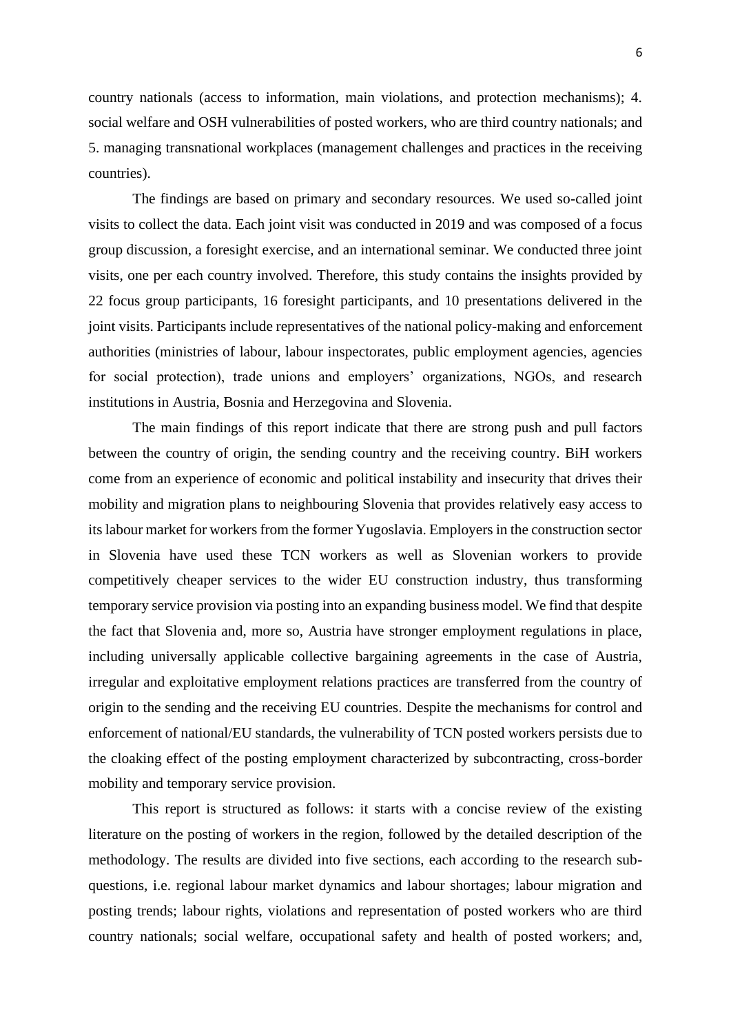country nationals (access to information, main violations, and protection mechanisms); 4. social welfare and OSH vulnerabilities of posted workers, who are third country nationals; and 5. managing transnational workplaces (management challenges and practices in the receiving countries).

The findings are based on primary and secondary resources. We used so-called joint visits to collect the data. Each joint visit was conducted in 2019 and was composed of a focus group discussion, a foresight exercise, and an international seminar. We conducted three joint visits, one per each country involved. Therefore, this study contains the insights provided by 22 focus group participants, 16 foresight participants, and 10 presentations delivered in the joint visits. Participants include representatives of the national policy-making and enforcement authorities (ministries of labour, labour inspectorates, public employment agencies, agencies for social protection), trade unions and employers' organizations, NGOs, and research institutions in Austria, Bosnia and Herzegovina and Slovenia.

The main findings of this report indicate that there are strong push and pull factors between the country of origin, the sending country and the receiving country. BiH workers come from an experience of economic and political instability and insecurity that drives their mobility and migration plans to neighbouring Slovenia that provides relatively easy access to its labour market for workers from the former Yugoslavia. Employers in the construction sector in Slovenia have used these TCN workers as well as Slovenian workers to provide competitively cheaper services to the wider EU construction industry, thus transforming temporary service provision via posting into an expanding business model. We find that despite the fact that Slovenia and, more so, Austria have stronger employment regulations in place, including universally applicable collective bargaining agreements in the case of Austria, irregular and exploitative employment relations practices are transferred from the country of origin to the sending and the receiving EU countries. Despite the mechanisms for control and enforcement of national/EU standards, the vulnerability of TCN posted workers persists due to the cloaking effect of the posting employment characterized by subcontracting, cross-border mobility and temporary service provision.

This report is structured as follows: it starts with a concise review of the existing literature on the posting of workers in the region, followed by the detailed description of the methodology. The results are divided into five sections, each according to the research sub-questions, i.e. regional labour market dynamics and labour shortages; labour migration and posting trends; labour rights, violations and representation of posted workers who are third country nationals; social welfare, occupational safety and health of posted workers; and,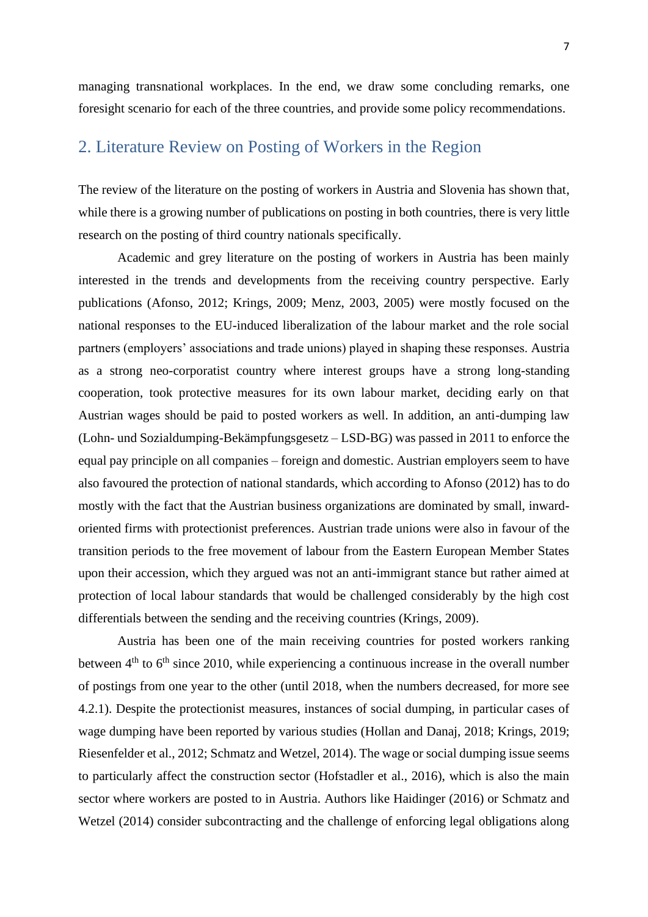managing transnational workplaces. In the end, we draw some concluding remarks, one foresight scenario for each of the three countries, and provide some policy recommendations.

## 2. Literature Review on Posting of Workers in the Region

The review of the literature on the posting of workers in Austria and Slovenia has shown that, while there is a growing number of publications on posting in both countries, there is very little research on the posting of third country nationals specifically.

Academic and grey literature on the posting of workers in Austria has been mainly interested in the trends and developments from the receiving country perspective. Early publications (Afonso, 2012; Krings, 2009; Menz, 2003, 2005) were mostly focused on the national responses to the EU-induced liberalization of the labour market and the role social partners (employers' associations and trade unions) played in shaping these responses. Austria as a strong neo-corporatist country where interest groups have a strong long-standing cooperation, took protective measures for its own labour market, deciding early on that Austrian wages should be paid to posted workers as well. In addition, an anti-dumping law (Lohn- und Sozialdumping-Bekämpfungsgesetz – LSD-BG) was passed in 2011 to enforce the equal pay principle on all companies – foreign and domestic. Austrian employers seem to have also favoured the protection of national standards, which according to Afonso (2012) has to do mostly with the fact that the Austrian business organizations are dominated by small, inward-oriented firms with protectionist preferences. Austrian trade unions were also in favour of the transition periods to the free movement of labour from the Eastern European Member States upon their accession, which they argued was not an anti-immigrant stance but rather aimed at protection of local labour standards that would be challenged considerably by the high cost differentials between the sending and the receiving countries (Krings, 2009).

Austria has been one of the main receiving countries for posted workers ranking between 4th to 6th since 2010, while experiencing a continuous increase in the overall number of postings from one year to the other (until 2018, when the numbers decreased, for more see 4.2.1). Despite the protectionist measures, instances of social dumping, in particular cases of wage dumping have been reported by various studies (Hollan and Danaj, 2018; Krings, 2019; Riesenfelder et al., 2012; Schmatz and Wetzel, 2014). The wage or social dumping issue seems to particularly affect the construction sector (Hofstadler et al., 2016), which is also the main sector where workers are posted to in Austria. Authors like Haidinger (2016) or Schmatz and Wetzel (2014) consider subcontracting and the challenge of enforcing legal obligations along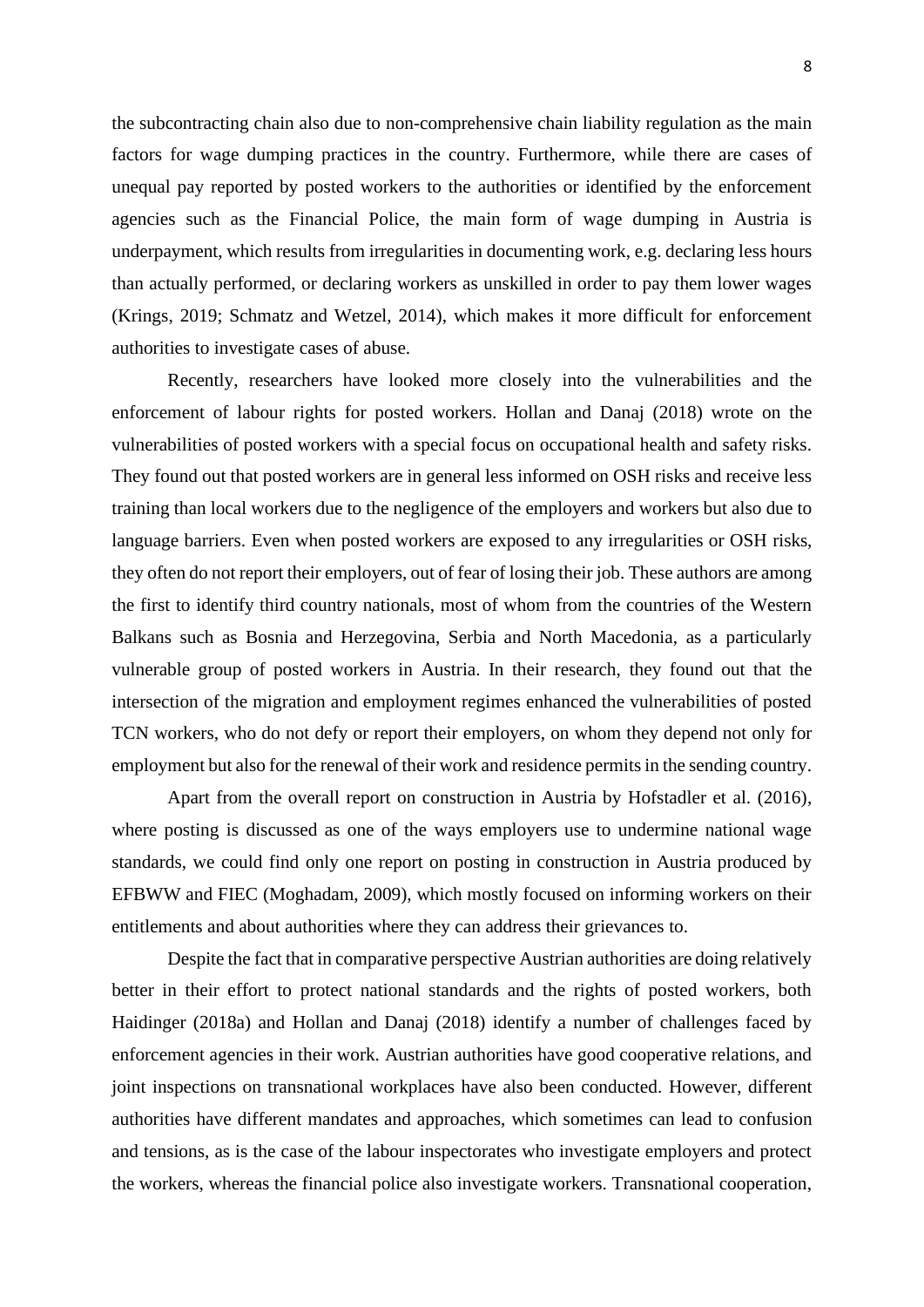the subcontracting chain also due to non-comprehensive chain liability regulation as the main factors for wage dumping practices in the country. Furthermore, while there are cases of unequal pay reported by posted workers to the authorities or identified by the enforcement agencies such as the Financial Police, the main form of wage dumping in Austria is underpayment, which results from irregularities in documenting work, e.g. declaring less hours than actually performed, or declaring workers as unskilled in order to pay them lower wages (Krings, 2019; Schmatz and Wetzel, 2014), which makes it more difficult for enforcement authorities to investigate cases of abuse.

Recently, researchers have looked more closely into the vulnerabilities and the enforcement of labour rights for posted workers. Hollan and Danaj (2018) wrote on the vulnerabilities of posted workers with a special focus on occupational health and safety risks. They found out that posted workers are in general less informed on OSH risks and receive less training than local workers due to the negligence of the employers and workers but also due to language barriers. Even when posted workers are exposed to any irregularities or OSH risks, they often do not report their employers, out of fear of losing their job. These authors are among the first to identify third country nationals, most of whom from the countries of the Western Balkans such as Bosnia and Herzegovina, Serbia and North Macedonia, as a particularly vulnerable group of posted workers in Austria. In their research, they found out that the intersection of the migration and employment regimes enhanced the vulnerabilities of posted TCN workers, who do not defy or report their employers, on whom they depend not only for employment but also for the renewal of their work and residence permits in the sending country.

Apart from the overall report on construction in Austria by Hofstadler et al. (2016), where posting is discussed as one of the ways employers use to undermine national wage standards, we could find only one report on posting in construction in Austria produced by EFBWW and FIEC (Moghadam, 2009), which mostly focused on informing workers on their entitlements and about authorities where they can address their grievances to.

Despite the fact that in comparative perspective Austrian authorities are doing relatively better in their effort to protect national standards and the rights of posted workers, both Haidinger (2018a) and Hollan and Danaj (2018) identify a number of challenges faced by enforcement agencies in their work. Austrian authorities have good cooperative relations, and joint inspections on transnational workplaces have also been conducted. However, different authorities have different mandates and approaches, which sometimes can lead to confusion and tensions, as is the case of the labour inspectorates who investigate employers and protect the workers, whereas the financial police also investigate workers. Transnational cooperation,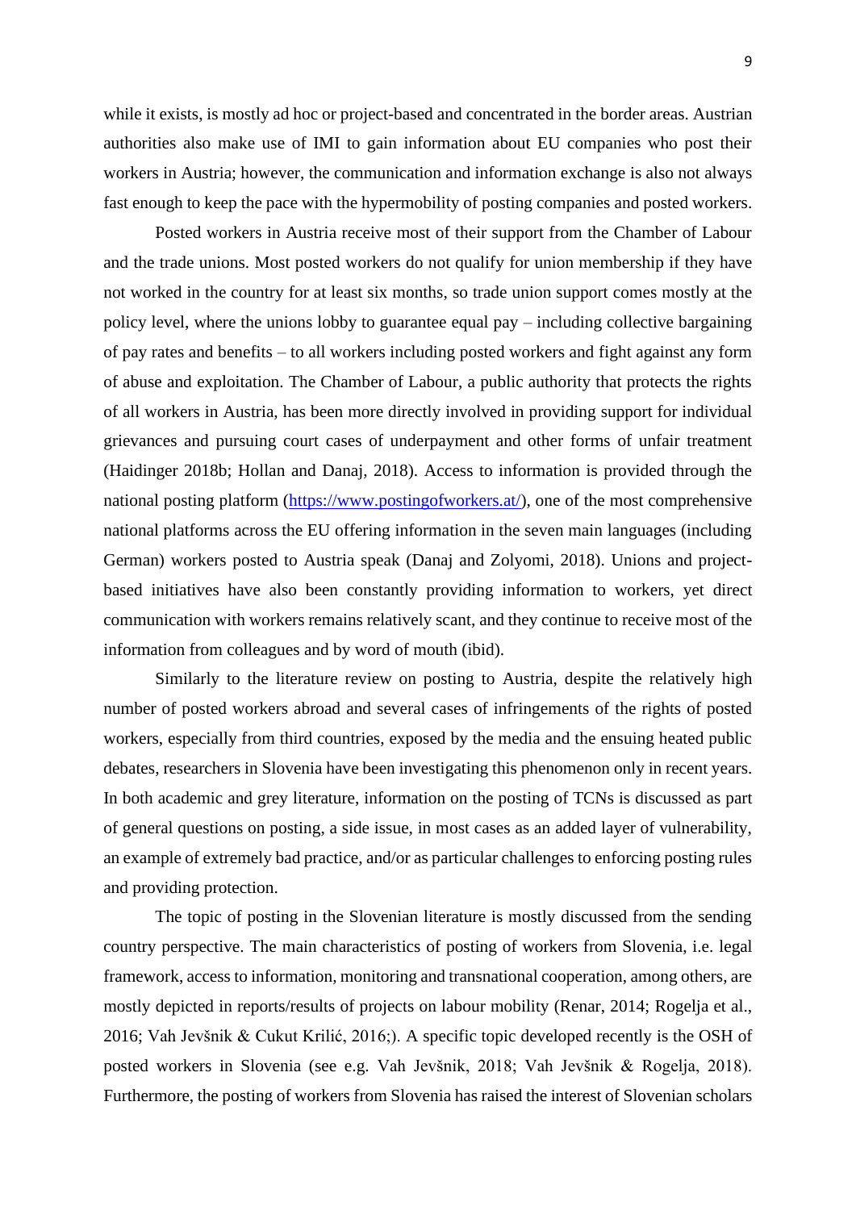while it exists, is mostly ad hoc or project-based and concentrated in the border areas. Austrian authorities also make use of IMI to gain information about EU companies who post their workers in Austria; however, the communication and information exchange is also not always fast enough to keep the pace with the hypermobility of posting companies and posted workers.

Posted workers in Austria receive most of their support from the Chamber of Labour and the trade unions. Most posted workers do not qualify for union membership if they have not worked in the country for at least six months, so trade union support comes mostly at the policy level, where the unions lobby to guarantee equal pay – including collective bargaining of pay rates and benefits – to all workers including posted workers and fight against any form of abuse and exploitation. The Chamber of Labour, a public authority that protects the rights of all workers in Austria, has been more directly involved in providing support for individual grievances and pursuing court cases of underpayment and other forms of unfair treatment (Haidinger 2018b; Hollan and Danaj, 2018). Access to information is provided through the national posting platform (https://www.postingofworkers.at/), one of the most comprehensive national platforms across the EU offering information in the seven main languages (including German) workers posted to Austria speak (Danaj and Zolyomi, 2018). Unions and project-based initiatives have also been constantly providing information to workers, yet direct communication with workers remains relatively scant, and they continue to receive most of the information from colleagues and by word of mouth (ibid).

Similarly to the literature review on posting to Austria, despite the relatively high number of posted workers abroad and several cases of infringements of the rights of posted workers, especially from third countries, exposed by the media and the ensuing heated public debates, researchers in Slovenia have been investigating this phenomenon only in recent years. In both academic and grey literature, information on the posting of TCNs is discussed as part of general questions on posting, a side issue, in most cases as an added layer of vulnerability, an example of extremely bad practice, and/or as particular challenges to enforcing posting rules and providing protection.

The topic of posting in the Slovenian literature is mostly discussed from the sending country perspective. The main characteristics of posting of workers from Slovenia, i.e. legal framework, access to information, monitoring and transnational cooperation, among others, are mostly depicted in reports/results of projects on labour mobility (Renar, 2014; Rogelja et al., 2016; Vah Jevšnik & Cukut Krilić, 2016;). A specific topic developed recently is the OSH of posted workers in Slovenia (see e.g. Vah Jevšnik, 2018; Vah Jevšnik & Rogelja, 2018). Furthermore, the posting of workers from Slovenia has raised the interest of Slovenian scholars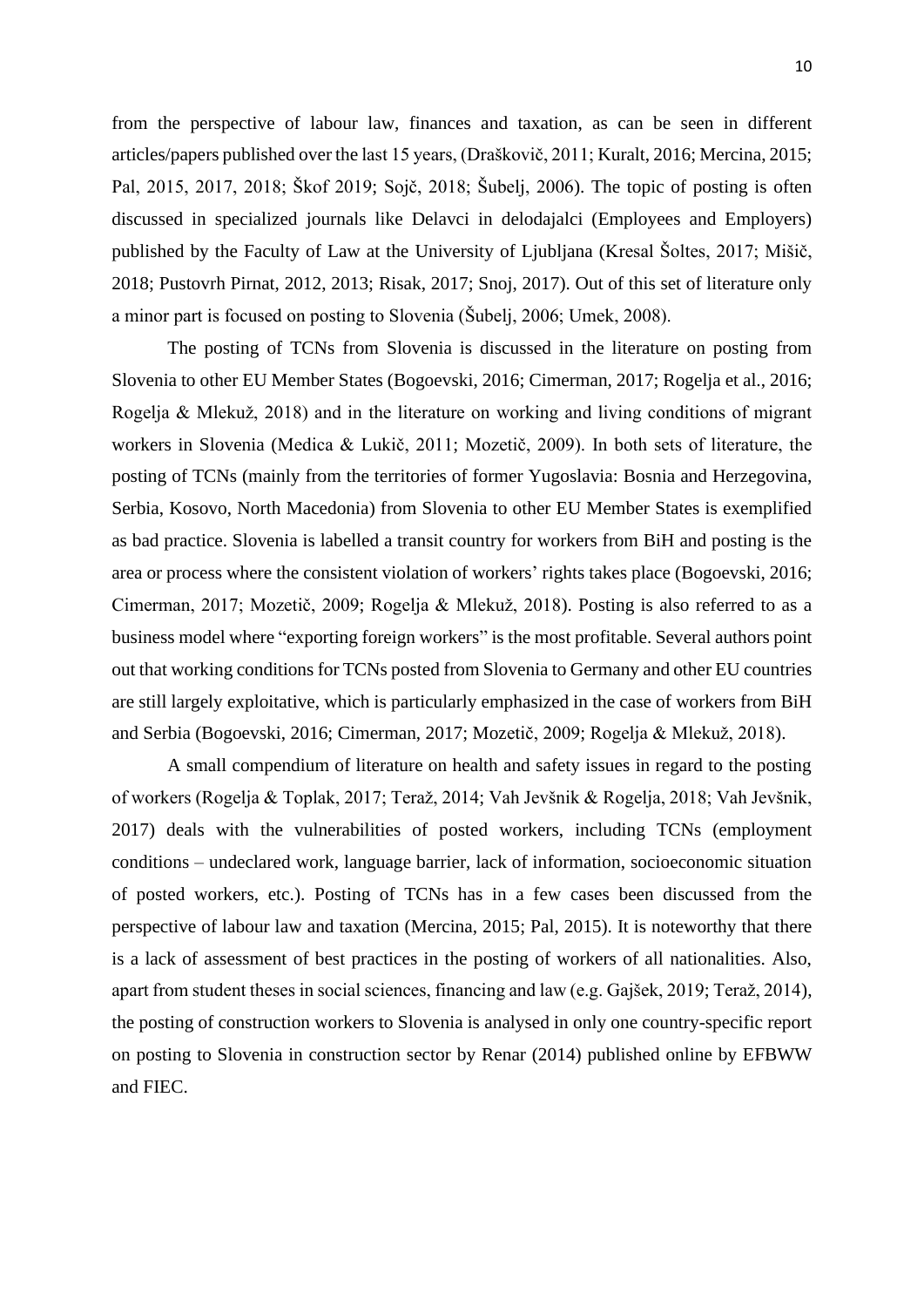from the perspective of labour law, finances and taxation, as can be seen in different articles/papers published over the last 15 years, (Draškovič, 2011; Kuralt, 2016; Mercina, 2015; Pal, 2015, 2017, 2018; Škof 2019; Sojč, 2018; Šubelj, 2006). The topic of posting is often discussed in specialized journals like Delavci in delodajalci (Employees and Employers) published by the Faculty of Law at the University of Ljubljana (Kresal Šoltes, 2017; Mišič, 2018; Pustovrh Pirnat, 2012, 2013; Risak, 2017; Snoj, 2017). Out of this set of literature only a minor part is focused on posting to Slovenia (Šubelj, 2006; Umek, 2008).

The posting of TCNs from Slovenia is discussed in the literature on posting from Slovenia to other EU Member States (Bogoevski, 2016; Cimerman, 2017; Rogelja et al., 2016; Rogelja & Mlekuž, 2018) and in the literature on working and living conditions of migrant workers in Slovenia (Medica & Lukič, 2011; Mozetič, 2009). In both sets of literature, the posting of TCNs (mainly from the territories of former Yugoslavia: Bosnia and Herzegovina, Serbia, Kosovo, North Macedonia) from Slovenia to other EU Member States is exemplified as bad practice. Slovenia is labelled a transit country for workers from BiH and posting is the area or process where the consistent violation of workers' rights takes place (Bogoevski, 2016; Cimerman, 2017; Mozetič, 2009; Rogelja & Mlekuž, 2018). Posting is also referred to as a business model where "exporting foreign workers" is the most profitable. Several authors point out that working conditions for TCNs posted from Slovenia to Germany and other EU countries are still largely exploitative, which is particularly emphasized in the case of workers from BiH and Serbia (Bogoevski, 2016; Cimerman, 2017; Mozetič, 2009; Rogelja & Mlekuž, 2018).

A small compendium of literature on health and safety issues in regard to the posting of workers (Rogelja & Toplak, 2017; Teraž, 2014; Vah Jevšnik & Rogelja, 2018; Vah Jevšnik, 2017) deals with the vulnerabilities of posted workers, including TCNs (employment conditions – undeclared work, language barrier, lack of information, socioeconomic situation of posted workers, etc.). Posting of TCNs has in a few cases been discussed from the perspective of labour law and taxation (Mercina, 2015; Pal, 2015). It is noteworthy that there is a lack of assessment of best practices in the posting of workers of all nationalities. Also, apart from student theses in social sciences, financing and law (e.g. Gajšek, 2019; Teraž, 2014), the posting of construction workers to Slovenia is analysed in only one country-specific report on posting to Slovenia in construction sector by Renar (2014) published online by EFBWW and FIEC.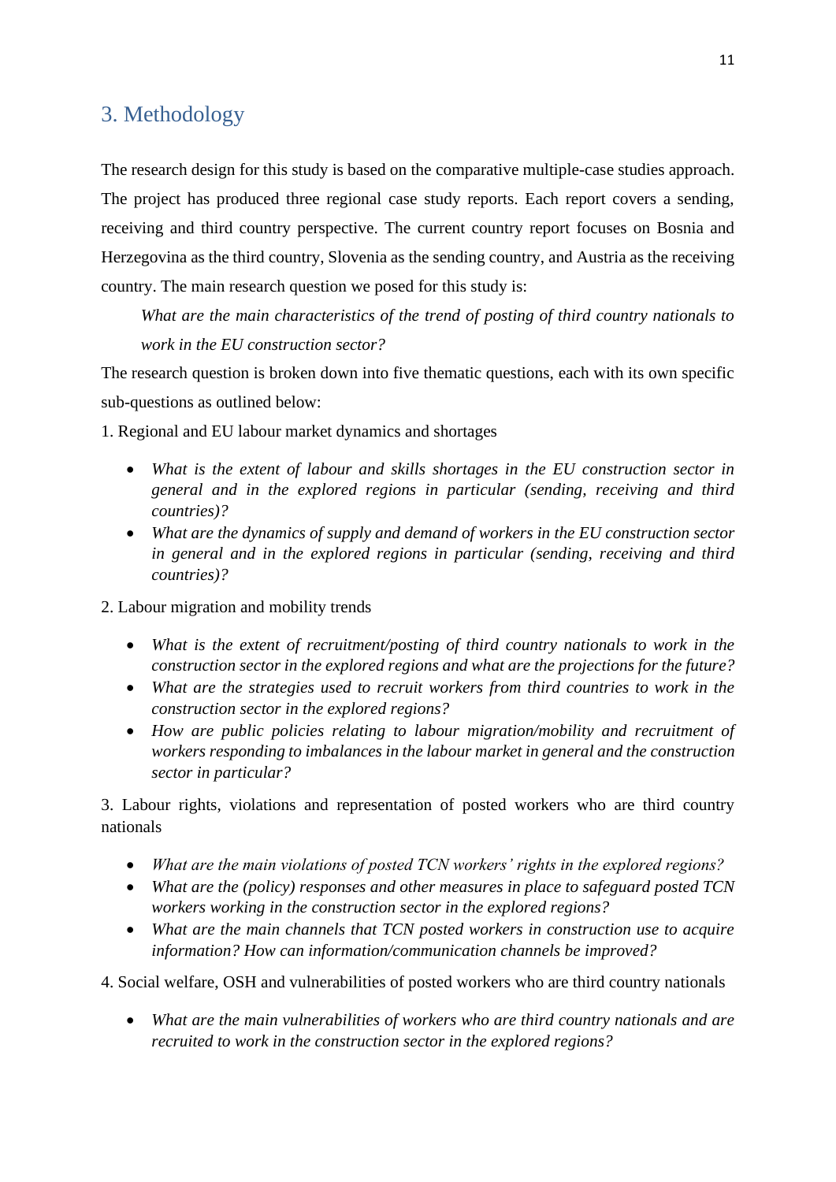# 3. Methodology

The research design for this study is based on the comparative multiple-case studies approach. The project has produced three regional case study reports. Each report covers a sending, receiving and third country perspective. The current country report focuses on Bosnia and Herzegovina as the third country, Slovenia as the sending country, and Austria as the receiving country. The main research question we posed for this study is:

> *What are the main characteristics of the trend of posting of third country nationals to work in the EU construction sector?*

The research question is broken down into five thematic questions, each with its own specific sub-questions as outlined below:

1. Regional and EU labour market dynamics and shortages

- *What is the extent of labour and skills shortages in the EU construction sector in general and in the explored regions in particular (sending, receiving and third countries)?*
- *What are the dynamics of supply and demand of workers in the EU construction sector in general and in the explored regions in particular (sending, receiving and third countries)?*

2. Labour migration and mobility trends

- *What is the extent of recruitment/posting of third country nationals to work in the construction sector in the explored regions and what are the projections for the future?*
- *What are the strategies used to recruit workers from third countries to work in the construction sector in the explored regions?*
- *How are public policies relating to labour migration/mobility and recruitment of workers responding to imbalances in the labour market in general and the construction sector in particular?*

3. Labour rights, violations and representation of posted workers who are third country nationals

- *What are the main violations of posted TCN workers' rights in the explored regions?*
- *What are the (policy) responses and other measures in place to safeguard posted TCN workers working in the construction sector in the explored regions?*
- *What are the main channels that TCN posted workers in construction use to acquire information? How can information/communication channels be improved?*

4. Social welfare, OSH and vulnerabilities of posted workers who are third country nationals

- *What are the main vulnerabilities of workers who are third country nationals and are recruited to work in the construction sector in the explored regions?*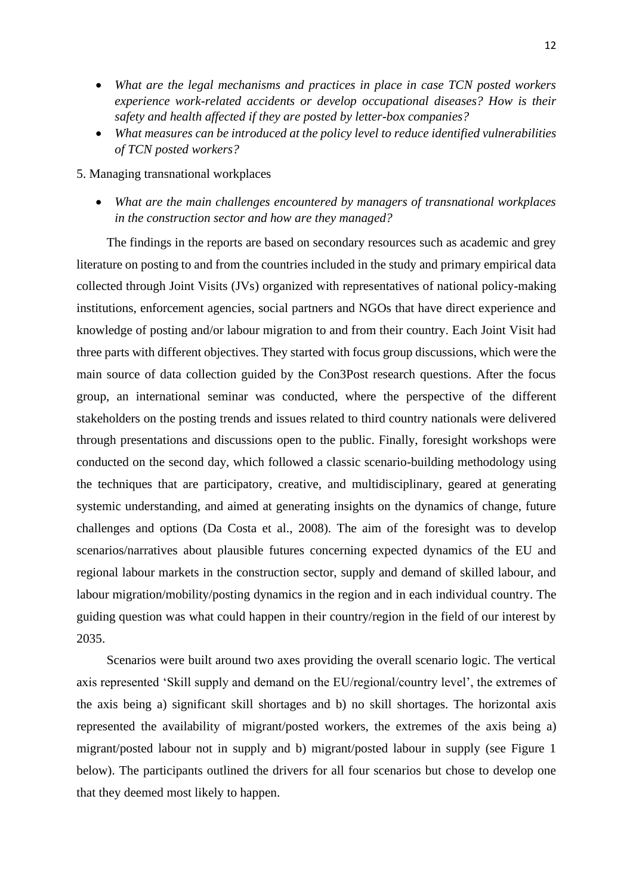- *What are the legal mechanisms and practices in place in case TCN posted workers experience work-related accidents or develop occupational diseases? How is their safety and health affected if they are posted by letter-box companies?*
- *What measures can be introduced at the policy level to reduce identified vulnerabilities of TCN posted workers?*

5. Managing transnational workplaces

- *What are the main challenges encountered by managers of transnational workplaces in the construction sector and how are they managed?*

The findings in the reports are based on secondary resources such as academic and grey literature on posting to and from the countries included in the study and primary empirical data collected through Joint Visits (JVs) organized with representatives of national policy-making institutions, enforcement agencies, social partners and NGOs that have direct experience and knowledge of posting and/or labour migration to and from their country. Each Joint Visit had three parts with different objectives. They started with focus group discussions, which were the main source of data collection guided by the Con3Post research questions. After the focus group, an international seminar was conducted, where the perspective of the different stakeholders on the posting trends and issues related to third country nationals were delivered through presentations and discussions open to the public. Finally, foresight workshops were conducted on the second day, which followed a classic scenario-building methodology using the techniques that are participatory, creative, and multidisciplinary, geared at generating systemic understanding, and aimed at generating insights on the dynamics of change, future challenges and options (Da Costa et al., 2008). The aim of the foresight was to develop scenarios/narratives about plausible futures concerning expected dynamics of the EU and regional labour markets in the construction sector, supply and demand of skilled labour, and labour migration/mobility/posting dynamics in the region and in each individual country. The guiding question was what could happen in their country/region in the field of our interest by 2035.

Scenarios were built around two axes providing the overall scenario logic. The vertical axis represented 'Skill supply and demand on the EU/regional/country level', the extremes of the axis being a) significant skill shortages and b) no skill shortages. The horizontal axis represented the availability of migrant/posted workers, the extremes of the axis being a) migrant/posted labour not in supply and b) migrant/posted labour in supply (see Figure 1 below). The participants outlined the drivers for all four scenarios but chose to develop one that they deemed most likely to happen.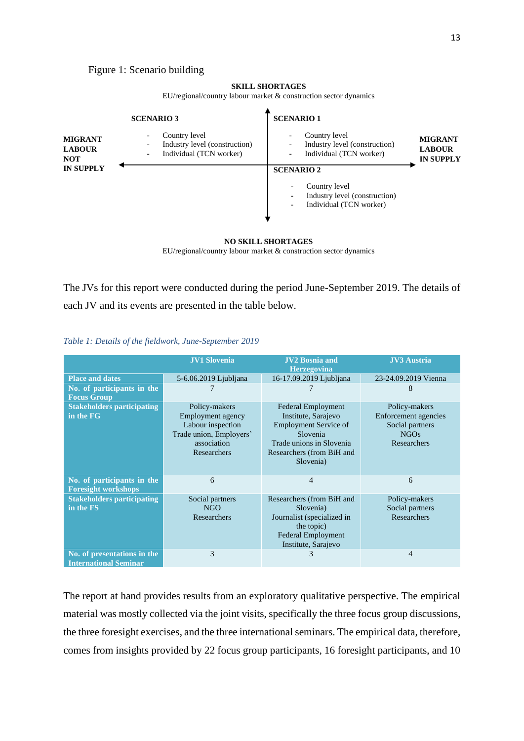Figure 1: Scenario building

**SKILL SHORTAGES**
EU/regional/country labour market & construction sector dynamics

**SCENARIO 3**
- Country level
- Industry level (construction)
- Individual (TCN worker)

**SCENARIO 1**
- Country level
- Industry level (construction)
- Individual (TCN worker)

**MIGRANT LABOUR NOT IN SUPPLY** ← → **MIGRANT LABOUR IN SUPPLY**

**SCENARIO 2**
- Country level
- Industry level (construction)
- Individual (TCN worker)

**NO SKILL SHORTAGES**
EU/regional/country labour market & construction sector dynamics

The JVs for this report were conducted during the period June-September 2019. The details of each JV and its events are presented in the table below.

*Table 1: Details of the fieldwork, June-September 2019*

| | JV1 Slovenia | JV2 Bosnia and Herzegovina | JV3 Austria |
|---|---|---|---|
| **Place and dates** | 5-6.06.2019 Ljubljana | 16-17.09.2019 Ljubljana | 23-24.09.2019 Vienna |
| **No. of participants in the Focus Group** | 7 | 7 | 8 |
| **Stakeholders participating in the FG** | Policy-makers<br>Employment agency<br>Labour inspection<br>Trade union, Employers' association<br>Researchers | Federal Employment Institute, Sarajevo<br>Employment Service of Slovenia<br>Trade unions in Slovenia<br>Researchers (from BiH and Slovenia) | Policy-makers<br>Enforcement agencies<br>Social partners<br>NGOs<br>Researchers |
| **No. of participants in the Foresight workshops** | 6 | 4 | 6 |
| **Stakeholders participating in the FS** | Social partners<br>NGO<br>Researchers | Researchers (from BiH and Slovenia)<br>Journalist (specialized in the topic)<br>Federal Employment Institute, Sarajevo | Policy-makers<br>Social partners<br>Researchers |
| **No. of presentations in the International Seminar** | 3 | 3 | 4 |

The report at hand provides results from an exploratory qualitative perspective. The empirical material was mostly collected via the joint visits, specifically the three focus group discussions, the three foresight exercises, and the three international seminars. The empirical data, therefore, comes from insights provided by 22 focus group participants, 16 foresight participants, and 10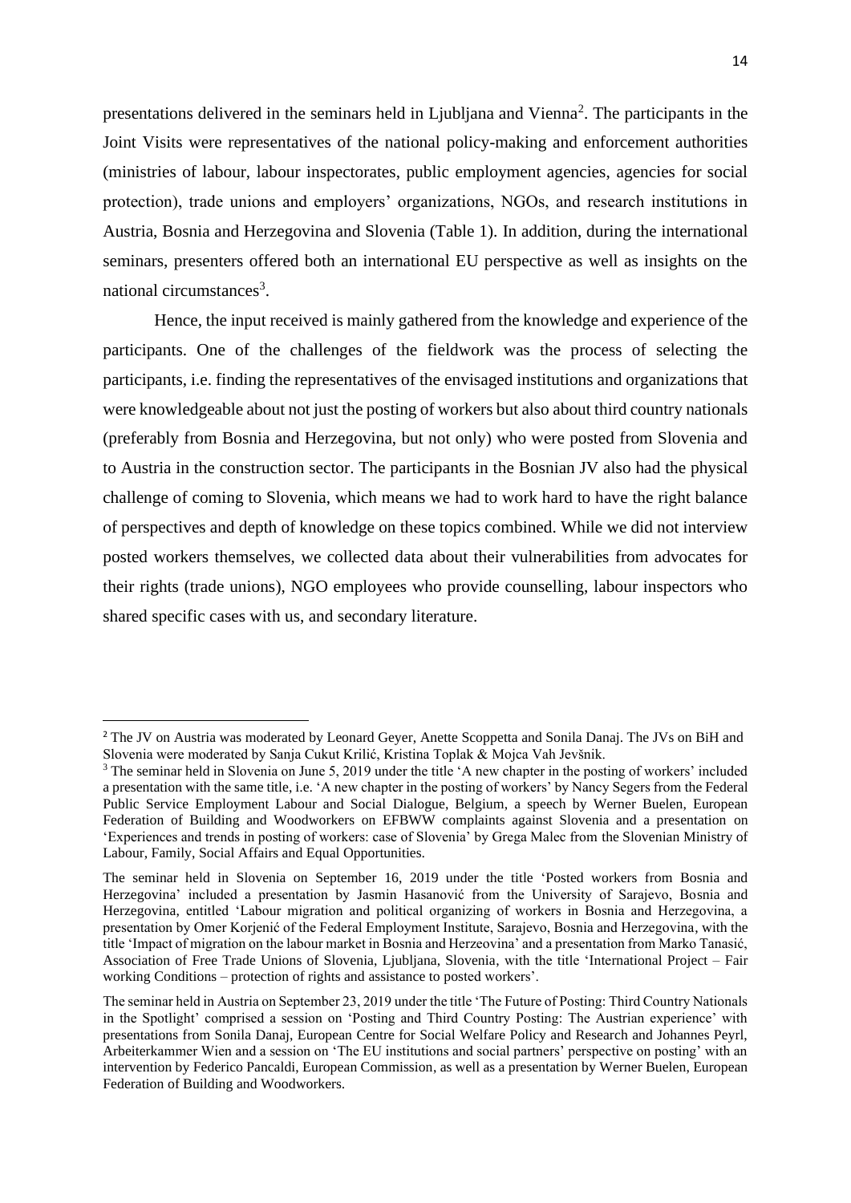presentations delivered in the seminars held in Ljubljana and Vienna[2]. The participants in the Joint Visits were representatives of the national policy-making and enforcement authorities (ministries of labour, labour inspectorates, public employment agencies, agencies for social protection), trade unions and employers' organizations, NGOs, and research institutions in Austria, Bosnia and Herzegovina and Slovenia (Table 1). In addition, during the international seminars, presenters offered both an international EU perspective as well as insights on the national circumstances[3].

Hence, the input received is mainly gathered from the knowledge and experience of the participants. One of the challenges of the fieldwork was the process of selecting the participants, i.e. finding the representatives of the envisaged institutions and organizations that were knowledgeable about not just the posting of workers but also about third country nationals (preferably from Bosnia and Herzegovina, but not only) who were posted from Slovenia and to Austria in the construction sector. The participants in the Bosnian JV also had the physical challenge of coming to Slovenia, which means we had to work hard to have the right balance of perspectives and depth of knowledge on these topics combined. While we did not interview posted workers themselves, we collected data about their vulnerabilities from advocates for their rights (trade unions), NGO employees who provide counselling, labour inspectors who shared specific cases with us, and secondary literature.

---

[2] The JV on Austria was moderated by Leonard Geyer, Anette Scoppetta and Sonila Danaj. The JVs on BiH and Slovenia were moderated by Sanja Cukut Krilić, Kristina Toplak & Mojca Vah Jevšnik.

[3] The seminar held in Slovenia on June 5, 2019 under the title 'A new chapter in the posting of workers' included a presentation with the same title, i.e. 'A new chapter in the posting of workers' by Nancy Segers from the Federal Public Service Employment Labour and Social Dialogue, Belgium, a speech by Werner Buelen, European Federation of Building and Woodworkers on EFBWW complaints against Slovenia and a presentation on 'Experiences and trends in posting of workers: case of Slovenia' by Grega Malec from the Slovenian Ministry of Labour, Family, Social Affairs and Equal Opportunities.

The seminar held in Slovenia on September 16, 2019 under the title 'Posted workers from Bosnia and Herzegovina' included a presentation by Jasmin Hasanović from the University of Sarajevo, Bosnia and Herzegovina, entitled 'Labour migration and political organizing of workers in Bosnia and Herzegovina, a presentation by Omer Korjenić of the Federal Employment Institute, Sarajevo, Bosnia and Herzegovina, with the title 'Impact of migration on the labour market in Bosnia and Herzeovina' and a presentation from Marko Tanasić, Association of Free Trade Unions of Slovenia, Ljubljana, Slovenia, with the title 'International Project – Fair working Conditions – protection of rights and assistance to posted workers'.

The seminar held in Austria on September 23, 2019 under the title 'The Future of Posting: Third Country Nationals in the Spotlight' comprised a session on 'Posting and Third Country Posting: The Austrian experience' with presentations from Sonila Danaj, European Centre for Social Welfare Policy and Research and Johannes Peyrl, Arbeiterkammer Wien and a session on 'The EU institutions and social partners' perspective on posting' with an intervention by Federico Pancaldi, European Commission, as well as a presentation by Werner Buelen, European Federation of Building and Woodworkers.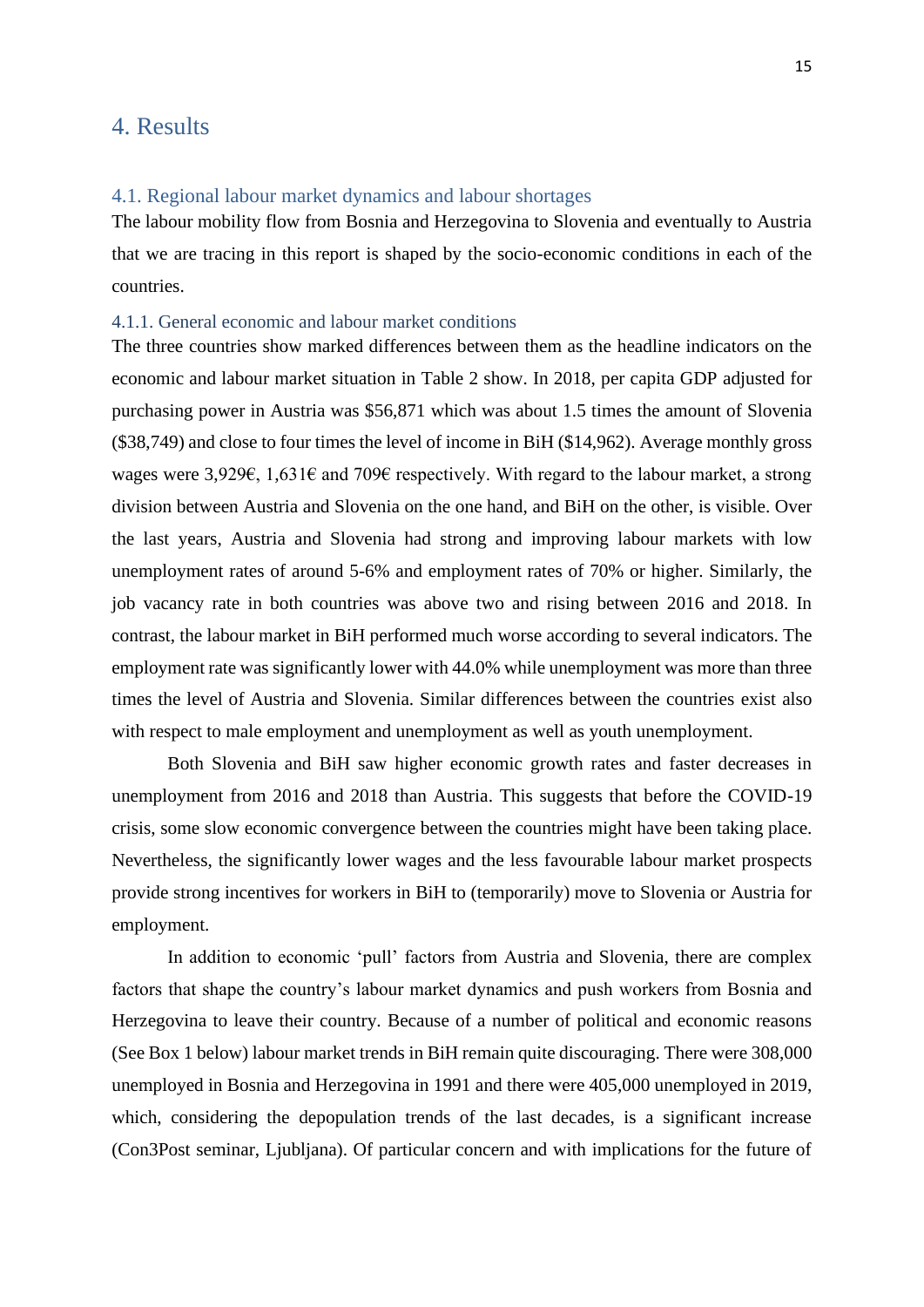# 4. Results

## 4.1. Regional labour market dynamics and labour shortages

The labour mobility flow from Bosnia and Herzegovina to Slovenia and eventually to Austria that we are tracing in this report is shaped by the socio-economic conditions in each of the countries.

### 4.1.1. General economic and labour market conditions

The three countries show marked differences between them as the headline indicators on the economic and labour market situation in Table 2 show. In 2018, per capita GDP adjusted for purchasing power in Austria was $56,871 which was about 1.5 times the amount of Slovenia ($38,749) and close to four times the level of income in BiH ($14,962). Average monthly gross wages were 3,929€, 1,631€ and 709€ respectively. With regard to the labour market, a strong division between Austria and Slovenia on the one hand, and BiH on the other, is visible. Over the last years, Austria and Slovenia had strong and improving labour markets with low unemployment rates of around 5-6% and employment rates of 70% or higher. Similarly, the job vacancy rate in both countries was above two and rising between 2016 and 2018. In contrast, the labour market in BiH performed much worse according to several indicators. The employment rate was significantly lower with 44.0% while unemployment was more than three times the level of Austria and Slovenia. Similar differences between the countries exist also with respect to male employment and unemployment as well as youth unemployment.

Both Slovenia and BiH saw higher economic growth rates and faster decreases in unemployment from 2016 and 2018 than Austria. This suggests that before the COVID-19 crisis, some slow economic convergence between the countries might have been taking place. Nevertheless, the significantly lower wages and the less favourable labour market prospects provide strong incentives for workers in BiH to (temporarily) move to Slovenia or Austria for employment.

In addition to economic 'pull' factors from Austria and Slovenia, there are complex factors that shape the country's labour market dynamics and push workers from Bosnia and Herzegovina to leave their country. Because of a number of political and economic reasons (See Box 1 below) labour market trends in BiH remain quite discouraging. There were 308,000 unemployed in Bosnia and Herzegovina in 1991 and there were 405,000 unemployed in 2019, which, considering the depopulation trends of the last decades, is a significant increase (Con3Post seminar, Ljubljana). Of particular concern and with implications for the future of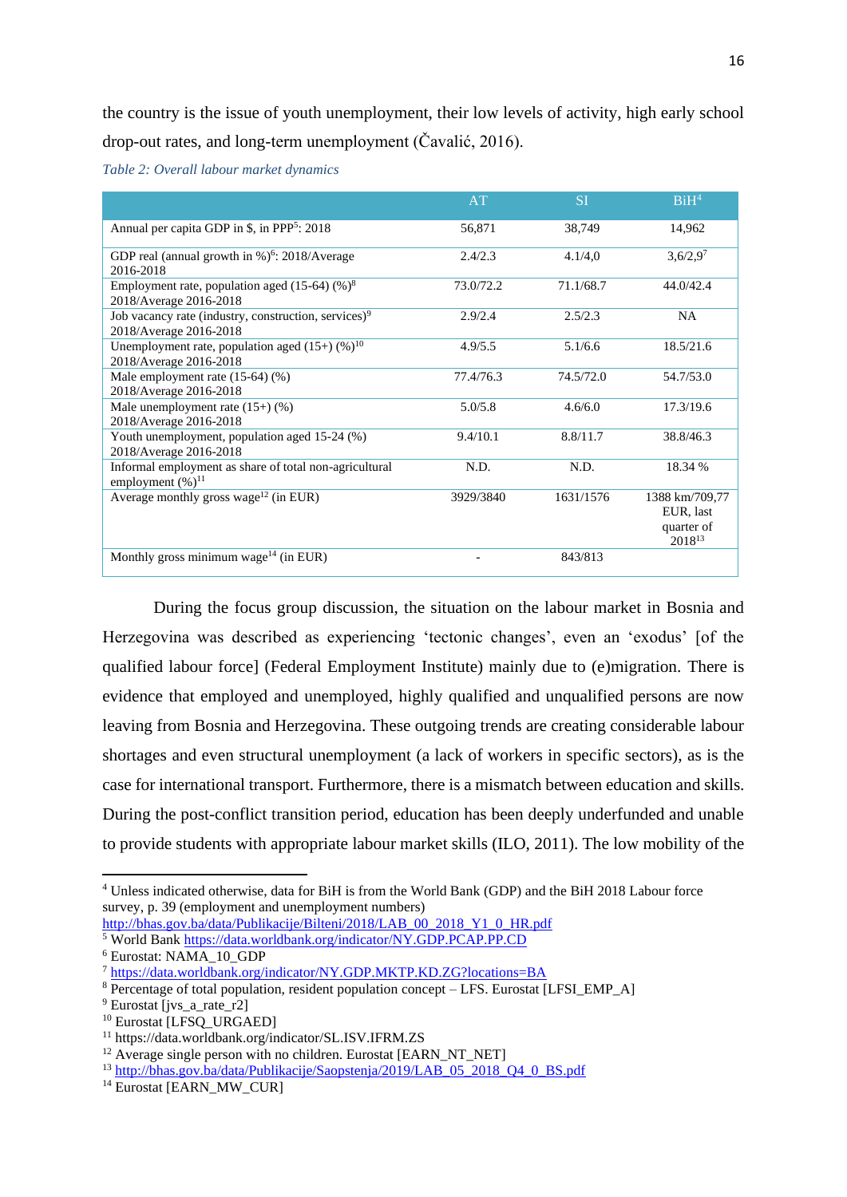the country is the issue of youth unemployment, their low levels of activity, high early school drop-out rates, and long-term unemployment (Čavalić, 2016).

*Table 2: Overall labour market dynamics*

| | AT | SI | BiH[4] |
|---|---|---|---|
| Annual per capita GDP in $, in PPP[5]: 2018 | 56,871 | 38,749 | 14,962 |
| GDP real (annual growth in %)[6]: 2018/Average 2016-2018 | 2.4/2.3 | 4.1/4,0 | 3,6/2,9[7] |
| Employment rate, population aged (15-64) (%)[8] 2018/Average 2016-2018 | 73.0/72.2 | 71.1/68.7 | 44.0/42.4 |
| Job vacancy rate (industry, construction, services)[9] 2018/Average 2016-2018 | 2.9/2.4 | 2.5/2.3 | NA |
| Unemployment rate, population aged (15+) (%)[10] 2018/Average 2016-2018 | 4.9/5.5 | 5.1/6.6 | 18.5/21.6 |
| Male employment rate (15-64) (%) 2018/Average 2016-2018 | 77.4/76.3 | 74.5/72.0 | 54.7/53.0 |
| Male unemployment rate (15+) (%) 2018/Average 2016-2018 | 5.0/5.8 | 4.6/6.0 | 17.3/19.6 |
| Youth unemployment, population aged 15-24 (%) 2018/Average 2016-2018 | 9.4/10.1 | 8.8/11.7 | 38.8/46.3 |
| Informal employment as share of total non-agricultural employment (%)[11] | N.D. | N.D. | 18.34 % |
| Average monthly gross wage[12] (in EUR) | 3929/3840 | 1631/1576 | 1388 km/709,77 EUR, last quarter of 2018[13] |
| Monthly gross minimum wage[14] (in EUR) | - | 843/813 | |

During the focus group discussion, the situation on the labour market in Bosnia and Herzegovina was described as experiencing 'tectonic changes', even an 'exodus' [of the qualified labour force] (Federal Employment Institute) mainly due to (e)migration. There is evidence that employed and unemployed, highly qualified and unqualified persons are now leaving from Bosnia and Herzegovina. These outgoing trends are creating considerable labour shortages and even structural unemployment (a lack of workers in specific sectors), as is the case for international transport. Furthermore, there is a mismatch between education and skills. During the post-conflict transition period, education has been deeply underfunded and unable to provide students with appropriate labour market skills (ILO, 2011). The low mobility of the

---

[4] Unless indicated otherwise, data for BiH is from the World Bank (GDP) and the BiH 2018 Labour force survey, p. 39 (employment and unemployment numbers) http://bhas.gov.ba/data/Publikacije/Bilteni/2018/LAB_00_2018_Y1_0_HR.pdf

[5] World Bank https://data.worldbank.org/indicator/NY.GDP.PCAP.PP.CD

[6] Eurostat: NAMA_10_GDP

[7] https://data.worldbank.org/indicator/NY.GDP.MKTP.KD.ZG?locations=BA

[8] Percentage of total population, resident population concept – LFS. Eurostat [LFSI_EMP_A]

[9] Eurostat [jvs_a_rate_r2]

[10] Eurostat [LFSQ_URGAED]

[11] https://data.worldbank.org/indicator/SL.ISV.IFRM.ZS

[12] Average single person with no children. Eurostat [EARN_NT_NET]

[13] http://bhas.gov.ba/data/Publikacije/Saopstenja/2019/LAB_05_2018_Q4_0_BS.pdf

[14] Eurostat [EARN_MW_CUR]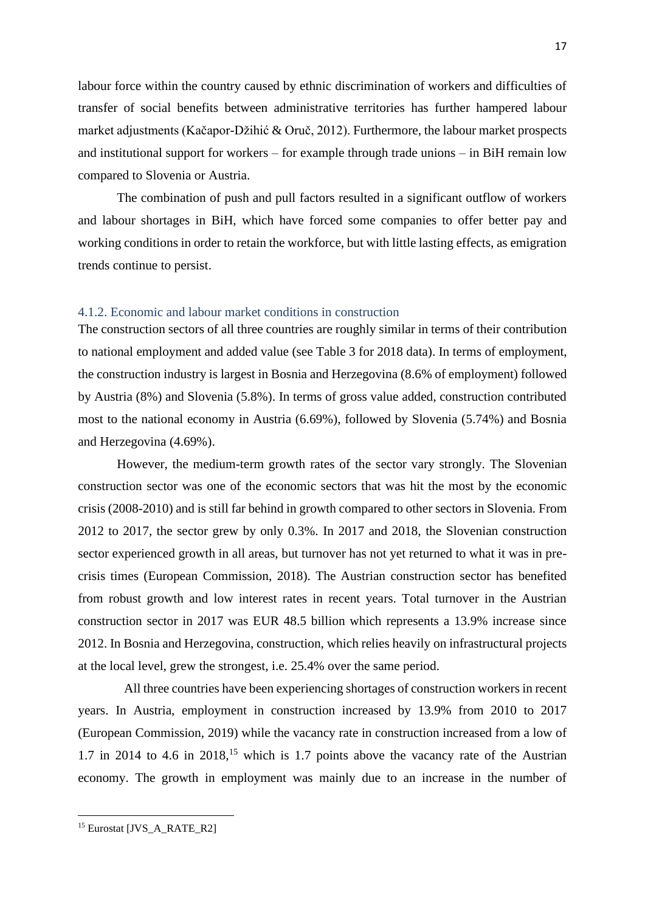labour force within the country caused by ethnic discrimination of workers and difficulties of transfer of social benefits between administrative territories has further hampered labour market adjustments (Kačapor-Džihić & Oruč, 2012). Furthermore, the labour market prospects and institutional support for workers – for example through trade unions – in BiH remain low compared to Slovenia or Austria.

The combination of push and pull factors resulted in a significant outflow of workers and labour shortages in BiH, which have forced some companies to offer better pay and working conditions in order to retain the workforce, but with little lasting effects, as emigration trends continue to persist.

### 4.1.2. Economic and labour market conditions in construction

The construction sectors of all three countries are roughly similar in terms of their contribution to national employment and added value (see Table 3 for 2018 data). In terms of employment, the construction industry is largest in Bosnia and Herzegovina (8.6% of employment) followed by Austria (8%) and Slovenia (5.8%). In terms of gross value added, construction contributed most to the national economy in Austria (6.69%), followed by Slovenia (5.74%) and Bosnia and Herzegovina (4.69%).

However, the medium-term growth rates of the sector vary strongly. The Slovenian construction sector was one of the economic sectors that was hit the most by the economic crisis (2008-2010) and is still far behind in growth compared to other sectors in Slovenia. From 2012 to 2017, the sector grew by only 0.3%. In 2017 and 2018, the Slovenian construction sector experienced growth in all areas, but turnover has not yet returned to what it was in pre-crisis times (European Commission, 2018). The Austrian construction sector has benefited from robust growth and low interest rates in recent years. Total turnover in the Austrian construction sector in 2017 was EUR 48.5 billion which represents a 13.9% increase since 2012. In Bosnia and Herzegovina, construction, which relies heavily on infrastructural projects at the local level, grew the strongest, i.e. 25.4% over the same period.

All three countries have been experiencing shortages of construction workers in recent years. In Austria, employment in construction increased by 13.9% from 2010 to 2017 (European Commission, 2019) while the vacancy rate in construction increased from a low of 1.7 in 2014 to 4.6 in 2018,[15] which is 1.7 points above the vacancy rate of the Austrian economy. The growth in employment was mainly due to an increase in the number of

[15] Eurostat [JVS_A_RATE_R2]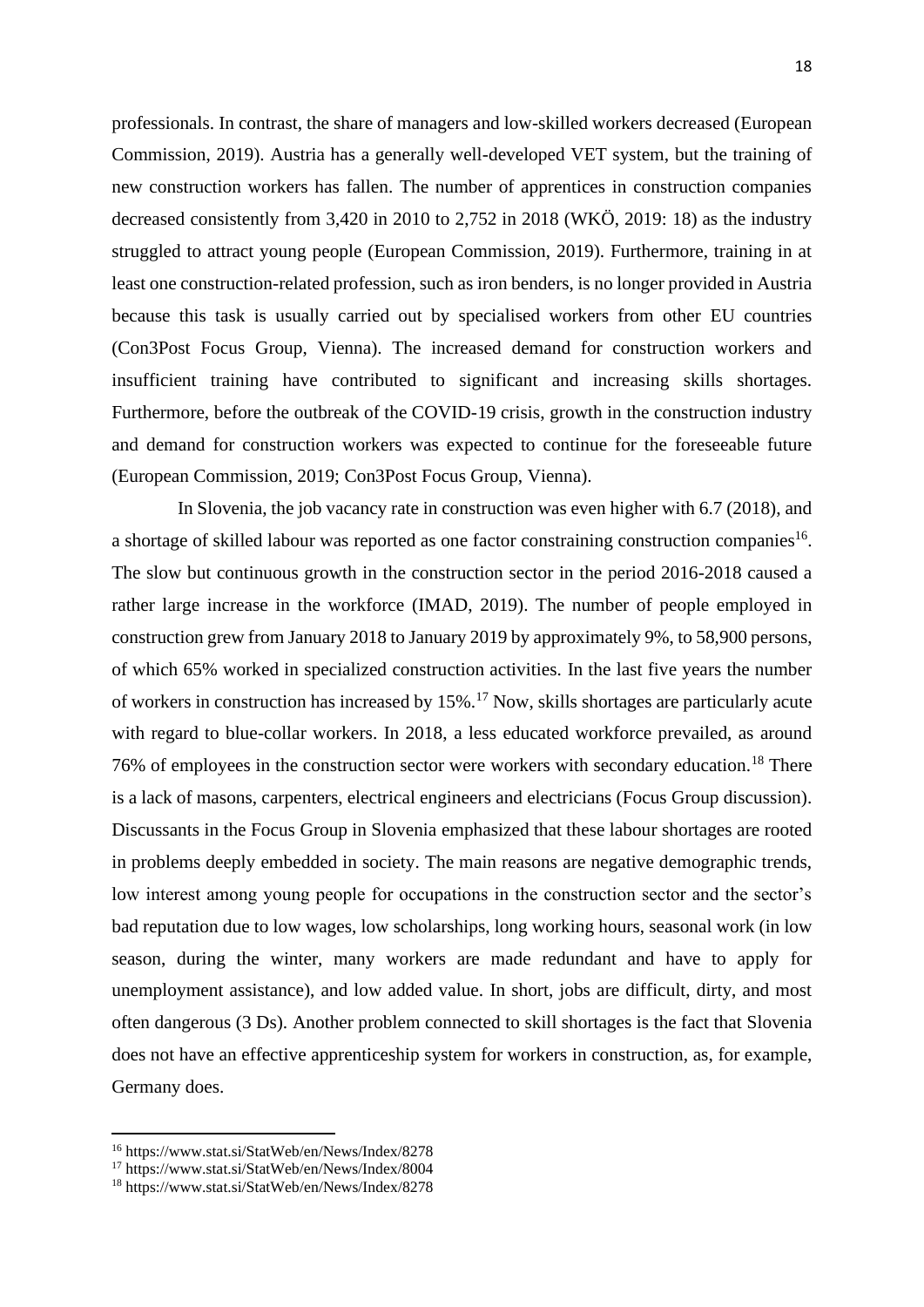professionals. In contrast, the share of managers and low-skilled workers decreased (European Commission, 2019). Austria has a generally well-developed VET system, but the training of new construction workers has fallen. The number of apprentices in construction companies decreased consistently from 3,420 in 2010 to 2,752 in 2018 (WKÖ, 2019: 18) as the industry struggled to attract young people (European Commission, 2019). Furthermore, training in at least one construction-related profession, such as iron benders, is no longer provided in Austria because this task is usually carried out by specialised workers from other EU countries (Con3Post Focus Group, Vienna). The increased demand for construction workers and insufficient training have contributed to significant and increasing skills shortages. Furthermore, before the outbreak of the COVID-19 crisis, growth in the construction industry and demand for construction workers was expected to continue for the foreseeable future (European Commission, 2019; Con3Post Focus Group, Vienna).

In Slovenia, the job vacancy rate in construction was even higher with 6.7 (2018), and a shortage of skilled labour was reported as one factor constraining construction companies[16]. The slow but continuous growth in the construction sector in the period 2016-2018 caused a rather large increase in the workforce (IMAD, 2019). The number of people employed in construction grew from January 2018 to January 2019 by approximately 9%, to 58,900 persons, of which 65% worked in specialized construction activities. In the last five years the number of workers in construction has increased by 15%.[17] Now, skills shortages are particularly acute with regard to blue-collar workers. In 2018, a less educated workforce prevailed, as around 76% of employees in the construction sector were workers with secondary education.[18] There is a lack of masons, carpenters, electrical engineers and electricians (Focus Group discussion). Discussants in the Focus Group in Slovenia emphasized that these labour shortages are rooted in problems deeply embedded in society. The main reasons are negative demographic trends, low interest among young people for occupations in the construction sector and the sector's bad reputation due to low wages, low scholarships, long working hours, seasonal work (in low season, during the winter, many workers are made redundant and have to apply for unemployment assistance), and low added value. In short, jobs are difficult, dirty, and most often dangerous (3 Ds). Another problem connected to skill shortages is the fact that Slovenia does not have an effective apprenticeship system for workers in construction, as, for example, Germany does.

---

[16] https://www.stat.si/StatWeb/en/News/Index/8278

[17] https://www.stat.si/StatWeb/en/News/Index/8004

[18] https://www.stat.si/StatWeb/en/News/Index/8278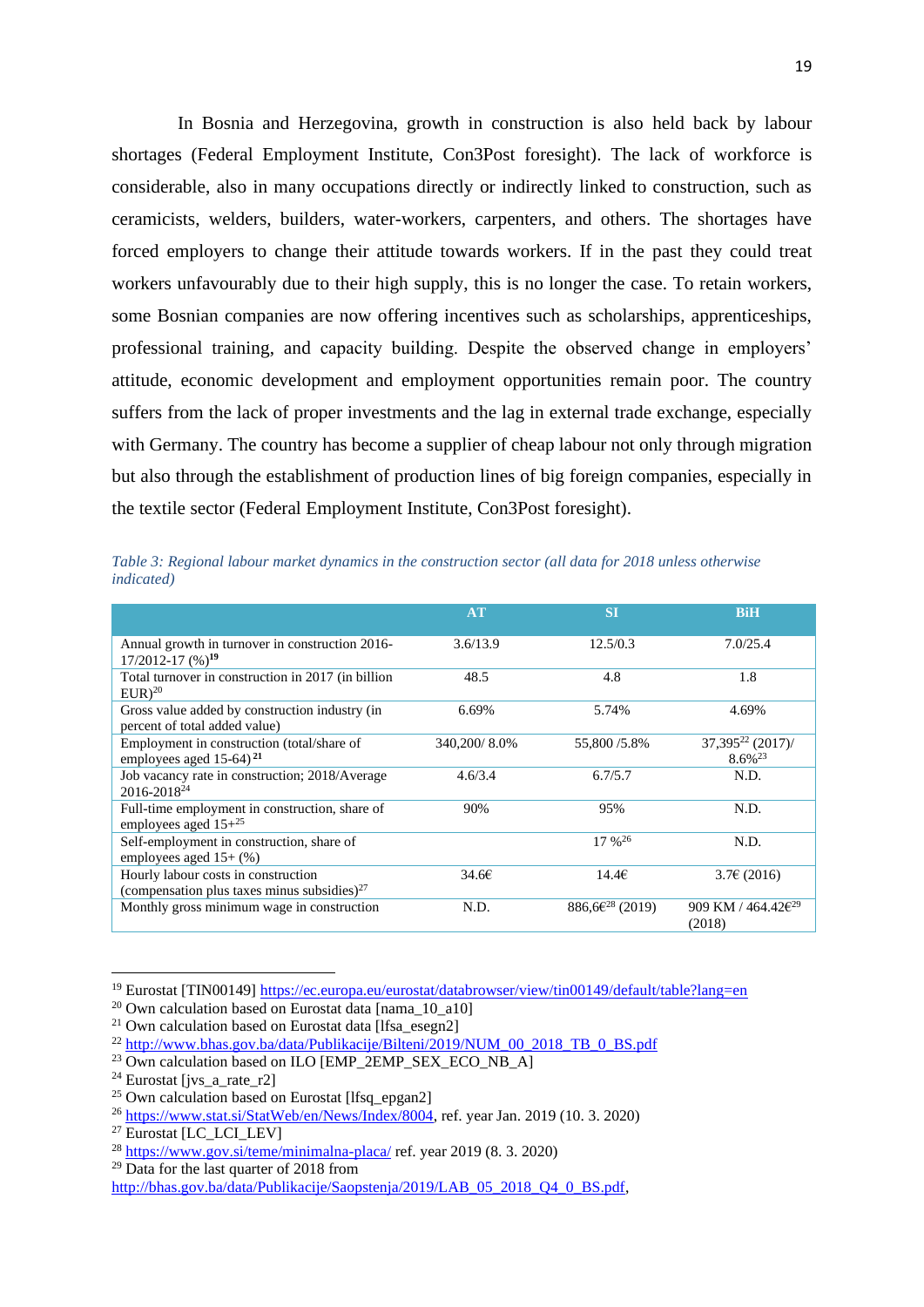In Bosnia and Herzegovina, growth in construction is also held back by labour shortages (Federal Employment Institute, Con3Post foresight). The lack of workforce is considerable, also in many occupations directly or indirectly linked to construction, such as ceramicists, welders, builders, water-workers, carpenters, and others. The shortages have forced employers to change their attitude towards workers. If in the past they could treat workers unfavourably due to their high supply, this is no longer the case. To retain workers, some Bosnian companies are now offering incentives such as scholarships, apprenticeships, professional training, and capacity building. Despite the observed change in employers' attitude, economic development and employment opportunities remain poor. The country suffers from the lack of proper investments and the lag in external trade exchange, especially with Germany. The country has become a supplier of cheap labour not only through migration but also through the establishment of production lines of big foreign companies, especially in the textile sector (Federal Employment Institute, Con3Post foresight).

*Table 3: Regional labour market dynamics in the construction sector (all data for 2018 unless otherwise indicated)*

| | AT | SI | BiH |
|---|---|---|---|
| Annual growth in turnover in construction 2016-17/2012-17 (%)[19] | 3.6/13.9 | 12.5/0.3 | 7.0/25.4 |
| Total turnover in construction in 2017 (in billion EUR)[20] | 48.5 | 4.8 | 1.8 |
| Gross value added by construction industry (in percent of total added value) | 6.69% | 5.74% | 4.69% |
| Employment in construction (total/share of employees aged 15-64)[21] | 340,200/ 8.0% | 55,800 /5.8% | 37,395[22] (2017)/ 8.6%[23] |
| Job vacancy rate in construction; 2018/Average 2016-2018[24] | 4.6/3.4 | 6.7/5.7 | N.D. |
| Full-time employment in construction, share of employees aged 15+[25] | 90% | 95% | N.D. |
| Self-employment in construction, share of employees aged 15+ (%) | | 17 %[26] | N.D. |
| Hourly labour costs in construction (compensation plus taxes minus subsidies)[27] | 34.6€ | 14.4€ | 3.7€ (2016) |
| Monthly gross minimum wage in construction | N.D. | 886,6€[28] (2019) | 909 KM / 464.42€[29] (2018) |

---

[19] Eurostat [TIN00149] https://ec.europa.eu/eurostat/databrowser/view/tin00149/default/table?lang=en

[20] Own calculation based on Eurostat data [nama_10_a10]

[21] Own calculation based on Eurostat data [lfsa_esegn2]

[22] http://www.bhas.gov.ba/data/Publikacije/Bilteni/2019/NUM_00_2018_TB_0_BS.pdf

[23] Own calculation based on ILO [EMP_2EMP_SEX_ECO_NB_A]

[24] Eurostat [jvs_a_rate_r2]

[25] Own calculation based on Eurostat [lfsq_epgan2]

[26] https://www.stat.si/StatWeb/en/News/Index/8004, ref. year Jan. 2019 (10. 3. 2020)

[27] Eurostat [LC_LCI_LEV]

[28] https://www.gov.si/teme/minimalna-placa/ ref. year 2019 (8. 3. 2020)

[29] Data for the last quarter of 2018 from http://bhas.gov.ba/data/Publikacije/Saopstenja/2019/LAB_05_2018_Q4_0_BS.pdf,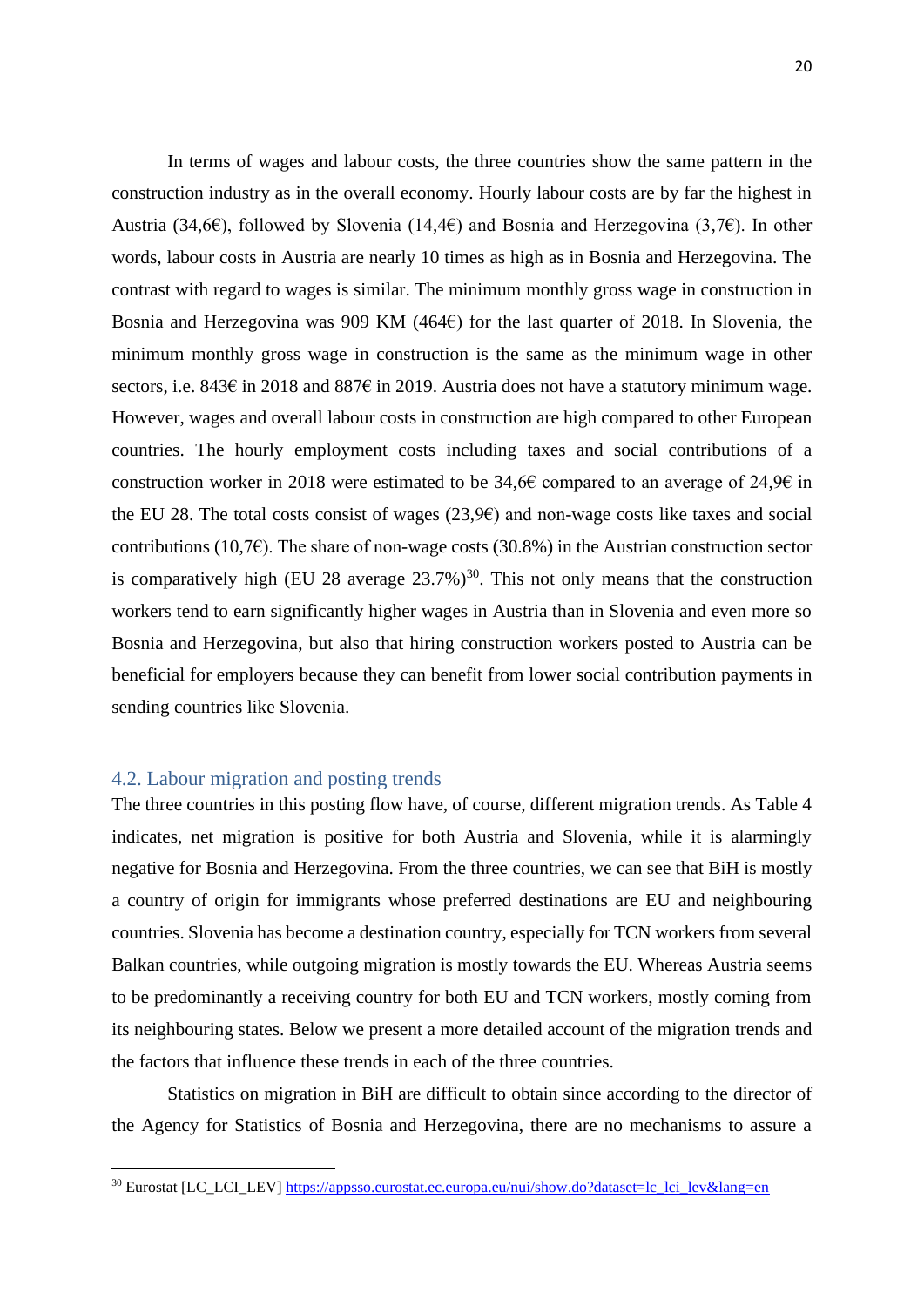In terms of wages and labour costs, the three countries show the same pattern in the construction industry as in the overall economy. Hourly labour costs are by far the highest in Austria (34,6€), followed by Slovenia (14,4€) and Bosnia and Herzegovina (3,7€). In other words, labour costs in Austria are nearly 10 times as high as in Bosnia and Herzegovina. The contrast with regard to wages is similar. The minimum monthly gross wage in construction in Bosnia and Herzegovina was 909 KM (464€) for the last quarter of 2018. In Slovenia, the minimum monthly gross wage in construction is the same as the minimum wage in other sectors, i.e. 843€ in 2018 and 887€ in 2019. Austria does not have a statutory minimum wage. However, wages and overall labour costs in construction are high compared to other European countries. The hourly employment costs including taxes and social contributions of a construction worker in 2018 were estimated to be 34,6€ compared to an average of 24,9€ in the EU 28. The total costs consist of wages (23,9€) and non-wage costs like taxes and social contributions (10,7€). The share of non-wage costs (30.8%) in the Austrian construction sector is comparatively high (EU 28 average 23.7%)[30]. This not only means that the construction workers tend to earn significantly higher wages in Austria than in Slovenia and even more so Bosnia and Herzegovina, but also that hiring construction workers posted to Austria can be beneficial for employers because they can benefit from lower social contribution payments in sending countries like Slovenia.

## 4.2. Labour migration and posting trends

The three countries in this posting flow have, of course, different migration trends. As Table 4 indicates, net migration is positive for both Austria and Slovenia, while it is alarmingly negative for Bosnia and Herzegovina. From the three countries, we can see that BiH is mostly a country of origin for immigrants whose preferred destinations are EU and neighbouring countries. Slovenia has become a destination country, especially for TCN workers from several Balkan countries, while outgoing migration is mostly towards the EU. Whereas Austria seems to be predominantly a receiving country for both EU and TCN workers, mostly coming from its neighbouring states. Below we present a more detailed account of the migration trends and the factors that influence these trends in each of the three countries.

Statistics on migration in BiH are difficult to obtain since according to the director of the Agency for Statistics of Bosnia and Herzegovina, there are no mechanisms to assure a

---

[30] Eurostat [LC_LCI_LEV] https://appsso.eurostat.ec.europa.eu/nui/show.do?dataset=lc_lci_lev&lang=en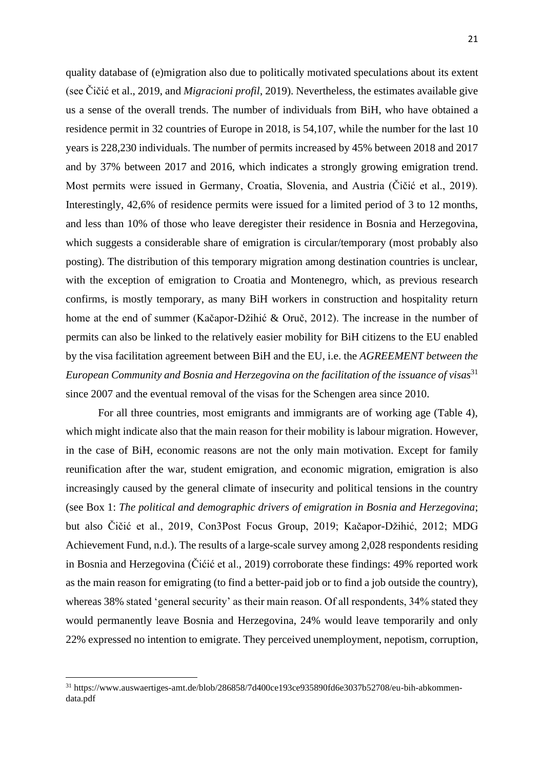quality database of (e)migration also due to politically motivated speculations about its extent (see Čičić et al., 2019, and *Migracioni profil*, 2019). Nevertheless, the estimates available give us a sense of the overall trends. The number of individuals from BiH, who have obtained a residence permit in 32 countries of Europe in 2018, is 54,107, while the number for the last 10 years is 228,230 individuals. The number of permits increased by 45% between 2018 and 2017 and by 37% between 2017 and 2016, which indicates a strongly growing emigration trend. Most permits were issued in Germany, Croatia, Slovenia, and Austria (Čičić et al., 2019). Interestingly, 42,6% of residence permits were issued for a limited period of 3 to 12 months, and less than 10% of those who leave deregister their residence in Bosnia and Herzegovina, which suggests a considerable share of emigration is circular/temporary (most probably also posting). The distribution of this temporary migration among destination countries is unclear, with the exception of emigration to Croatia and Montenegro, which, as previous research confirms, is mostly temporary, as many BiH workers in construction and hospitality return home at the end of summer (Kačapor-Džihić & Oruč, 2012). The increase in the number of permits can also be linked to the relatively easier mobility for BiH citizens to the EU enabled by the visa facilitation agreement between BiH and the EU, i.e. the *AGREEMENT between the European Community and Bosnia and Herzegovina on the facilitation of the issuance of visas*[31] since 2007 and the eventual removal of the visas for the Schengen area since 2010.

For all three countries, most emigrants and immigrants are of working age (Table 4), which might indicate also that the main reason for their mobility is labour migration. However, in the case of BiH, economic reasons are not the only main motivation. Except for family reunification after the war, student emigration, and economic migration, emigration is also increasingly caused by the general climate of insecurity and political tensions in the country (see Box 1: *The political and demographic drivers of emigration in Bosnia and Herzegovina*; but also Čičić et al., 2019, Con3Post Focus Group, 2019; Kačapor-Džihić, 2012; MDG Achievement Fund, n.d.). The results of a large-scale survey among 2,028 respondents residing in Bosnia and Herzegovina (Čićić et al., 2019) corroborate these findings: 49% reported work as the main reason for emigrating (to find a better-paid job or to find a job outside the country), whereas 38% stated 'general security' as their main reason. Of all respondents, 34% stated they would permanently leave Bosnia and Herzegovina, 24% would leave temporarily and only 22% expressed no intention to emigrate. They perceived unemployment, nepotism, corruption,

---

[31] https://www.auswaertiges-amt.de/blob/286858/7d400ce193ce935890fd6e3037b52708/eu-bih-abkommen-data.pdf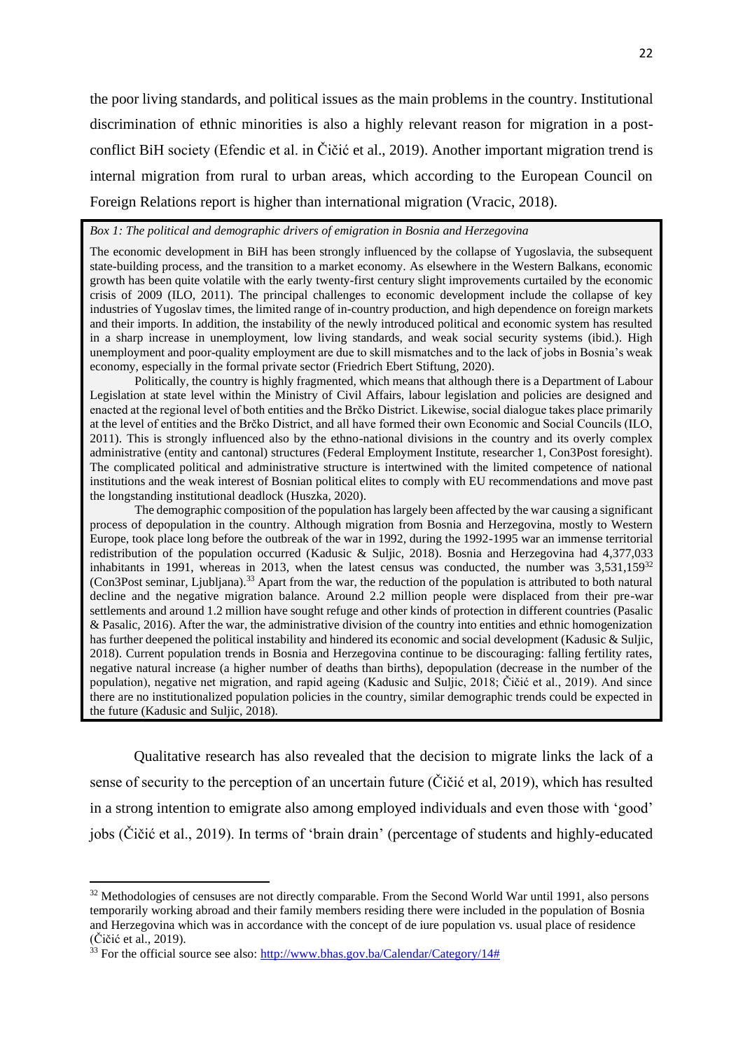the poor living standards, and political issues as the main problems in the country. Institutional discrimination of ethnic minorities is also a highly relevant reason for migration in a post-conflict BiH society (Efendic et al. in Čičić et al., 2019). Another important migration trend is internal migration from rural to urban areas, which according to the European Council on Foreign Relations report is higher than international migration (Vracic, 2018).

> *Box 1: The political and demographic drivers of emigration in Bosnia and Herzegovina*
>
> The economic development in BiH has been strongly influenced by the collapse of Yugoslavia, the subsequent state-building process, and the transition to a market economy. As elsewhere in the Western Balkans, economic growth has been quite volatile with the early twenty-first century slight improvements curtailed by the economic crisis of 2009 (ILO, 2011). The principal challenges to economic development include the collapse of key industries of Yugoslav times, the limited range of in-country production, and high dependence on foreign markets and their imports. In addition, the instability of the newly introduced political and economic system has resulted in a sharp increase in unemployment, low living standards, and weak social security systems (ibid.). High unemployment and poor-quality employment are due to skill mismatches and to the lack of jobs in Bosnia's weak economy, especially in the formal private sector (Friedrich Ebert Stiftung, 2020).
>
> Politically, the country is highly fragmented, which means that although there is a Department of Labour Legislation at state level within the Ministry of Civil Affairs, labour legislation and policies are designed and enacted at the regional level of both entities and the Brčko District. Likewise, social dialogue takes place primarily at the level of entities and the Brčko District, and all have formed their own Economic and Social Councils (ILO, 2011). This is strongly influenced also by the ethno-national divisions in the country and its overly complex administrative (entity and cantonal) structures (Federal Employment Institute, researcher 1, Con3Post foresight). The complicated political and administrative structure is intertwined with the limited competence of national institutions and the weak interest of Bosnian political elites to comply with EU recommendations and move past the longstanding institutional deadlock (Huszka, 2020).
>
> The demographic composition of the population has largely been affected by the war causing a significant process of depopulation in the country. Although migration from Bosnia and Herzegovina, mostly to Western Europe, took place long before the outbreak of the war in 1992, during the 1992-1995 war an immense territorial redistribution of the population occurred (Kadusic & Suljic, 2018). Bosnia and Herzegovina had 4,377,033 inhabitants in 1991, whereas in 2013, when the latest census was conducted, the number was 3,531,159[32] (Con3Post seminar, Ljubljana).[33] Apart from the war, the reduction of the population is attributed to both natural decline and the negative migration balance. Around 2.2 million people were displaced from their pre-war settlements and around 1.2 million have sought refuge and other kinds of protection in different countries (Pasalic & Pasalic, 2016). After the war, the administrative division of the country into entities and ethnic homogenization has further deepened the political instability and hindered its economic and social development (Kadusic & Suljic, 2018). Current population trends in Bosnia and Herzegovina continue to be discouraging: falling fertility rates, negative natural increase (a higher number of deaths than births), depopulation (decrease in the number of the population), negative net migration, and rapid ageing (Kadusic and Suljic, 2018; Čičić et al., 2019). And since there are no institutionalized population policies in the country, similar demographic trends could be expected in the future (Kadusic and Suljic, 2018).

Qualitative research has also revealed that the decision to migrate links the lack of a sense of security to the perception of an uncertain future (Čičić et al, 2019), which has resulted in a strong intention to emigrate also among employed individuals and even those with 'good' jobs (Čičić et al., 2019). In terms of 'brain drain' (percentage of students and highly-educated

---

[32] Methodologies of censuses are not directly comparable. From the Second World War until 1991, also persons temporarily working abroad and their family members residing there were included in the population of Bosnia and Herzegovina which was in accordance with the concept of de iure population vs. usual place of residence (Čičić et al., 2019).

[33] For the official source see also: http://www.bhas.gov.ba/Calendar/Category/14#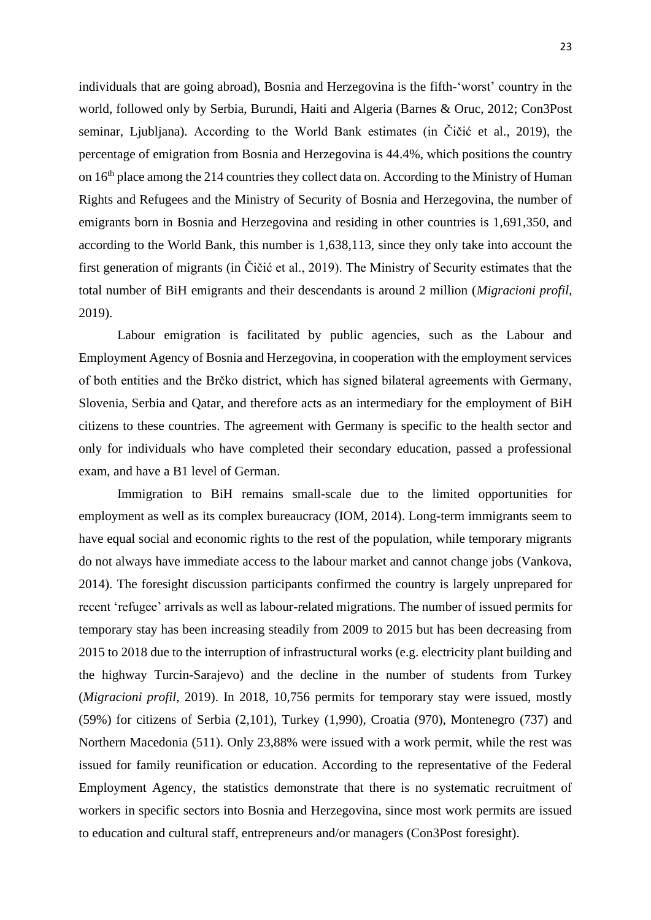individuals that are going abroad), Bosnia and Herzegovina is the fifth-'worst' country in the world, followed only by Serbia, Burundi, Haiti and Algeria (Barnes & Oruc, 2012; Con3Post seminar, Ljubljana). According to the World Bank estimates (in Čičić et al., 2019), the percentage of emigration from Bosnia and Herzegovina is 44.4%, which positions the country on 16th place among the 214 countries they collect data on. According to the Ministry of Human Rights and Refugees and the Ministry of Security of Bosnia and Herzegovina, the number of emigrants born in Bosnia and Herzegovina and residing in other countries is 1,691,350, and according to the World Bank, this number is 1,638,113, since they only take into account the first generation of migrants (in Čičić et al., 2019). The Ministry of Security estimates that the total number of BiH emigrants and their descendants is around 2 million (*Migracioni profil*, 2019).

Labour emigration is facilitated by public agencies, such as the Labour and Employment Agency of Bosnia and Herzegovina, in cooperation with the employment services of both entities and the Brčko district, which has signed bilateral agreements with Germany, Slovenia, Serbia and Qatar, and therefore acts as an intermediary for the employment of BiH citizens to these countries. The agreement with Germany is specific to the health sector and only for individuals who have completed their secondary education, passed a professional exam, and have a B1 level of German.

Immigration to BiH remains small-scale due to the limited opportunities for employment as well as its complex bureaucracy (IOM, 2014). Long-term immigrants seem to have equal social and economic rights to the rest of the population, while temporary migrants do not always have immediate access to the labour market and cannot change jobs (Vankova, 2014). The foresight discussion participants confirmed the country is largely unprepared for recent 'refugee' arrivals as well as labour-related migrations. The number of issued permits for temporary stay has been increasing steadily from 2009 to 2015 but has been decreasing from 2015 to 2018 due to the interruption of infrastructural works (e.g. electricity plant building and the highway Turcin-Sarajevo) and the decline in the number of students from Turkey (*Migracioni profil*, 2019). In 2018, 10,756 permits for temporary stay were issued, mostly (59%) for citizens of Serbia (2,101), Turkey (1,990), Croatia (970), Montenegro (737) and Northern Macedonia (511). Only 23,88% were issued with a work permit, while the rest was issued for family reunification or education. According to the representative of the Federal Employment Agency, the statistics demonstrate that there is no systematic recruitment of workers in specific sectors into Bosnia and Herzegovina, since most work permits are issued to education and cultural staff, entrepreneurs and/or managers (Con3Post foresight).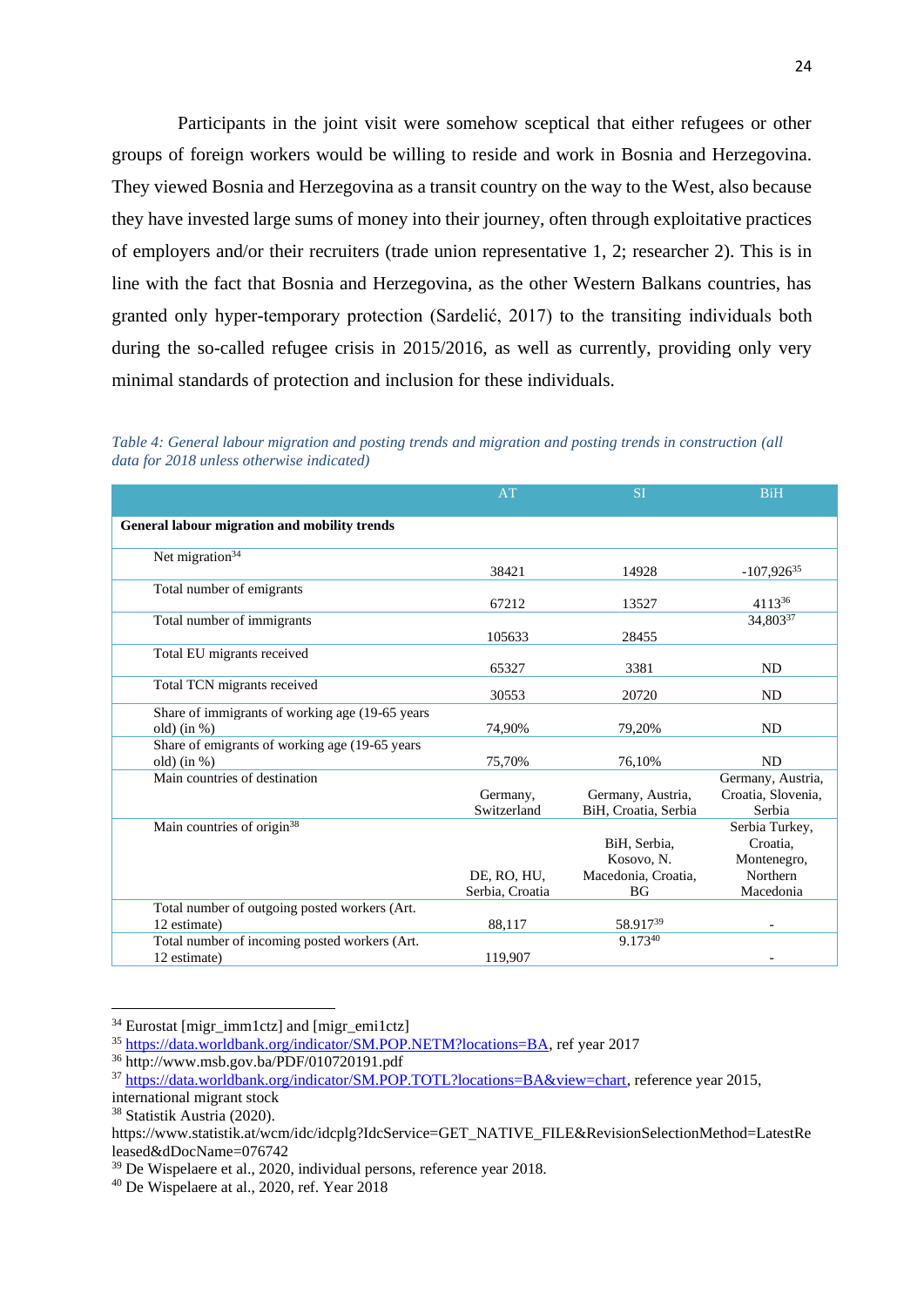Participants in the joint visit were somehow sceptical that either refugees or other groups of foreign workers would be willing to reside and work in Bosnia and Herzegovina. They viewed Bosnia and Herzegovina as a transit country on the way to the West, also because they have invested large sums of money into their journey, often through exploitative practices of employers and/or their recruiters (trade union representative 1, 2; researcher 2). This is in line with the fact that Bosnia and Herzegovina, as the other Western Balkans countries, has granted only hyper-temporary protection (Sardelić, 2017) to the transiting individuals both during the so-called refugee crisis in 2015/2016, as well as currently, providing only very minimal standards of protection and inclusion for these individuals.

*Table 4: General labour migration and posting trends and migration and posting trends in construction (all data for 2018 unless otherwise indicated)*

| | AT | SI | BiH |
|---|---|---|---|
| **General labour migration and mobility trends** | | | |
| Net migration[34] | 38421 | 14928 | -107,926[35] |
| Total number of emigrants | 67212 | 13527 | 4113[36] |
| Total number of immigrants | 105633 | 28455 | 34,803[37] |
| Total EU migrants received | 65327 | 3381 | ND |
| Total TCN migrants received | 30553 | 20720 | ND |
| Share of immigrants of working age (19-65 years old) (in %) | 74,90% | 79,20% | ND |
| Share of emigrants of working age (19-65 years old) (in %) | 75,70% | 76,10% | ND |
| Main countries of destination | Germany, Switzerland | Germany, Austria, BiH, Croatia, Serbia | Germany, Austria, Croatia, Slovenia, Serbia |
| Main countries of origin[38] | DE, RO, HU, Serbia, Croatia | BiH, Serbia, Kosovo, N. Macedonia, Croatia, BG | Serbia Turkey, Croatia, Montenegro, Northern Macedonia |
| Total number of outgoing posted workers (Art. 12 estimate) | 88,117 | 58.917[39] | - |
| Total number of incoming posted workers (Art. 12 estimate) | 119,907 | 9.173[40] | - |

[34] Eurostat [migr_imm1ctz] and [migr_emi1ctz]

[35] https://data.worldbank.org/indicator/SM.POP.NETM?locations=BA, ref year 2017

[36] http://www.msb.gov.ba/PDF/010720191.pdf

[37] https://data.worldbank.org/indicator/SM.POP.TOTL?locations=BA&view=chart, reference year 2015, international migrant stock

[38] Statistik Austria (2020). https://www.statistik.at/wcm/idc/idcplg?IdcService=GET_NATIVE_FILE&RevisionSelectionMethod=LatestReleased&dDocName=076742

[39] De Wispelaere et al., 2020, individual persons, reference year 2018.

[40] De Wispelaere at al., 2020, ref. Year 2018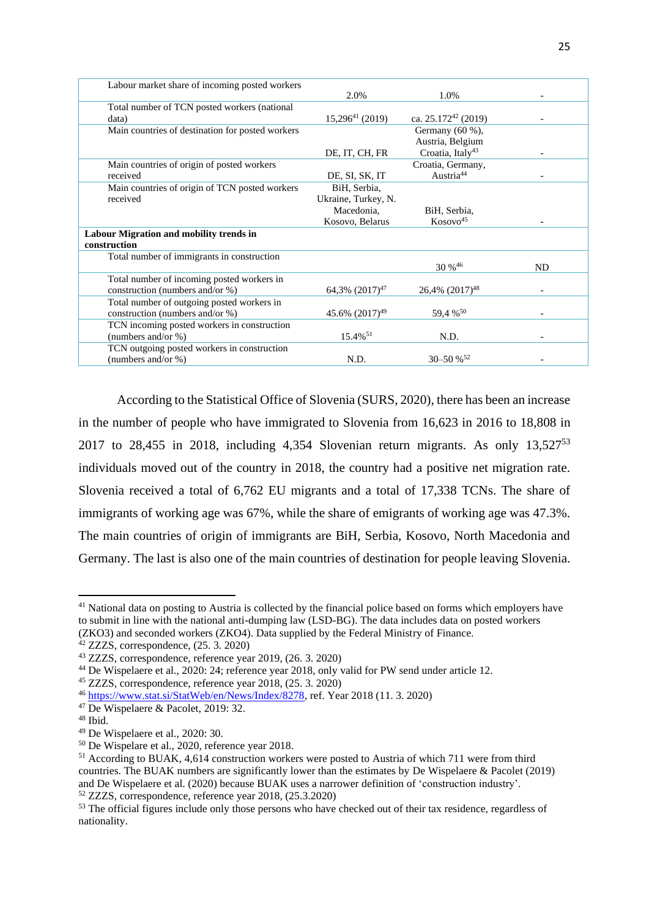| | | | |
|---|---|---|---|
| Labour market share of incoming posted workers | 2.0% | 1.0% | - |
| Total number of TCN posted workers (national data) | 15,296[41] (2019) | ca. 25.172[42] (2019) | - |
| Main countries of destination for posted workers | DE, IT, CH, FR | Germany (60 %), Austria, Belgium Croatia, Italy[43] | - |
| Main countries of origin of posted workers received | DE, SI, SK, IT | Croatia, Germany, Austria[44] | - |
| Main countries of origin of TCN posted workers received | BiH, Serbia, Ukraine, Turkey, N. Macedonia, Kosovo, Belarus | BiH, Serbia, Kosovo[45] | - |
| **Labour Migration and mobility trends in construction** | | | |
| Total number of immigrants in construction | | 30 %[46] | ND |
| Total number of incoming posted workers in construction (numbers and/or %) | 64,3% (2017)[47] | 26,4% (2017)[48] | - |
| Total number of outgoing posted workers in construction (numbers and/or %) | 45.6% (2017)[49] | 59,4 %[50] | - |
| TCN incoming posted workers in construction (numbers and/or %) | 15.4%[51] | N.D. | - |
| TCN outgoing posted workers in construction (numbers and/or %) | N.D. | 30–50 %[52] | - |

According to the Statistical Office of Slovenia (SURS, 2020), there has been an increase in the number of people who have immigrated to Slovenia from 16,623 in 2016 to 18,808 in 2017 to 28,455 in 2018, including 4,354 Slovenian return migrants. As only 13,527[53] individuals moved out of the country in 2018, the country had a positive net migration rate. Slovenia received a total of 6,762 EU migrants and a total of 17,338 TCNs. The share of immigrants of working age was 67%, while the share of emigrants of working age was 47.3%. The main countries of origin of immigrants are BiH, Serbia, Kosovo, North Macedonia and Germany. The last is also one of the main countries of destination for people leaving Slovenia.

[41] National data on posting to Austria is collected by the financial police based on forms which employers have to submit in line with the national anti-dumping law (LSD-BG). The data includes data on posted workers (ZKO3) and seconded workers (ZKO4). Data supplied by the Federal Ministry of Finance.

[42] ZZZS, correspondence, (25. 3. 2020)

[43] ZZZS, correspondence, reference year 2019, (26. 3. 2020)

[44] De Wispelaere et al., 2020: 24; reference year 2018, only valid for PW send under article 12.

[45] ZZZS, correspondence, reference year 2018, (25. 3. 2020)

[46] https://www.stat.si/StatWeb/en/News/Index/8278, ref. Year 2018 (11. 3. 2020)

[47] De Wispelaere & Pacolet, 2019: 32.

[48] Ibid.

[49] De Wispelaere et al., 2020: 30.

[50] De Wispelare et al., 2020, reference year 2018.

[51] According to BUAK, 4,614 construction workers were posted to Austria of which 711 were from third countries. The BUAK numbers are significantly lower than the estimates by De Wispelaere & Pacolet (2019) and De Wispelaere et al. (2020) because BUAK uses a narrower definition of 'construction industry'.

[52] ZZZS, correspondence, reference year 2018, (25.3.2020)

[53] The official figures include only those persons who have checked out of their tax residence, regardless of nationality.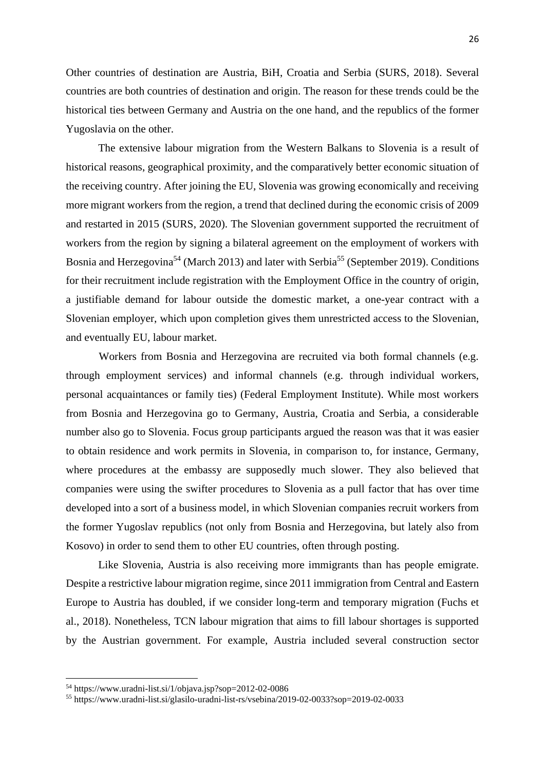Other countries of destination are Austria, BiH, Croatia and Serbia (SURS, 2018). Several countries are both countries of destination and origin. The reason for these trends could be the historical ties between Germany and Austria on the one hand, and the republics of the former Yugoslavia on the other.

The extensive labour migration from the Western Balkans to Slovenia is a result of historical reasons, geographical proximity, and the comparatively better economic situation of the receiving country. After joining the EU, Slovenia was growing economically and receiving more migrant workers from the region, a trend that declined during the economic crisis of 2009 and restarted in 2015 (SURS, 2020). The Slovenian government supported the recruitment of workers from the region by signing a bilateral agreement on the employment of workers with Bosnia and Herzegovina[54] (March 2013) and later with Serbia[55] (September 2019). Conditions for their recruitment include registration with the Employment Office in the country of origin, a justifiable demand for labour outside the domestic market, a one-year contract with a Slovenian employer, which upon completion gives them unrestricted access to the Slovenian, and eventually EU, labour market.

Workers from Bosnia and Herzegovina are recruited via both formal channels (e.g. through employment services) and informal channels (e.g. through individual workers, personal acquaintances or family ties) (Federal Employment Institute). While most workers from Bosnia and Herzegovina go to Germany, Austria, Croatia and Serbia, a considerable number also go to Slovenia. Focus group participants argued the reason was that it was easier to obtain residence and work permits in Slovenia, in comparison to, for instance, Germany, where procedures at the embassy are supposedly much slower. They also believed that companies were using the swifter procedures to Slovenia as a pull factor that has over time developed into a sort of a business model, in which Slovenian companies recruit workers from the former Yugoslav republics (not only from Bosnia and Herzegovina, but lately also from Kosovo) in order to send them to other EU countries, often through posting.

Like Slovenia, Austria is also receiving more immigrants than has people emigrate. Despite a restrictive labour migration regime, since 2011 immigration from Central and Eastern Europe to Austria has doubled, if we consider long-term and temporary migration (Fuchs et al., 2018). Nonetheless, TCN labour migration that aims to fill labour shortages is supported by the Austrian government. For example, Austria included several construction sector

[54] https://www.uradni-list.si/1/objava.jsp?sop=2012-02-0086

[55] https://www.uradni-list.si/glasilo-uradni-list-rs/vsebina/2019-02-0033?sop=2019-02-0033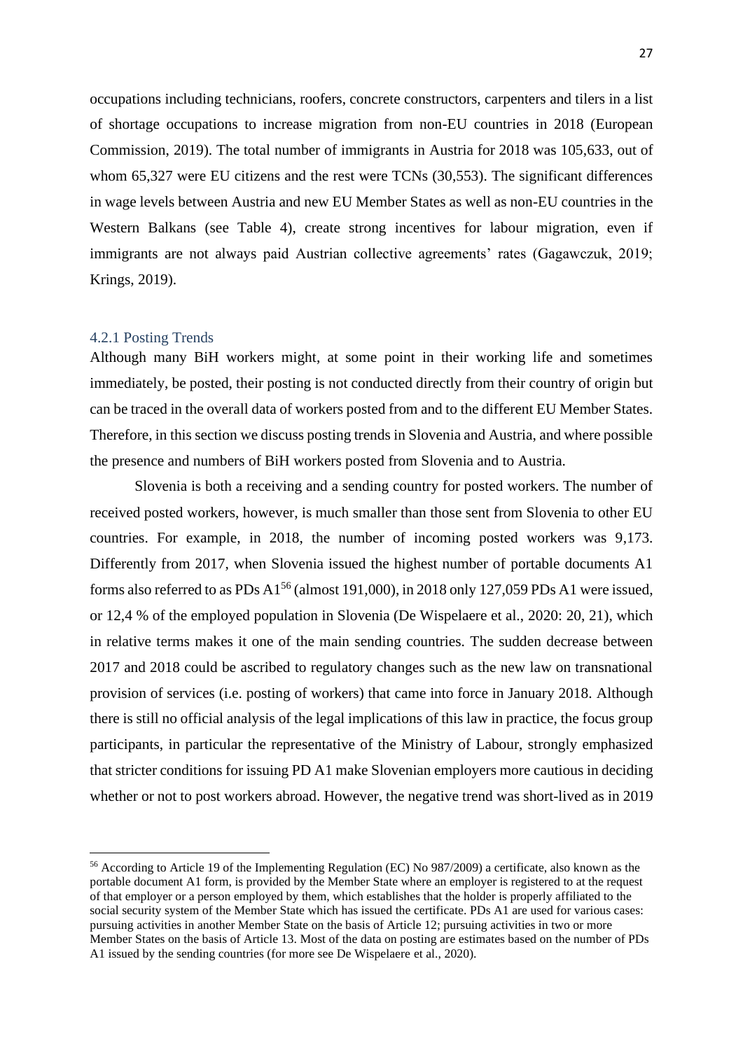occupations including technicians, roofers, concrete constructors, carpenters and tilers in a list of shortage occupations to increase migration from non-EU countries in 2018 (European Commission, 2019). The total number of immigrants in Austria for 2018 was 105,633, out of whom 65,327 were EU citizens and the rest were TCNs (30,553). The significant differences in wage levels between Austria and new EU Member States as well as non-EU countries in the Western Balkans (see Table 4), create strong incentives for labour migration, even if immigrants are not always paid Austrian collective agreements' rates (Gagawczuk, 2019; Krings, 2019).

### 4.2.1 Posting Trends

Although many BiH workers might, at some point in their working life and sometimes immediately, be posted, their posting is not conducted directly from their country of origin but can be traced in the overall data of workers posted from and to the different EU Member States. Therefore, in this section we discuss posting trends in Slovenia and Austria, and where possible the presence and numbers of BiH workers posted from Slovenia and to Austria.

Slovenia is both a receiving and a sending country for posted workers. The number of received posted workers, however, is much smaller than those sent from Slovenia to other EU countries. For example, in 2018, the number of incoming posted workers was 9,173. Differently from 2017, when Slovenia issued the highest number of portable documents A1 forms also referred to as PDs A1[56] (almost 191,000), in 2018 only 127,059 PDs A1 were issued, or 12,4 % of the employed population in Slovenia (De Wispelaere et al., 2020: 20, 21), which in relative terms makes it one of the main sending countries. The sudden decrease between 2017 and 2018 could be ascribed to regulatory changes such as the new law on transnational provision of services (i.e. posting of workers) that came into force in January 2018. Although there is still no official analysis of the legal implications of this law in practice, the focus group participants, in particular the representative of the Ministry of Labour, strongly emphasized that stricter conditions for issuing PD A1 make Slovenian employers more cautious in deciding whether or not to post workers abroad. However, the negative trend was short-lived as in 2019

[56] According to Article 19 of the Implementing Regulation (EC) No 987/2009) a certificate, also known as the portable document A1 form, is provided by the Member State where an employer is registered to at the request of that employer or a person employed by them, which establishes that the holder is properly affiliated to the social security system of the Member State which has issued the certificate. PDs A1 are used for various cases: pursuing activities in another Member State on the basis of Article 12; pursuing activities in two or more Member States on the basis of Article 13. Most of the data on posting are estimates based on the number of PDs A1 issued by the sending countries (for more see De Wispelaere et al., 2020).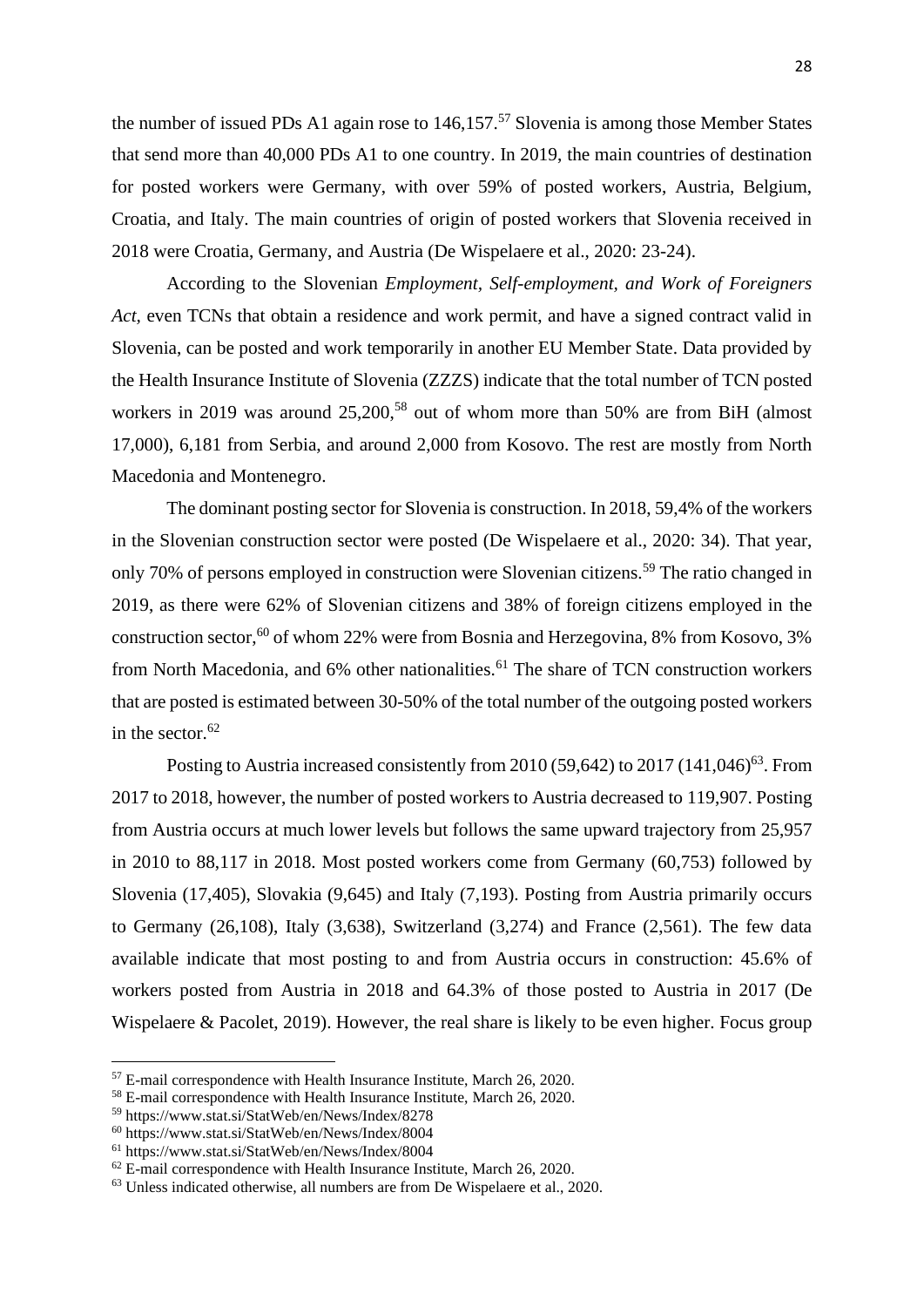the number of issued PDs A1 again rose to 146,157.[57] Slovenia is among those Member States that send more than 40,000 PDs A1 to one country. In 2019, the main countries of destination for posted workers were Germany, with over 59% of posted workers, Austria, Belgium, Croatia, and Italy. The main countries of origin of posted workers that Slovenia received in 2018 were Croatia, Germany, and Austria (De Wispelaere et al., 2020: 23-24).

According to the Slovenian *Employment, Self-employment, and Work of Foreigners Act,* even TCNs that obtain a residence and work permit, and have a signed contract valid in Slovenia, can be posted and work temporarily in another EU Member State. Data provided by the Health Insurance Institute of Slovenia (ZZZS) indicate that the total number of TCN posted workers in 2019 was around 25,200,[58] out of whom more than 50% are from BiH (almost 17,000), 6,181 from Serbia, and around 2,000 from Kosovo. The rest are mostly from North Macedonia and Montenegro.

The dominant posting sector for Slovenia is construction. In 2018, 59,4% of the workers in the Slovenian construction sector were posted (De Wispelaere et al., 2020: 34). That year, only 70% of persons employed in construction were Slovenian citizens.[59] The ratio changed in 2019, as there were 62% of Slovenian citizens and 38% of foreign citizens employed in the construction sector,[60] of whom 22% were from Bosnia and Herzegovina, 8% from Kosovo, 3% from North Macedonia, and 6% other nationalities.[61] The share of TCN construction workers that are posted is estimated between 30-50% of the total number of the outgoing posted workers in the sector.[62]

Posting to Austria increased consistently from 2010 (59,642) to 2017 (141,046)[63]. From 2017 to 2018, however, the number of posted workers to Austria decreased to 119,907. Posting from Austria occurs at much lower levels but follows the same upward trajectory from 25,957 in 2010 to 88,117 in 2018. Most posted workers come from Germany (60,753) followed by Slovenia (17,405), Slovakia (9,645) and Italy (7,193). Posting from Austria primarily occurs to Germany (26,108), Italy (3,638), Switzerland (3,274) and France (2,561). The few data available indicate that most posting to and from Austria occurs in construction: 45.6% of workers posted from Austria in 2018 and 64.3% of those posted to Austria in 2017 (De Wispelaere & Pacolet, 2019). However, the real share is likely to be even higher. Focus group

---

[57] E-mail correspondence with Health Insurance Institute, March 26, 2020.

[58] E-mail correspondence with Health Insurance Institute, March 26, 2020.

[59] https://www.stat.si/StatWeb/en/News/Index/8278

[60] https://www.stat.si/StatWeb/en/News/Index/8004

[61] https://www.stat.si/StatWeb/en/News/Index/8004

[62] E-mail correspondence with Health Insurance Institute, March 26, 2020.

[63] Unless indicated otherwise, all numbers are from De Wispelaere et al., 2020.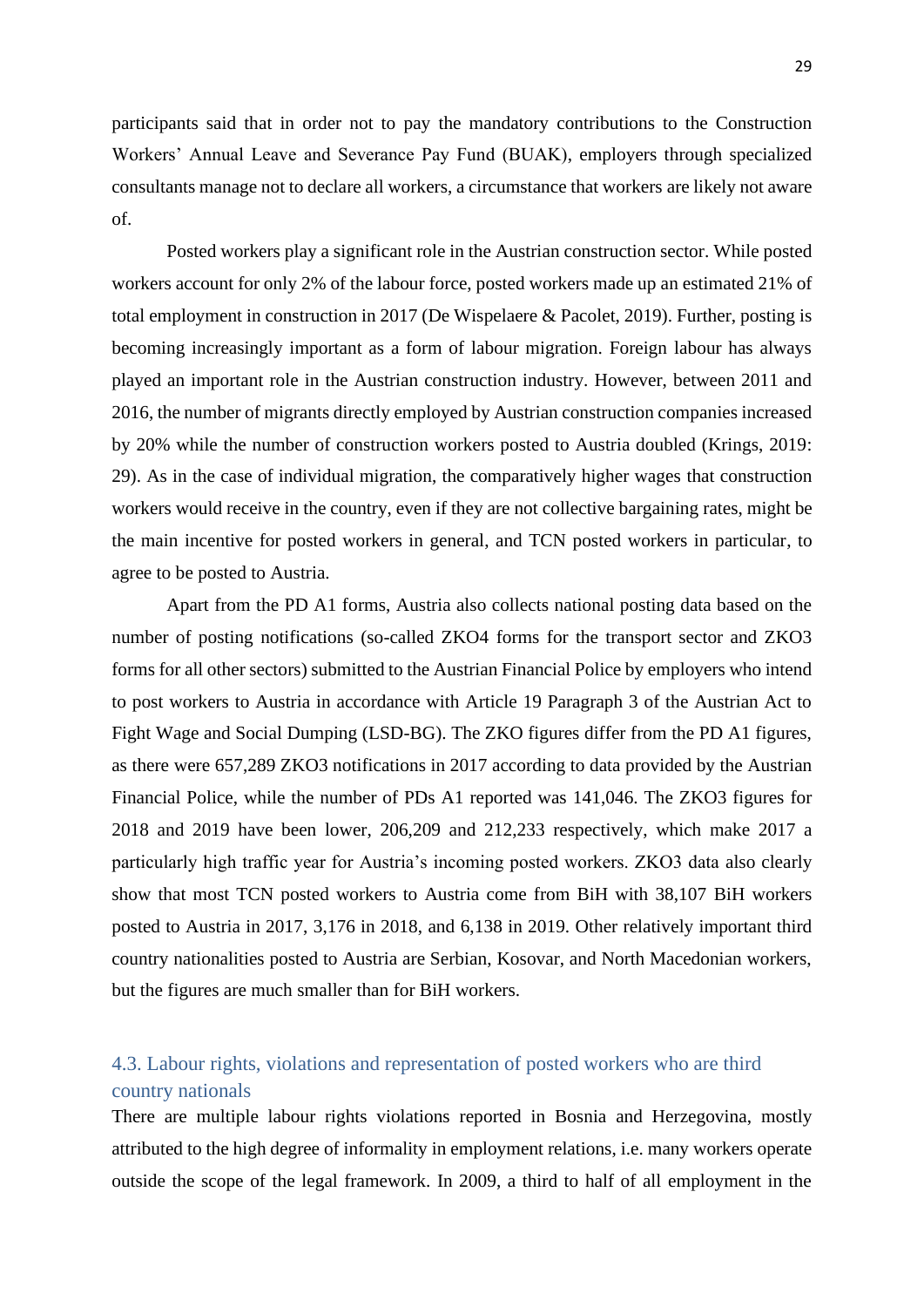participants said that in order not to pay the mandatory contributions to the Construction Workers' Annual Leave and Severance Pay Fund (BUAK), employers through specialized consultants manage not to declare all workers, a circumstance that workers are likely not aware of.

Posted workers play a significant role in the Austrian construction sector. While posted workers account for only 2% of the labour force, posted workers made up an estimated 21% of total employment in construction in 2017 (De Wispelaere & Pacolet, 2019). Further, posting is becoming increasingly important as a form of labour migration. Foreign labour has always played an important role in the Austrian construction industry. However, between 2011 and 2016, the number of migrants directly employed by Austrian construction companies increased by 20% while the number of construction workers posted to Austria doubled (Krings, 2019: 29). As in the case of individual migration, the comparatively higher wages that construction workers would receive in the country, even if they are not collective bargaining rates, might be the main incentive for posted workers in general, and TCN posted workers in particular, to agree to be posted to Austria.

Apart from the PD A1 forms, Austria also collects national posting data based on the number of posting notifications (so-called ZKO4 forms for the transport sector and ZKO3 forms for all other sectors) submitted to the Austrian Financial Police by employers who intend to post workers to Austria in accordance with Article 19 Paragraph 3 of the Austrian Act to Fight Wage and Social Dumping (LSD-BG). The ZKO figures differ from the PD A1 figures, as there were 657,289 ZKO3 notifications in 2017 according to data provided by the Austrian Financial Police, while the number of PDs A1 reported was 141,046. The ZKO3 figures for 2018 and 2019 have been lower, 206,209 and 212,233 respectively, which make 2017 a particularly high traffic year for Austria's incoming posted workers. ZKO3 data also clearly show that most TCN posted workers to Austria come from BiH with 38,107 BiH workers posted to Austria in 2017, 3,176 in 2018, and 6,138 in 2019. Other relatively important third country nationalities posted to Austria are Serbian, Kosovar, and North Macedonian workers, but the figures are much smaller than for BiH workers.

## 4.3. Labour rights, violations and representation of posted workers who are third country nationals

There are multiple labour rights violations reported in Bosnia and Herzegovina, mostly attributed to the high degree of informality in employment relations, i.e. many workers operate outside the scope of the legal framework. In 2009, a third to half of all employment in the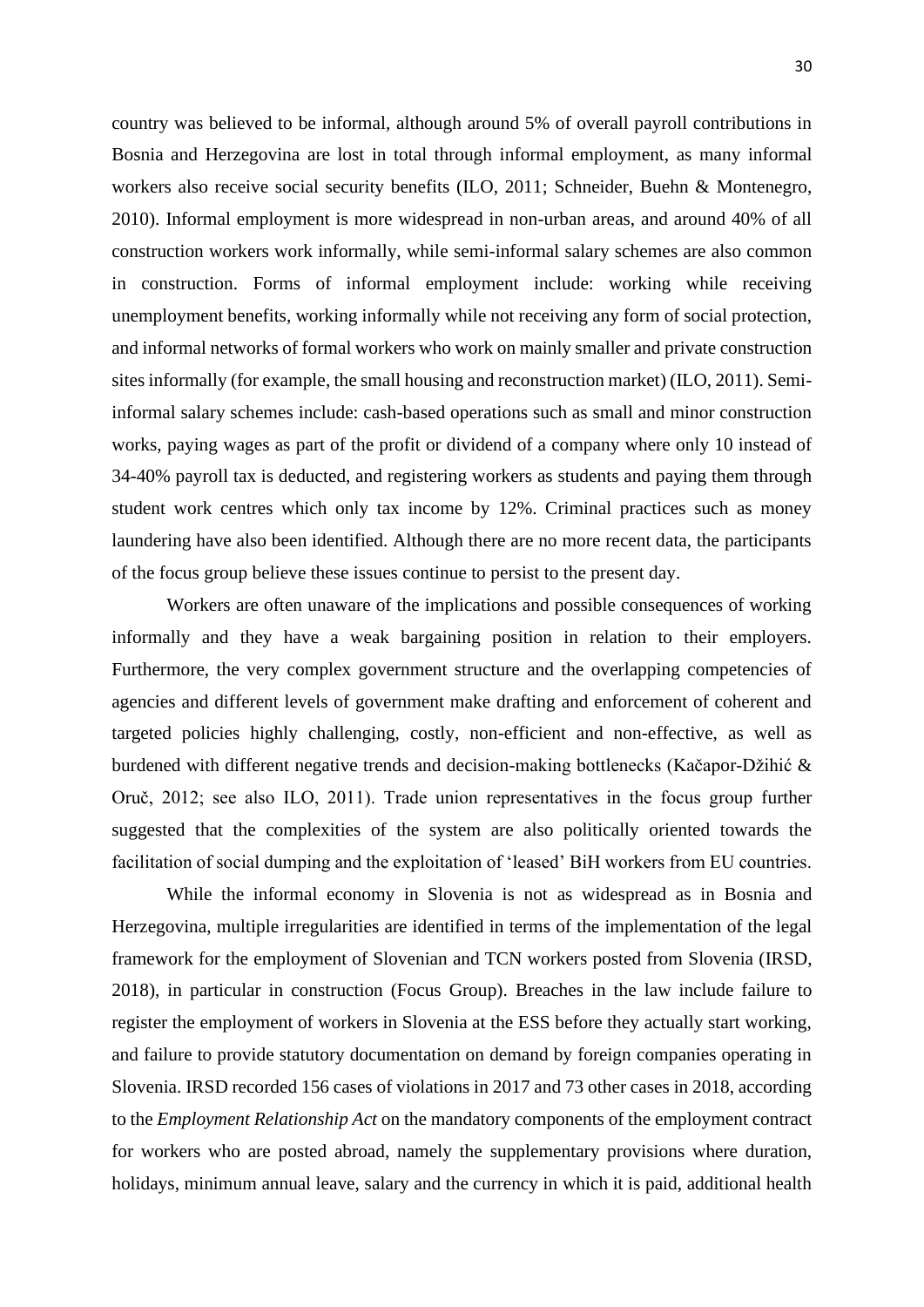country was believed to be informal, although around 5% of overall payroll contributions in Bosnia and Herzegovina are lost in total through informal employment, as many informal workers also receive social security benefits (ILO, 2011; Schneider, Buehn & Montenegro, 2010). Informal employment is more widespread in non-urban areas, and around 40% of all construction workers work informally, while semi-informal salary schemes are also common in construction. Forms of informal employment include: working while receiving unemployment benefits, working informally while not receiving any form of social protection, and informal networks of formal workers who work on mainly smaller and private construction sites informally (for example, the small housing and reconstruction market) (ILO, 2011). Semi-informal salary schemes include: cash-based operations such as small and minor construction works, paying wages as part of the profit or dividend of a company where only 10 instead of 34-40% payroll tax is deducted, and registering workers as students and paying them through student work centres which only tax income by 12%. Criminal practices such as money laundering have also been identified. Although there are no more recent data, the participants of the focus group believe these issues continue to persist to the present day.

Workers are often unaware of the implications and possible consequences of working informally and they have a weak bargaining position in relation to their employers. Furthermore, the very complex government structure and the overlapping competencies of agencies and different levels of government make drafting and enforcement of coherent and targeted policies highly challenging, costly, non-efficient and non-effective, as well as burdened with different negative trends and decision-making bottlenecks (Kačapor-Džihić & Oruč, 2012; see also ILO, 2011). Trade union representatives in the focus group further suggested that the complexities of the system are also politically oriented towards the facilitation of social dumping and the exploitation of 'leased' BiH workers from EU countries.

While the informal economy in Slovenia is not as widespread as in Bosnia and Herzegovina, multiple irregularities are identified in terms of the implementation of the legal framework for the employment of Slovenian and TCN workers posted from Slovenia (IRSD, 2018), in particular in construction (Focus Group). Breaches in the law include failure to register the employment of workers in Slovenia at the ESS before they actually start working, and failure to provide statutory documentation on demand by foreign companies operating in Slovenia. IRSD recorded 156 cases of violations in 2017 and 73 other cases in 2018, according to the *Employment Relationship Act* on the mandatory components of the employment contract for workers who are posted abroad, namely the supplementary provisions where duration, holidays, minimum annual leave, salary and the currency in which it is paid, additional health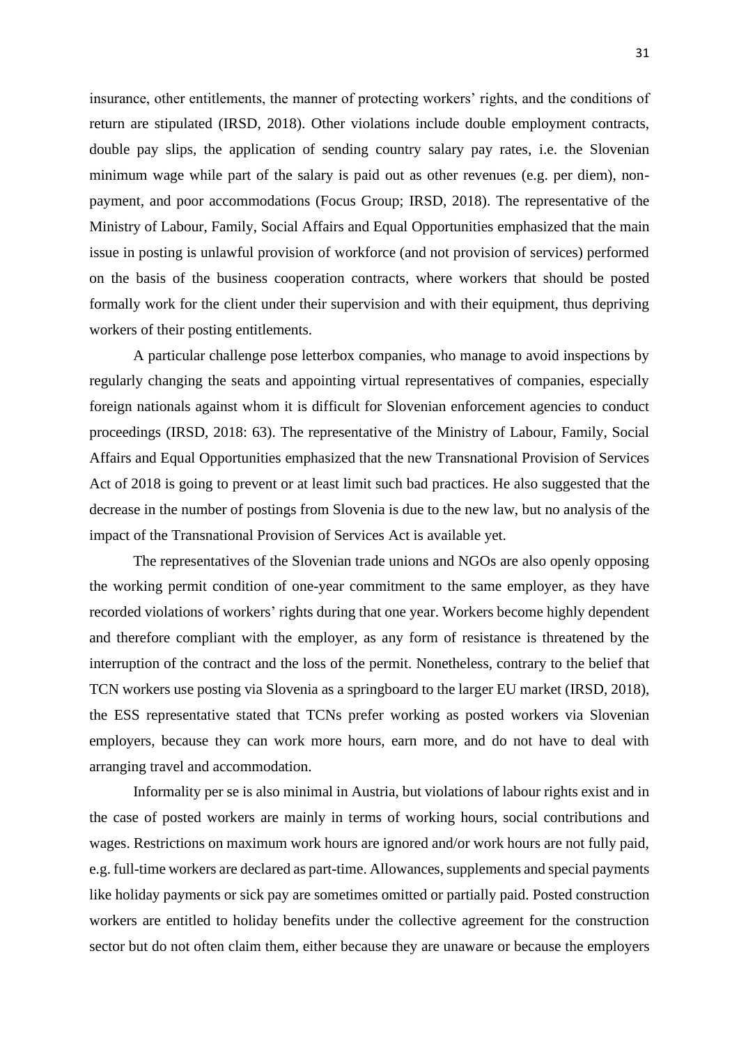insurance, other entitlements, the manner of protecting workers' rights, and the conditions of return are stipulated (IRSD, 2018). Other violations include double employment contracts, double pay slips, the application of sending country salary pay rates, i.e. the Slovenian minimum wage while part of the salary is paid out as other revenues (e.g. per diem), non-payment, and poor accommodations (Focus Group; IRSD, 2018). The representative of the Ministry of Labour, Family, Social Affairs and Equal Opportunities emphasized that the main issue in posting is unlawful provision of workforce (and not provision of services) performed on the basis of the business cooperation contracts, where workers that should be posted formally work for the client under their supervision and with their equipment, thus depriving workers of their posting entitlements.

A particular challenge pose letterbox companies, who manage to avoid inspections by regularly changing the seats and appointing virtual representatives of companies, especially foreign nationals against whom it is difficult for Slovenian enforcement agencies to conduct proceedings (IRSD, 2018: 63). The representative of the Ministry of Labour, Family, Social Affairs and Equal Opportunities emphasized that the new Transnational Provision of Services Act of 2018 is going to prevent or at least limit such bad practices. He also suggested that the decrease in the number of postings from Slovenia is due to the new law, but no analysis of the impact of the Transnational Provision of Services Act is available yet.

The representatives of the Slovenian trade unions and NGOs are also openly opposing the working permit condition of one-year commitment to the same employer, as they have recorded violations of workers' rights during that one year. Workers become highly dependent and therefore compliant with the employer, as any form of resistance is threatened by the interruption of the contract and the loss of the permit. Nonetheless, contrary to the belief that TCN workers use posting via Slovenia as a springboard to the larger EU market (IRSD, 2018), the ESS representative stated that TCNs prefer working as posted workers via Slovenian employers, because they can work more hours, earn more, and do not have to deal with arranging travel and accommodation.

Informality per se is also minimal in Austria, but violations of labour rights exist and in the case of posted workers are mainly in terms of working hours, social contributions and wages. Restrictions on maximum work hours are ignored and/or work hours are not fully paid, e.g. full-time workers are declared as part-time. Allowances, supplements and special payments like holiday payments or sick pay are sometimes omitted or partially paid. Posted construction workers are entitled to holiday benefits under the collective agreement for the construction sector but do not often claim them, either because they are unaware or because the employers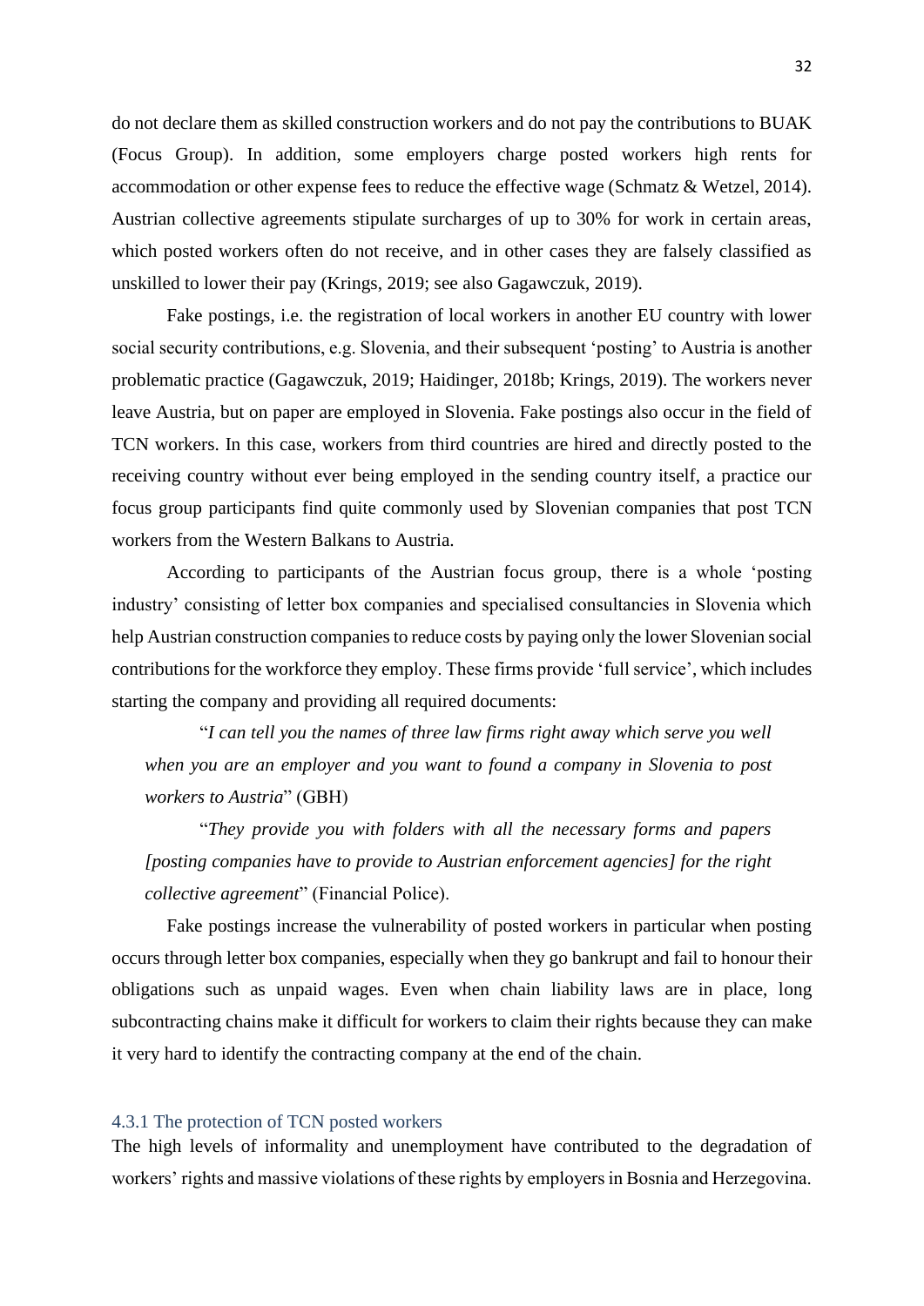do not declare them as skilled construction workers and do not pay the contributions to BUAK (Focus Group). In addition, some employers charge posted workers high rents for accommodation or other expense fees to reduce the effective wage (Schmatz & Wetzel, 2014). Austrian collective agreements stipulate surcharges of up to 30% for work in certain areas, which posted workers often do not receive, and in other cases they are falsely classified as unskilled to lower their pay (Krings, 2019; see also Gagawczuk, 2019).

Fake postings, i.e. the registration of local workers in another EU country with lower social security contributions, e.g. Slovenia, and their subsequent 'posting' to Austria is another problematic practice (Gagawczuk, 2019; Haidinger, 2018b; Krings, 2019). The workers never leave Austria, but on paper are employed in Slovenia. Fake postings also occur in the field of TCN workers. In this case, workers from third countries are hired and directly posted to the receiving country without ever being employed in the sending country itself, a practice our focus group participants find quite commonly used by Slovenian companies that post TCN workers from the Western Balkans to Austria.

According to participants of the Austrian focus group, there is a whole 'posting industry' consisting of letter box companies and specialised consultancies in Slovenia which help Austrian construction companies to reduce costs by paying only the lower Slovenian social contributions for the workforce they employ. These firms provide 'full service', which includes starting the company and providing all required documents:

> "*I can tell you the names of three law firms right away which serve you well when you are an employer and you want to found a company in Slovenia to post workers to Austria*" (GBH)

> "*They provide you with folders with all the necessary forms and papers [posting companies have to provide to Austrian enforcement agencies] for the right collective agreement*" (Financial Police).

Fake postings increase the vulnerability of posted workers in particular when posting occurs through letter box companies, especially when they go bankrupt and fail to honour their obligations such as unpaid wages. Even when chain liability laws are in place, long subcontracting chains make it difficult for workers to claim their rights because they can make it very hard to identify the contracting company at the end of the chain.

### 4.3.1 The protection of TCN posted workers

The high levels of informality and unemployment have contributed to the degradation of workers' rights and massive violations of these rights by employers in Bosnia and Herzegovina.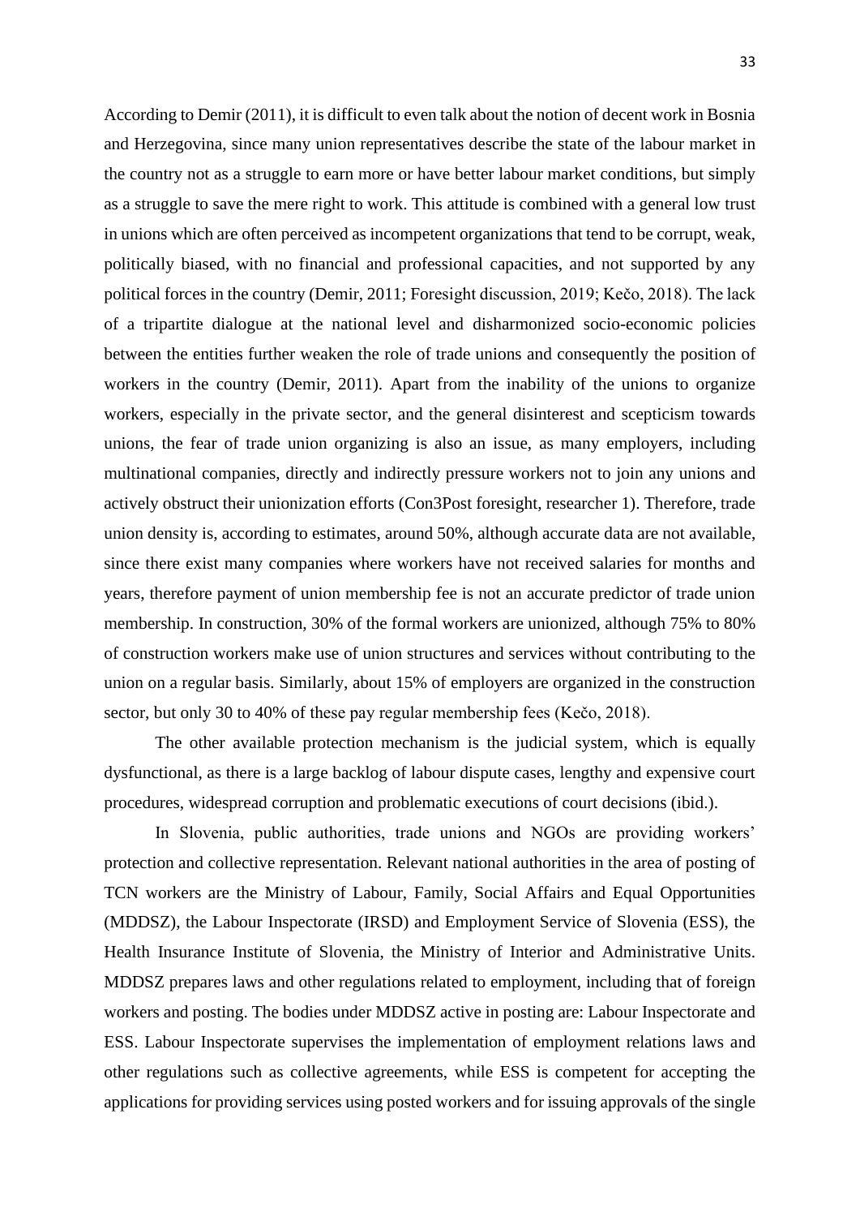According to Demir (2011), it is difficult to even talk about the notion of decent work in Bosnia and Herzegovina, since many union representatives describe the state of the labour market in the country not as a struggle to earn more or have better labour market conditions, but simply as a struggle to save the mere right to work. This attitude is combined with a general low trust in unions which are often perceived as incompetent organizations that tend to be corrupt, weak, politically biased, with no financial and professional capacities, and not supported by any political forces in the country (Demir, 2011; Foresight discussion, 2019; Kečo, 2018). The lack of a tripartite dialogue at the national level and disharmonized socio-economic policies between the entities further weaken the role of trade unions and consequently the position of workers in the country (Demir, 2011). Apart from the inability of the unions to organize workers, especially in the private sector, and the general disinterest and scepticism towards unions, the fear of trade union organizing is also an issue, as many employers, including multinational companies, directly and indirectly pressure workers not to join any unions and actively obstruct their unionization efforts (Con3Post foresight, researcher 1). Therefore, trade union density is, according to estimates, around 50%, although accurate data are not available, since there exist many companies where workers have not received salaries for months and years, therefore payment of union membership fee is not an accurate predictor of trade union membership. In construction, 30% of the formal workers are unionized, although 75% to 80% of construction workers make use of union structures and services without contributing to the union on a regular basis. Similarly, about 15% of employers are organized in the construction sector, but only 30 to 40% of these pay regular membership fees (Kečo, 2018).

The other available protection mechanism is the judicial system, which is equally dysfunctional, as there is a large backlog of labour dispute cases, lengthy and expensive court procedures, widespread corruption and problematic executions of court decisions (ibid.).

In Slovenia, public authorities, trade unions and NGOs are providing workers' protection and collective representation. Relevant national authorities in the area of posting of TCN workers are the Ministry of Labour, Family, Social Affairs and Equal Opportunities (MDDSZ), the Labour Inspectorate (IRSD) and Employment Service of Slovenia (ESS), the Health Insurance Institute of Slovenia, the Ministry of Interior and Administrative Units. MDDSZ prepares laws and other regulations related to employment, including that of foreign workers and posting. The bodies under MDDSZ active in posting are: Labour Inspectorate and ESS. Labour Inspectorate supervises the implementation of employment relations laws and other regulations such as collective agreements, while ESS is competent for accepting the applications for providing services using posted workers and for issuing approvals of the single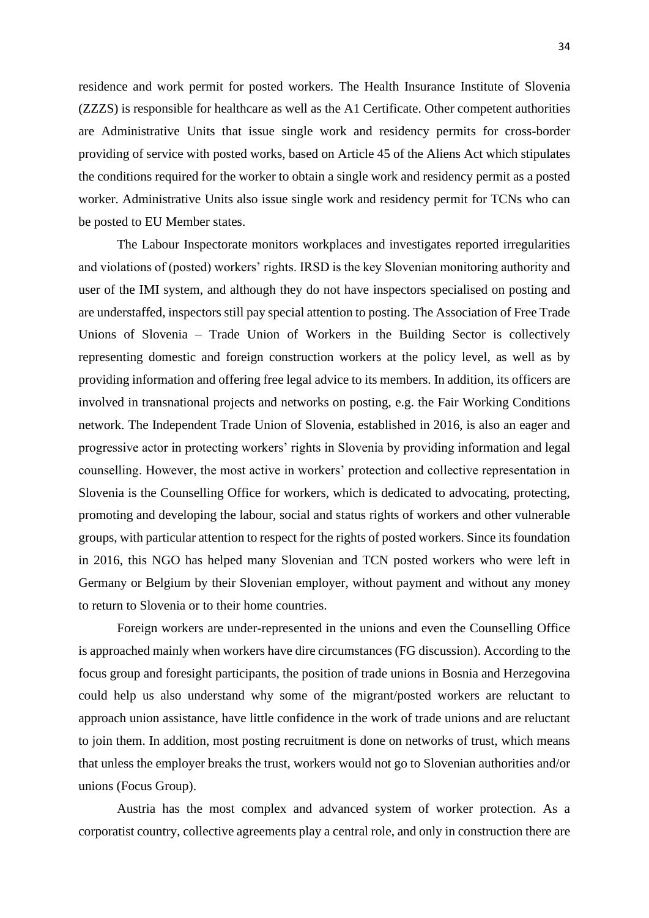residence and work permit for posted workers. The Health Insurance Institute of Slovenia (ZZZS) is responsible for healthcare as well as the A1 Certificate. Other competent authorities are Administrative Units that issue single work and residency permits for cross-border providing of service with posted works, based on Article 45 of the Aliens Act which stipulates the conditions required for the worker to obtain a single work and residency permit as a posted worker. Administrative Units also issue single work and residency permit for TCNs who can be posted to EU Member states.

The Labour Inspectorate monitors workplaces and investigates reported irregularities and violations of (posted) workers' rights. IRSD is the key Slovenian monitoring authority and user of the IMI system, and although they do not have inspectors specialised on posting and are understaffed, inspectors still pay special attention to posting. The Association of Free Trade Unions of Slovenia – Trade Union of Workers in the Building Sector is collectively representing domestic and foreign construction workers at the policy level, as well as by providing information and offering free legal advice to its members. In addition, its officers are involved in transnational projects and networks on posting, e.g. the Fair Working Conditions network. The Independent Trade Union of Slovenia, established in 2016, is also an eager and progressive actor in protecting workers' rights in Slovenia by providing information and legal counselling. However, the most active in workers' protection and collective representation in Slovenia is the Counselling Office for workers, which is dedicated to advocating, protecting, promoting and developing the labour, social and status rights of workers and other vulnerable groups, with particular attention to respect for the rights of posted workers. Since its foundation in 2016, this NGO has helped many Slovenian and TCN posted workers who were left in Germany or Belgium by their Slovenian employer, without payment and without any money to return to Slovenia or to their home countries.

Foreign workers are under-represented in the unions and even the Counselling Office is approached mainly when workers have dire circumstances (FG discussion). According to the focus group and foresight participants, the position of trade unions in Bosnia and Herzegovina could help us also understand why some of the migrant/posted workers are reluctant to approach union assistance, have little confidence in the work of trade unions and are reluctant to join them. In addition, most posting recruitment is done on networks of trust, which means that unless the employer breaks the trust, workers would not go to Slovenian authorities and/or unions (Focus Group).

Austria has the most complex and advanced system of worker protection. As a corporatist country, collective agreements play a central role, and only in construction there are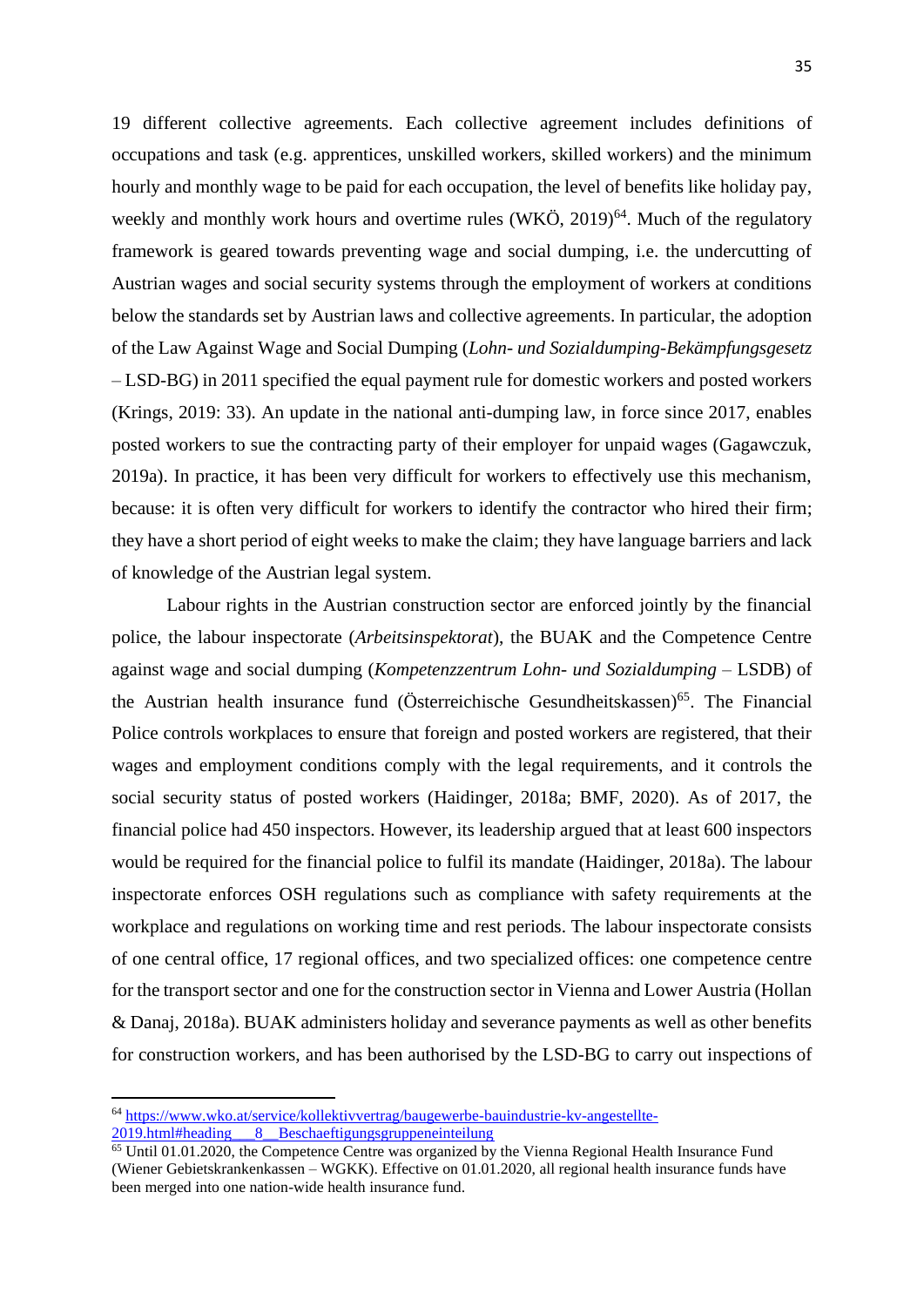19 different collective agreements. Each collective agreement includes definitions of occupations and task (e.g. apprentices, unskilled workers, skilled workers) and the minimum hourly and monthly wage to be paid for each occupation, the level of benefits like holiday pay, weekly and monthly work hours and overtime rules (WKÖ, 2019)[64]. Much of the regulatory framework is geared towards preventing wage and social dumping, i.e. the undercutting of Austrian wages and social security systems through the employment of workers at conditions below the standards set by Austrian laws and collective agreements. In particular, the adoption of the Law Against Wage and Social Dumping (*Lohn- und Sozialdumping-Bekämpfungsgesetz* – LSD-BG) in 2011 specified the equal payment rule for domestic workers and posted workers (Krings, 2019: 33). An update in the national anti-dumping law, in force since 2017, enables posted workers to sue the contracting party of their employer for unpaid wages (Gagawczuk, 2019a). In practice, it has been very difficult for workers to effectively use this mechanism, because: it is often very difficult for workers to identify the contractor who hired their firm; they have a short period of eight weeks to make the claim; they have language barriers and lack of knowledge of the Austrian legal system.

Labour rights in the Austrian construction sector are enforced jointly by the financial police, the labour inspectorate (*Arbeitsinspektorat*), the BUAK and the Competence Centre against wage and social dumping (*Kompetenzzentrum Lohn- und Sozialdumping* – LSDB) of the Austrian health insurance fund (Österreichische Gesundheitskassen)[65]. The Financial Police controls workplaces to ensure that foreign and posted workers are registered, that their wages and employment conditions comply with the legal requirements, and it controls the social security status of posted workers (Haidinger, 2018a; BMF, 2020). As of 2017, the financial police had 450 inspectors. However, its leadership argued that at least 600 inspectors would be required for the financial police to fulfil its mandate (Haidinger, 2018a). The labour inspectorate enforces OSH regulations such as compliance with safety requirements at the workplace and regulations on working time and rest periods. The labour inspectorate consists of one central office, 17 regional offices, and two specialized offices: one competence centre for the transport sector and one for the construction sector in Vienna and Lower Austria (Hollan & Danaj, 2018a). BUAK administers holiday and severance payments as well as other benefits for construction workers, and has been authorised by the LSD-BG to carry out inspections of

---

[64] https://www.wko.at/service/kollektivvertrag/baugewerbe-bauindustrie-kv-angestellte-2019.html#heading___8__Beschaeftigungsgruppeneinteilung

[65] Until 01.01.2020, the Competence Centre was organized by the Vienna Regional Health Insurance Fund (Wiener Gebietskrankenkassen – WGKK). Effective on 01.01.2020, all regional health insurance funds have been merged into one nation-wide health insurance fund.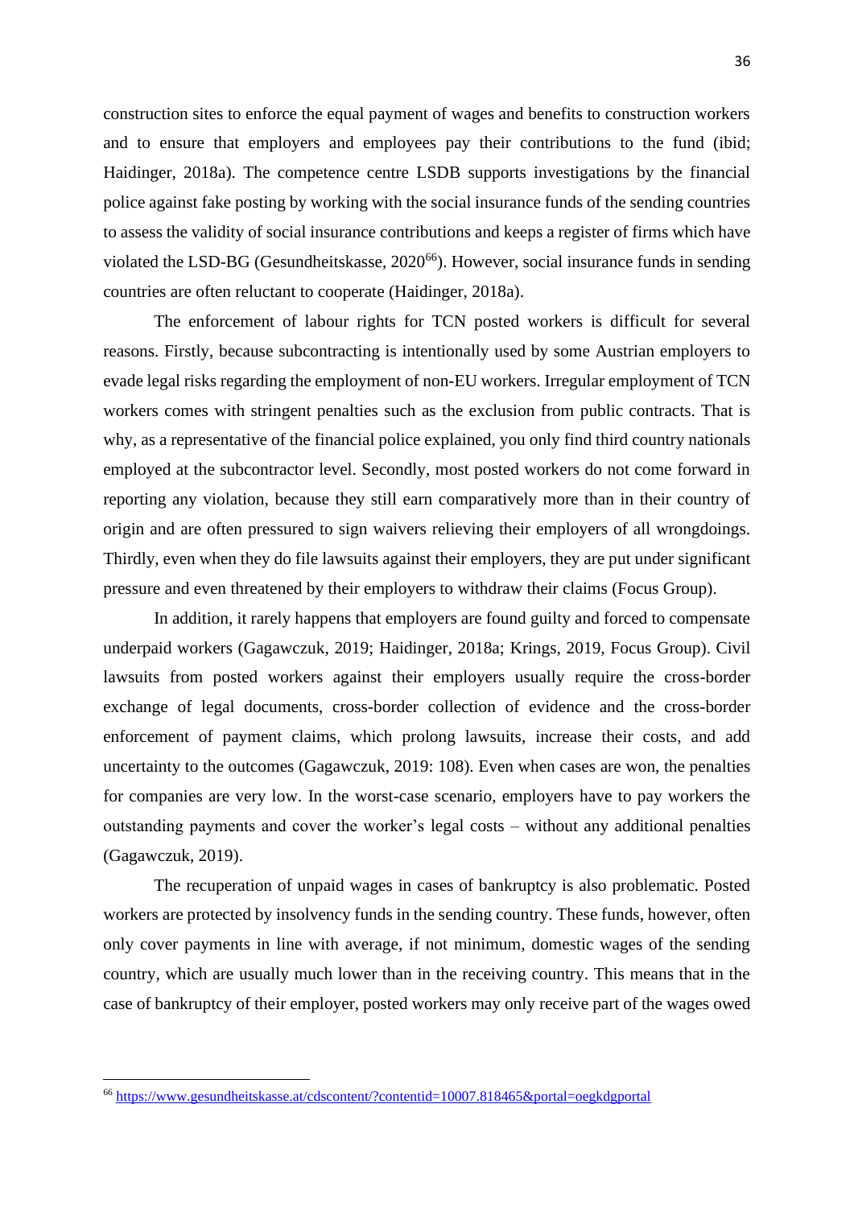construction sites to enforce the equal payment of wages and benefits to construction workers and to ensure that employers and employees pay their contributions to the fund (ibid; Haidinger, 2018a). The competence centre LSDB supports investigations by the financial police against fake posting by working with the social insurance funds of the sending countries to assess the validity of social insurance contributions and keeps a register of firms which have violated the LSD-BG (Gesundheitskasse, 2020[66]). However, social insurance funds in sending countries are often reluctant to cooperate (Haidinger, 2018a).

The enforcement of labour rights for TCN posted workers is difficult for several reasons. Firstly, because subcontracting is intentionally used by some Austrian employers to evade legal risks regarding the employment of non-EU workers. Irregular employment of TCN workers comes with stringent penalties such as the exclusion from public contracts. That is why, as a representative of the financial police explained, you only find third country nationals employed at the subcontractor level. Secondly, most posted workers do not come forward in reporting any violation, because they still earn comparatively more than in their country of origin and are often pressured to sign waivers relieving their employers of all wrongdoings. Thirdly, even when they do file lawsuits against their employers, they are put under significant pressure and even threatened by their employers to withdraw their claims (Focus Group).

In addition, it rarely happens that employers are found guilty and forced to compensate underpaid workers (Gagawczuk, 2019; Haidinger, 2018a; Krings, 2019, Focus Group). Civil lawsuits from posted workers against their employers usually require the cross-border exchange of legal documents, cross-border collection of evidence and the cross-border enforcement of payment claims, which prolong lawsuits, increase their costs, and add uncertainty to the outcomes (Gagawczuk, 2019: 108). Even when cases are won, the penalties for companies are very low. In the worst-case scenario, employers have to pay workers the outstanding payments and cover the worker's legal costs – without any additional penalties (Gagawczuk, 2019).

The recuperation of unpaid wages in cases of bankruptcy is also problematic. Posted workers are protected by insolvency funds in the sending country. These funds, however, often only cover payments in line with average, if not minimum, domestic wages of the sending country, which are usually much lower than in the receiving country. This means that in the case of bankruptcy of their employer, posted workers may only receive part of the wages owed

[66] https://www.gesundheitskasse.at/cdscontent/?contentid=10007.818465&portal=oegkdgportal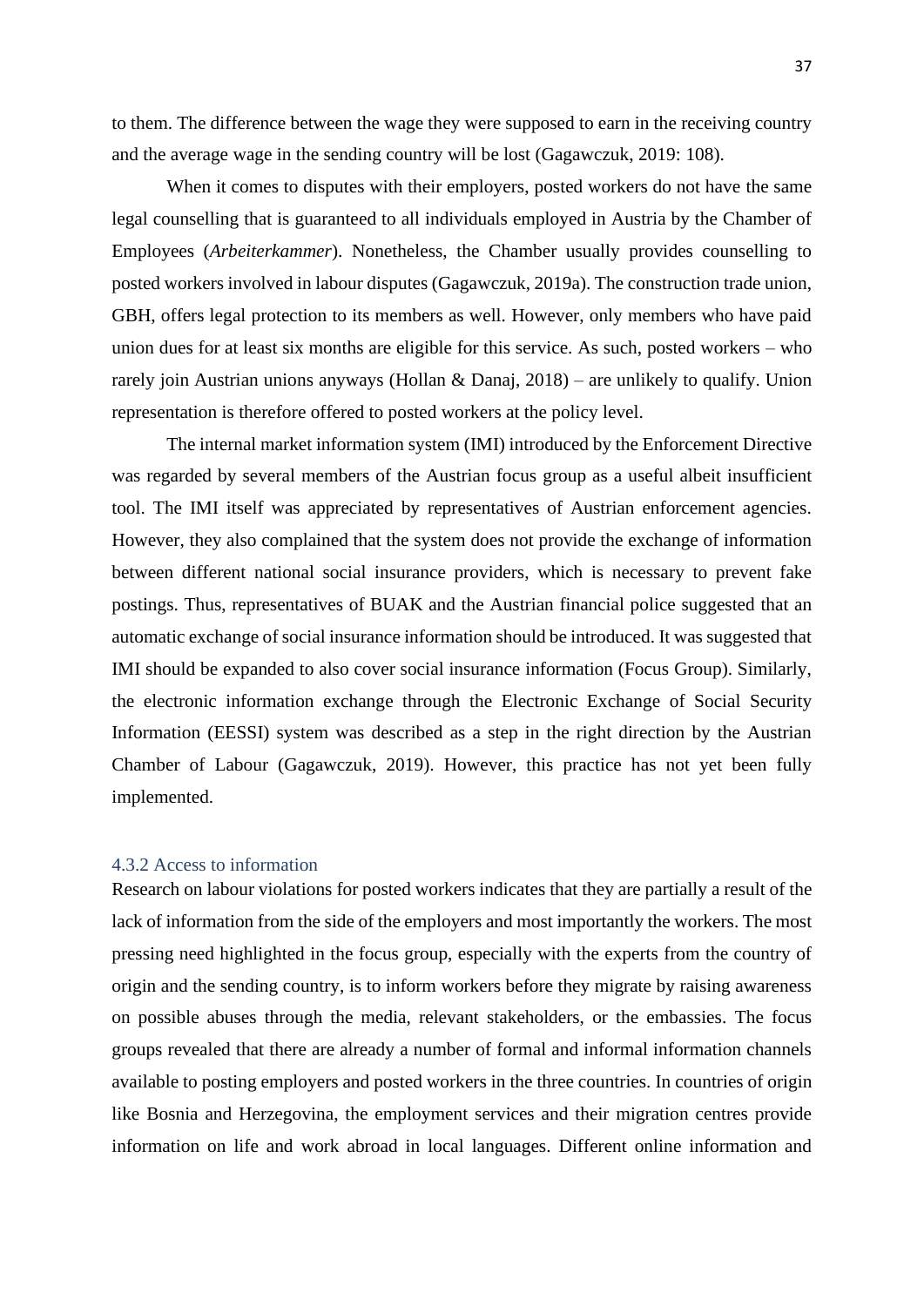to them. The difference between the wage they were supposed to earn in the receiving country and the average wage in the sending country will be lost (Gagawczuk, 2019: 108).

When it comes to disputes with their employers, posted workers do not have the same legal counselling that is guaranteed to all individuals employed in Austria by the Chamber of Employees (*Arbeiterkammer*). Nonetheless, the Chamber usually provides counselling to posted workers involved in labour disputes (Gagawczuk, 2019a). The construction trade union, GBH, offers legal protection to its members as well. However, only members who have paid union dues for at least six months are eligible for this service. As such, posted workers – who rarely join Austrian unions anyways (Hollan & Danaj, 2018) – are unlikely to qualify. Union representation is therefore offered to posted workers at the policy level.

The internal market information system (IMI) introduced by the Enforcement Directive was regarded by several members of the Austrian focus group as a useful albeit insufficient tool. The IMI itself was appreciated by representatives of Austrian enforcement agencies. However, they also complained that the system does not provide the exchange of information between different national social insurance providers, which is necessary to prevent fake postings. Thus, representatives of BUAK and the Austrian financial police suggested that an automatic exchange of social insurance information should be introduced. It was suggested that IMI should be expanded to also cover social insurance information (Focus Group). Similarly, the electronic information exchange through the Electronic Exchange of Social Security Information (EESSI) system was described as a step in the right direction by the Austrian Chamber of Labour (Gagawczuk, 2019). However, this practice has not yet been fully implemented.

### 4.3.2 Access to information

Research on labour violations for posted workers indicates that they are partially a result of the lack of information from the side of the employers and most importantly the workers. The most pressing need highlighted in the focus group, especially with the experts from the country of origin and the sending country, is to inform workers before they migrate by raising awareness on possible abuses through the media, relevant stakeholders, or the embassies. The focus groups revealed that there are already a number of formal and informal information channels available to posting employers and posted workers in the three countries. In countries of origin like Bosnia and Herzegovina, the employment services and their migration centres provide information on life and work abroad in local languages. Different online information and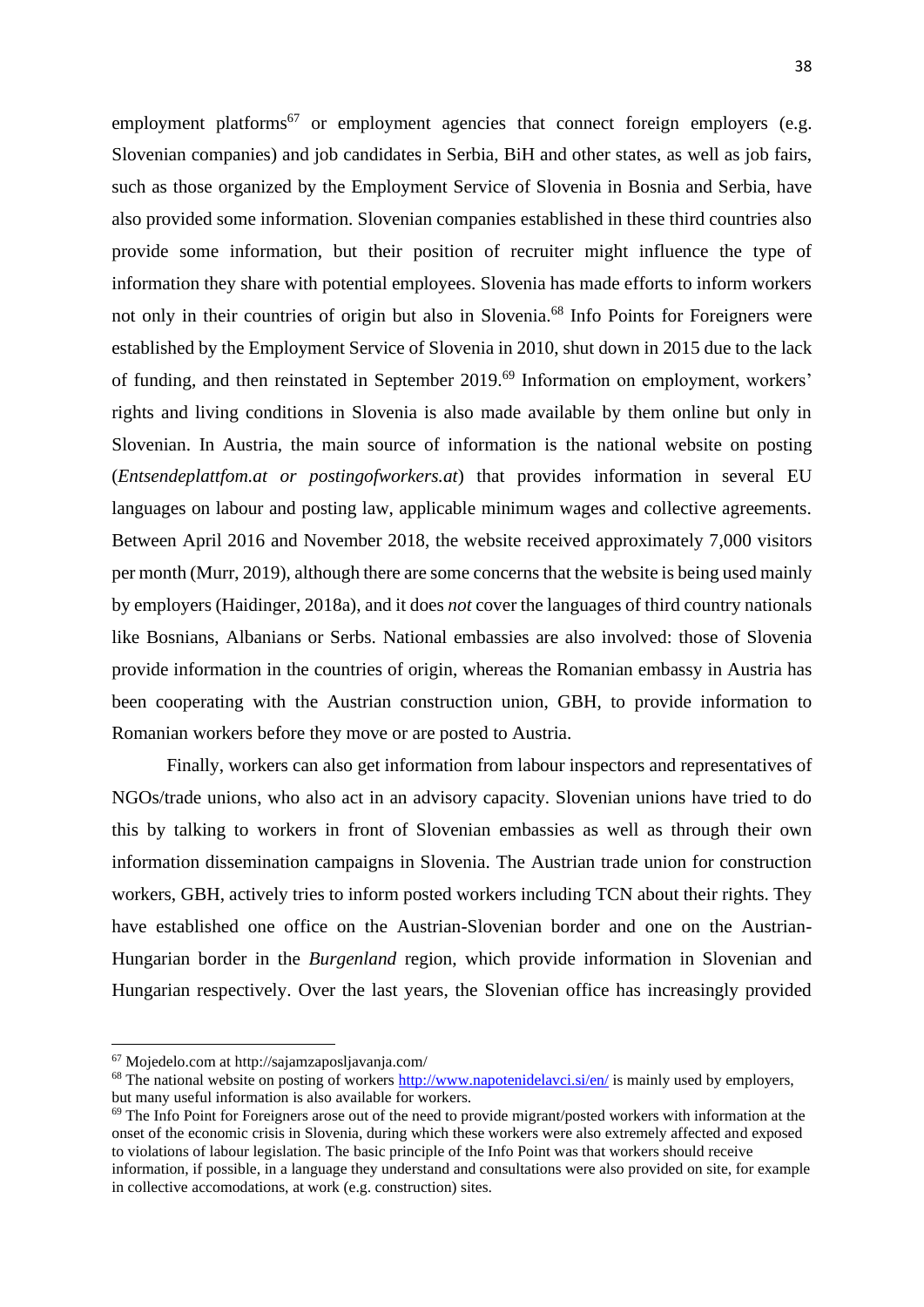employment platforms[67] or employment agencies that connect foreign employers (e.g. Slovenian companies) and job candidates in Serbia, BiH and other states, as well as job fairs, such as those organized by the Employment Service of Slovenia in Bosnia and Serbia, have also provided some information. Slovenian companies established in these third countries also provide some information, but their position of recruiter might influence the type of information they share with potential employees. Slovenia has made efforts to inform workers not only in their countries of origin but also in Slovenia.[68] Info Points for Foreigners were established by the Employment Service of Slovenia in 2010, shut down in 2015 due to the lack of funding, and then reinstated in September 2019.[69] Information on employment, workers' rights and living conditions in Slovenia is also made available by them online but only in Slovenian. In Austria, the main source of information is the national website on posting (*Entsendeplattfom.at or postingofworkers.at*) that provides information in several EU languages on labour and posting law, applicable minimum wages and collective agreements. Between April 2016 and November 2018, the website received approximately 7,000 visitors per month (Murr, 2019), although there are some concerns that the website is being used mainly by employers (Haidinger, 2018a), and it does *not* cover the languages of third country nationals like Bosnians, Albanians or Serbs. National embassies are also involved: those of Slovenia provide information in the countries of origin, whereas the Romanian embassy in Austria has been cooperating with the Austrian construction union, GBH, to provide information to Romanian workers before they move or are posted to Austria.

Finally, workers can also get information from labour inspectors and representatives of NGOs/trade unions, who also act in an advisory capacity. Slovenian unions have tried to do this by talking to workers in front of Slovenian embassies as well as through their own information dissemination campaigns in Slovenia. The Austrian trade union for construction workers, GBH, actively tries to inform posted workers including TCN about their rights. They have established one office on the Austrian-Slovenian border and one on the Austrian-Hungarian border in the *Burgenland* region, which provide information in Slovenian and Hungarian respectively. Over the last years, the Slovenian office has increasingly provided

---

[67] Mojedelo.com at http://sajamzaposljavanja.com/

[68] The national website on posting of workers http://www.napotenidelavci.si/en/ is mainly used by employers, but many useful information is also available for workers.

[69] The Info Point for Foreigners arose out of the need to provide migrant/posted workers with information at the onset of the economic crisis in Slovenia, during which these workers were also extremely affected and exposed to violations of labour legislation. The basic principle of the Info Point was that workers should receive information, if possible, in a language they understand and consultations were also provided on site, for example in collective accomodations, at work (e.g. construction) sites.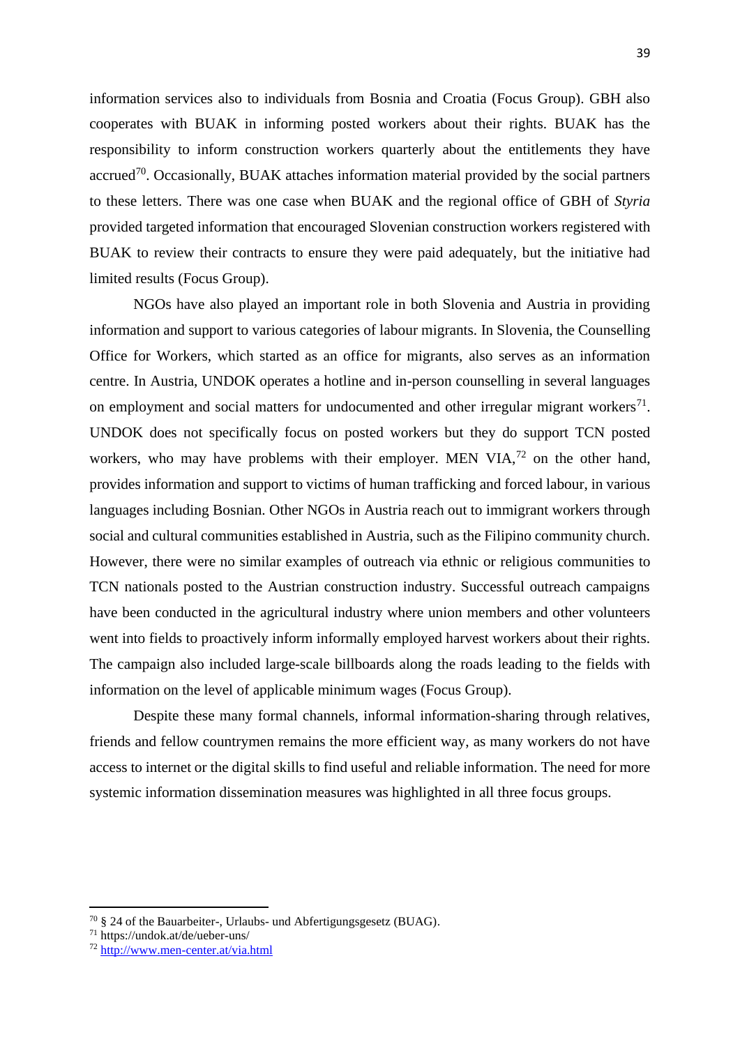information services also to individuals from Bosnia and Croatia (Focus Group). GBH also cooperates with BUAK in informing posted workers about their rights. BUAK has the responsibility to inform construction workers quarterly about the entitlements they have accrued[70]. Occasionally, BUAK attaches information material provided by the social partners to these letters. There was one case when BUAK and the regional office of GBH of *Styria* provided targeted information that encouraged Slovenian construction workers registered with BUAK to review their contracts to ensure they were paid adequately, but the initiative had limited results (Focus Group).

NGOs have also played an important role in both Slovenia and Austria in providing information and support to various categories of labour migrants. In Slovenia, the Counselling Office for Workers, which started as an office for migrants, also serves as an information centre. In Austria, UNDOK operates a hotline and in-person counselling in several languages on employment and social matters for undocumented and other irregular migrant workers[71]. UNDOK does not specifically focus on posted workers but they do support TCN posted workers, who may have problems with their employer. MEN VIA,[72] on the other hand, provides information and support to victims of human trafficking and forced labour, in various languages including Bosnian. Other NGOs in Austria reach out to immigrant workers through social and cultural communities established in Austria, such as the Filipino community church. However, there were no similar examples of outreach via ethnic or religious communities to TCN nationals posted to the Austrian construction industry. Successful outreach campaigns have been conducted in the agricultural industry where union members and other volunteers went into fields to proactively inform informally employed harvest workers about their rights. The campaign also included large-scale billboards along the roads leading to the fields with information on the level of applicable minimum wages (Focus Group).

Despite these many formal channels, informal information-sharing through relatives, friends and fellow countrymen remains the more efficient way, as many workers do not have access to internet or the digital skills to find useful and reliable information. The need for more systemic information dissemination measures was highlighted in all three focus groups.

---

[70] § 24 of the Bauarbeiter-, Urlaubs- und Abfertigungsgesetz (BUAG).

[71] https://undok.at/de/ueber-uns/

[72] http://www.men-center.at/via.html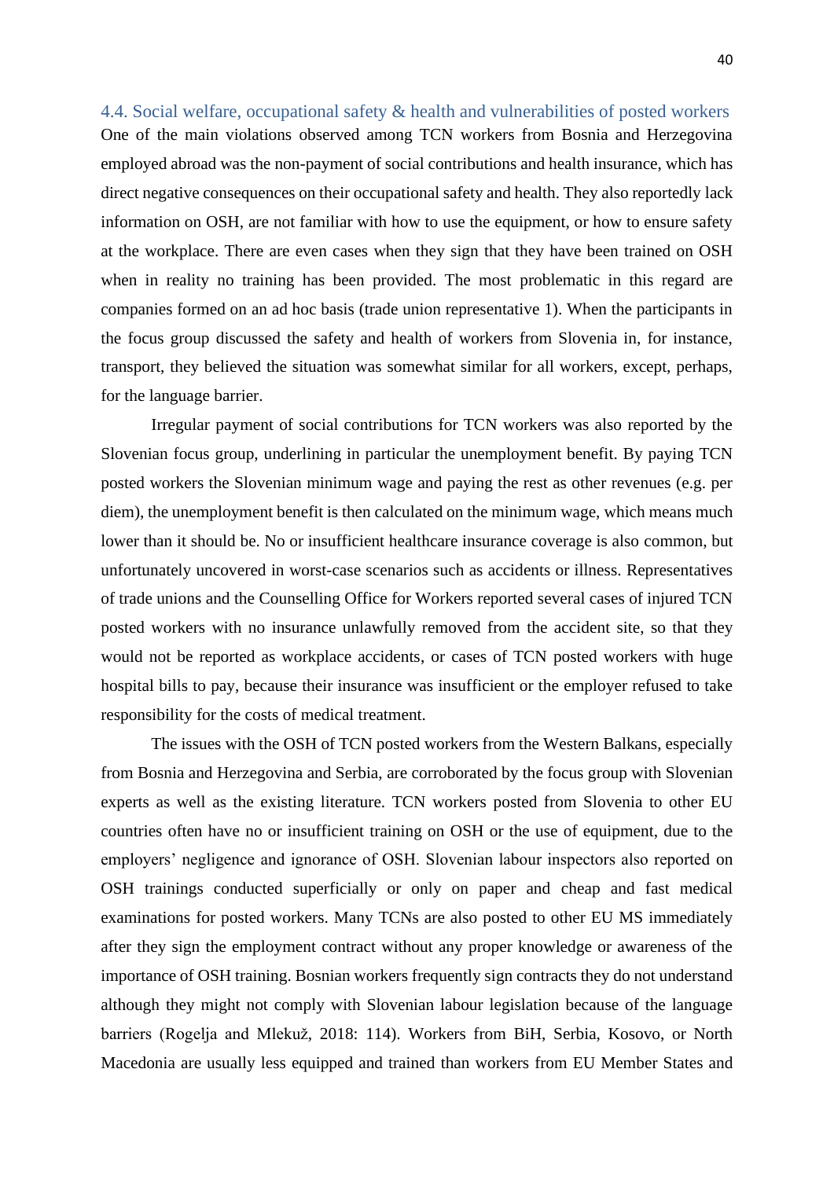### 4.4. Social welfare, occupational safety & health and vulnerabilities of posted workers

One of the main violations observed among TCN workers from Bosnia and Herzegovina employed abroad was the non-payment of social contributions and health insurance, which has direct negative consequences on their occupational safety and health. They also reportedly lack information on OSH, are not familiar with how to use the equipment, or how to ensure safety at the workplace. There are even cases when they sign that they have been trained on OSH when in reality no training has been provided. The most problematic in this regard are companies formed on an ad hoc basis (trade union representative 1). When the participants in the focus group discussed the safety and health of workers from Slovenia in, for instance, transport, they believed the situation was somewhat similar for all workers, except, perhaps, for the language barrier.

Irregular payment of social contributions for TCN workers was also reported by the Slovenian focus group, underlining in particular the unemployment benefit. By paying TCN posted workers the Slovenian minimum wage and paying the rest as other revenues (e.g. per diem), the unemployment benefit is then calculated on the minimum wage, which means much lower than it should be. No or insufficient healthcare insurance coverage is also common, but unfortunately uncovered in worst-case scenarios such as accidents or illness. Representatives of trade unions and the Counselling Office for Workers reported several cases of injured TCN posted workers with no insurance unlawfully removed from the accident site, so that they would not be reported as workplace accidents, or cases of TCN posted workers with huge hospital bills to pay, because their insurance was insufficient or the employer refused to take responsibility for the costs of medical treatment.

The issues with the OSH of TCN posted workers from the Western Balkans, especially from Bosnia and Herzegovina and Serbia, are corroborated by the focus group with Slovenian experts as well as the existing literature. TCN workers posted from Slovenia to other EU countries often have no or insufficient training on OSH or the use of equipment, due to the employers' negligence and ignorance of OSH. Slovenian labour inspectors also reported on OSH trainings conducted superficially or only on paper and cheap and fast medical examinations for posted workers. Many TCNs are also posted to other EU MS immediately after they sign the employment contract without any proper knowledge or awareness of the importance of OSH training. Bosnian workers frequently sign contracts they do not understand although they might not comply with Slovenian labour legislation because of the language barriers (Rogelja and Mlekuž, 2018: 114). Workers from BiH, Serbia, Kosovo, or North Macedonia are usually less equipped and trained than workers from EU Member States and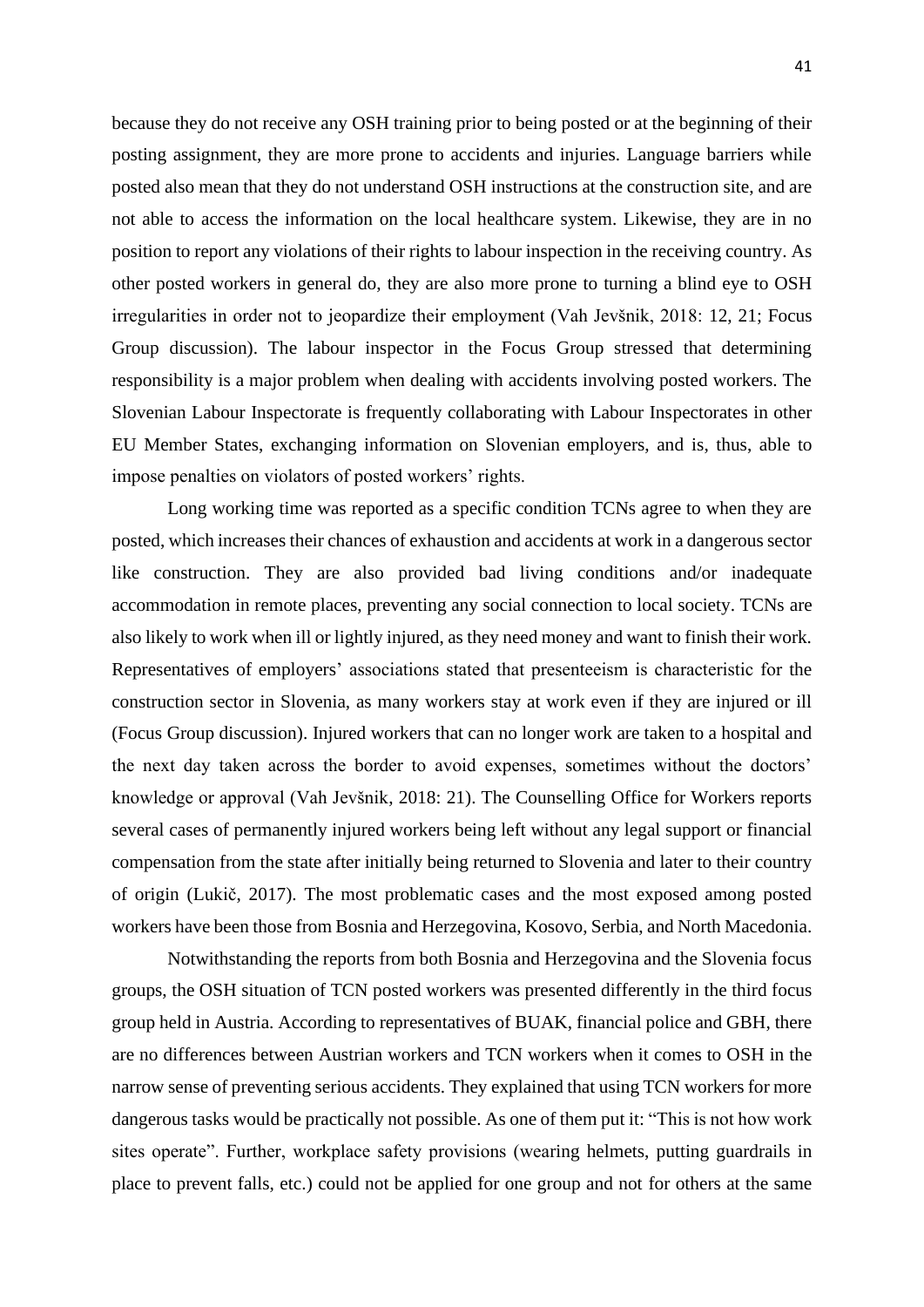because they do not receive any OSH training prior to being posted or at the beginning of their posting assignment, they are more prone to accidents and injuries. Language barriers while posted also mean that they do not understand OSH instructions at the construction site, and are not able to access the information on the local healthcare system. Likewise, they are in no position to report any violations of their rights to labour inspection in the receiving country. As other posted workers in general do, they are also more prone to turning a blind eye to OSH irregularities in order not to jeopardize their employment (Vah Jevšnik, 2018: 12, 21; Focus Group discussion). The labour inspector in the Focus Group stressed that determining responsibility is a major problem when dealing with accidents involving posted workers. The Slovenian Labour Inspectorate is frequently collaborating with Labour Inspectorates in other EU Member States, exchanging information on Slovenian employers, and is, thus, able to impose penalties on violators of posted workers' rights.

Long working time was reported as a specific condition TCNs agree to when they are posted, which increases their chances of exhaustion and accidents at work in a dangerous sector like construction. They are also provided bad living conditions and/or inadequate accommodation in remote places, preventing any social connection to local society. TCNs are also likely to work when ill or lightly injured, as they need money and want to finish their work. Representatives of employers' associations stated that presenteeism is characteristic for the construction sector in Slovenia, as many workers stay at work even if they are injured or ill (Focus Group discussion). Injured workers that can no longer work are taken to a hospital and the next day taken across the border to avoid expenses, sometimes without the doctors' knowledge or approval (Vah Jevšnik, 2018: 21). The Counselling Office for Workers reports several cases of permanently injured workers being left without any legal support or financial compensation from the state after initially being returned to Slovenia and later to their country of origin (Lukič, 2017). The most problematic cases and the most exposed among posted workers have been those from Bosnia and Herzegovina, Kosovo, Serbia, and North Macedonia.

Notwithstanding the reports from both Bosnia and Herzegovina and the Slovenia focus groups, the OSH situation of TCN posted workers was presented differently in the third focus group held in Austria. According to representatives of BUAK, financial police and GBH, there are no differences between Austrian workers and TCN workers when it comes to OSH in the narrow sense of preventing serious accidents. They explained that using TCN workers for more dangerous tasks would be practically not possible. As one of them put it: "This is not how work sites operate". Further, workplace safety provisions (wearing helmets, putting guardrails in place to prevent falls, etc.) could not be applied for one group and not for others at the same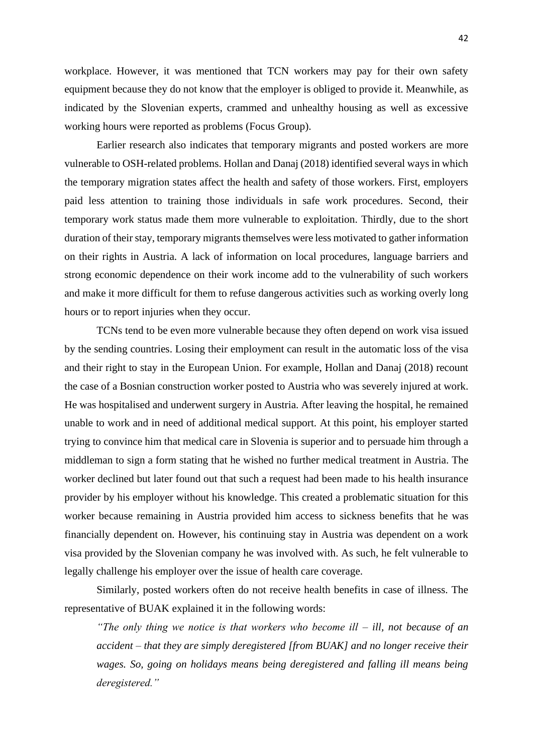workplace. However, it was mentioned that TCN workers may pay for their own safety equipment because they do not know that the employer is obliged to provide it. Meanwhile, as indicated by the Slovenian experts, crammed and unhealthy housing as well as excessive working hours were reported as problems (Focus Group).

Earlier research also indicates that temporary migrants and posted workers are more vulnerable to OSH-related problems. Hollan and Danaj (2018) identified several ways in which the temporary migration states affect the health and safety of those workers. First, employers paid less attention to training those individuals in safe work procedures. Second, their temporary work status made them more vulnerable to exploitation. Thirdly, due to the short duration of their stay, temporary migrants themselves were less motivated to gather information on their rights in Austria. A lack of information on local procedures, language barriers and strong economic dependence on their work income add to the vulnerability of such workers and make it more difficult for them to refuse dangerous activities such as working overly long hours or to report injuries when they occur.

TCNs tend to be even more vulnerable because they often depend on work visa issued by the sending countries. Losing their employment can result in the automatic loss of the visa and their right to stay in the European Union. For example, Hollan and Danaj (2018) recount the case of a Bosnian construction worker posted to Austria who was severely injured at work. He was hospitalised and underwent surgery in Austria. After leaving the hospital, he remained unable to work and in need of additional medical support. At this point, his employer started trying to convince him that medical care in Slovenia is superior and to persuade him through a middleman to sign a form stating that he wished no further medical treatment in Austria. The worker declined but later found out that such a request had been made to his health insurance provider by his employer without his knowledge. This created a problematic situation for this worker because remaining in Austria provided him access to sickness benefits that he was financially dependent on. However, his continuing stay in Austria was dependent on a work visa provided by the Slovenian company he was involved with. As such, he felt vulnerable to legally challenge his employer over the issue of health care coverage.

Similarly, posted workers often do not receive health benefits in case of illness. The representative of BUAK explained it in the following words:

> *"The only thing we notice is that workers who become ill – ill, not because of an accident – that they are simply deregistered [from BUAK] and no longer receive their wages. So, going on holidays means being deregistered and falling ill means being deregistered."*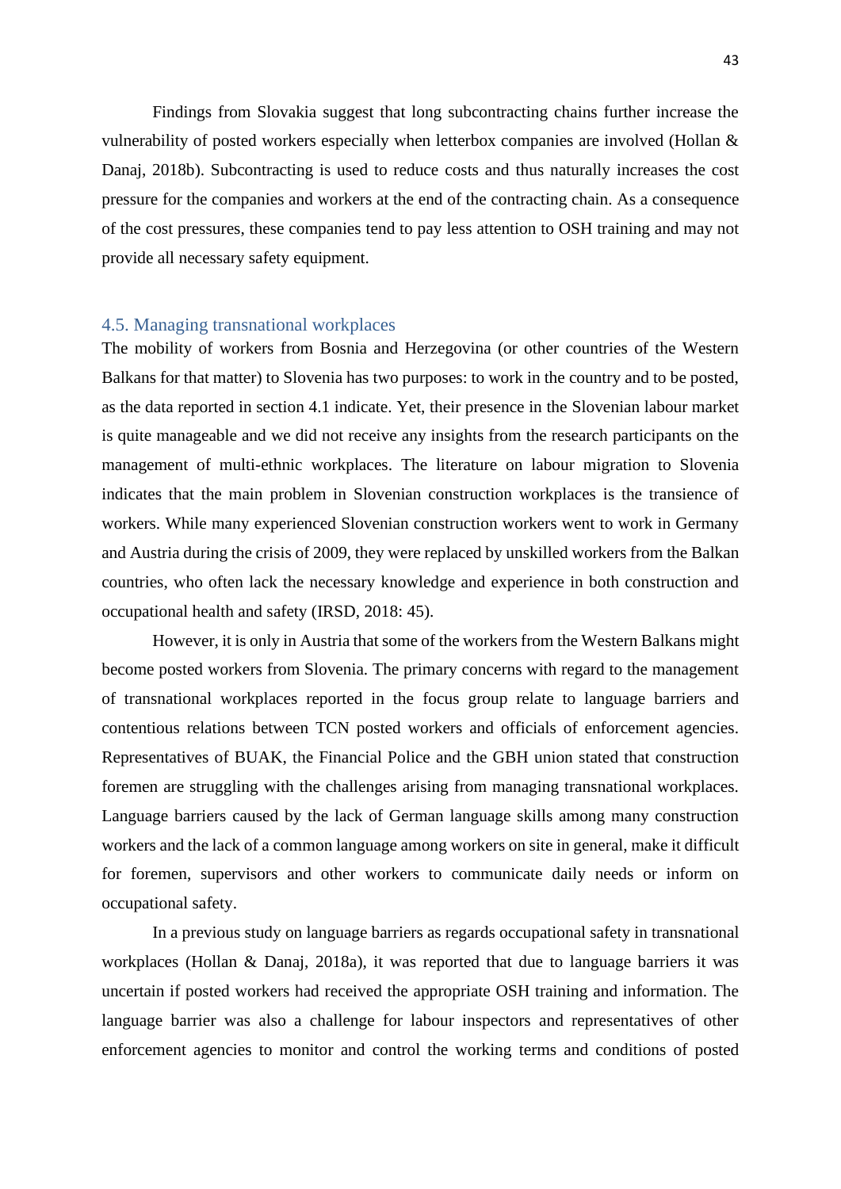Findings from Slovakia suggest that long subcontracting chains further increase the vulnerability of posted workers especially when letterbox companies are involved (Hollan & Danaj, 2018b). Subcontracting is used to reduce costs and thus naturally increases the cost pressure for the companies and workers at the end of the contracting chain. As a consequence of the cost pressures, these companies tend to pay less attention to OSH training and may not provide all necessary safety equipment.

## 4.5. Managing transnational workplaces

The mobility of workers from Bosnia and Herzegovina (or other countries of the Western Balkans for that matter) to Slovenia has two purposes: to work in the country and to be posted, as the data reported in section 4.1 indicate. Yet, their presence in the Slovenian labour market is quite manageable and we did not receive any insights from the research participants on the management of multi-ethnic workplaces. The literature on labour migration to Slovenia indicates that the main problem in Slovenian construction workplaces is the transience of workers. While many experienced Slovenian construction workers went to work in Germany and Austria during the crisis of 2009, they were replaced by unskilled workers from the Balkan countries, who often lack the necessary knowledge and experience in both construction and occupational health and safety (IRSD, 2018: 45).

However, it is only in Austria that some of the workers from the Western Balkans might become posted workers from Slovenia. The primary concerns with regard to the management of transnational workplaces reported in the focus group relate to language barriers and contentious relations between TCN posted workers and officials of enforcement agencies. Representatives of BUAK, the Financial Police and the GBH union stated that construction foremen are struggling with the challenges arising from managing transnational workplaces. Language barriers caused by the lack of German language skills among many construction workers and the lack of a common language among workers on site in general, make it difficult for foremen, supervisors and other workers to communicate daily needs or inform on occupational safety.

In a previous study on language barriers as regards occupational safety in transnational workplaces (Hollan & Danaj, 2018a), it was reported that due to language barriers it was uncertain if posted workers had received the appropriate OSH training and information. The language barrier was also a challenge for labour inspectors and representatives of other enforcement agencies to monitor and control the working terms and conditions of posted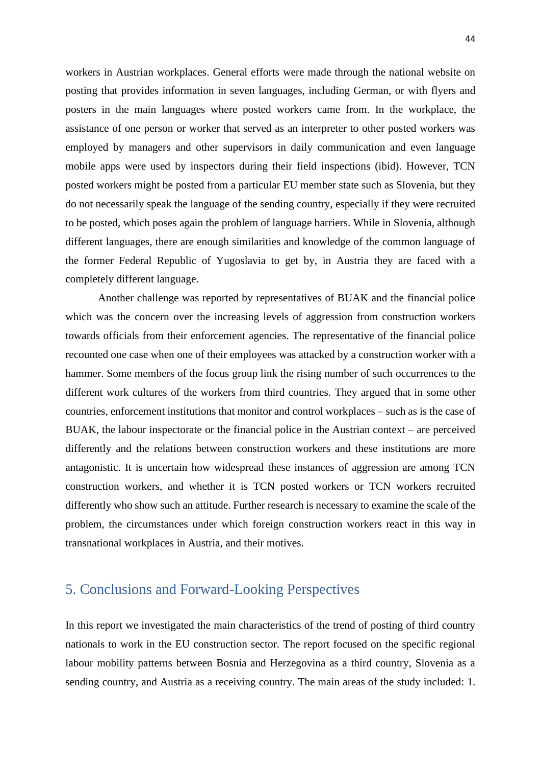workers in Austrian workplaces. General efforts were made through the national website on posting that provides information in seven languages, including German, or with flyers and posters in the main languages where posted workers came from. In the workplace, the assistance of one person or worker that served as an interpreter to other posted workers was employed by managers and other supervisors in daily communication and even language mobile apps were used by inspectors during their field inspections (ibid). However, TCN posted workers might be posted from a particular EU member state such as Slovenia, but they do not necessarily speak the language of the sending country, especially if they were recruited to be posted, which poses again the problem of language barriers. While in Slovenia, although different languages, there are enough similarities and knowledge of the common language of the former Federal Republic of Yugoslavia to get by, in Austria they are faced with a completely different language.

Another challenge was reported by representatives of BUAK and the financial police which was the concern over the increasing levels of aggression from construction workers towards officials from their enforcement agencies. The representative of the financial police recounted one case when one of their employees was attacked by a construction worker with a hammer. Some members of the focus group link the rising number of such occurrences to the different work cultures of the workers from third countries. They argued that in some other countries, enforcement institutions that monitor and control workplaces – such as is the case of BUAK, the labour inspectorate or the financial police in the Austrian context – are perceived differently and the relations between construction workers and these institutions are more antagonistic. It is uncertain how widespread these instances of aggression are among TCN construction workers, and whether it is TCN posted workers or TCN workers recruited differently who show such an attitude. Further research is necessary to examine the scale of the problem, the circumstances under which foreign construction workers react in this way in transnational workplaces in Austria, and their motives.

## 5. Conclusions and Forward-Looking Perspectives

In this report we investigated the main characteristics of the trend of posting of third country nationals to work in the EU construction sector. The report focused on the specific regional labour mobility patterns between Bosnia and Herzegovina as a third country, Slovenia as a sending country, and Austria as a receiving country. The main areas of the study included: 1.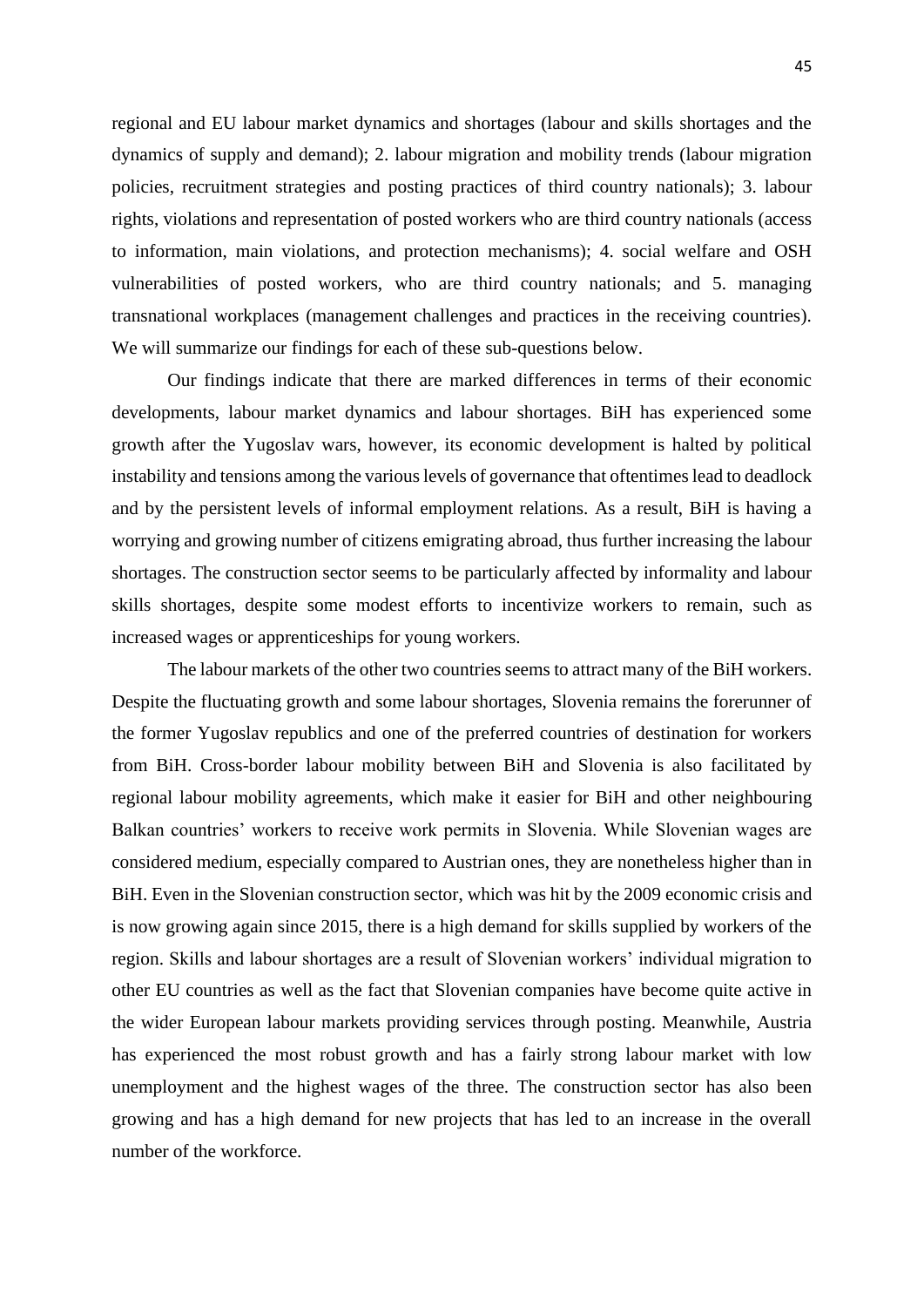regional and EU labour market dynamics and shortages (labour and skills shortages and the dynamics of supply and demand); 2. labour migration and mobility trends (labour migration policies, recruitment strategies and posting practices of third country nationals); 3. labour rights, violations and representation of posted workers who are third country nationals (access to information, main violations, and protection mechanisms); 4. social welfare and OSH vulnerabilities of posted workers, who are third country nationals; and 5. managing transnational workplaces (management challenges and practices in the receiving countries). We will summarize our findings for each of these sub-questions below.

Our findings indicate that there are marked differences in terms of their economic developments, labour market dynamics and labour shortages. BiH has experienced some growth after the Yugoslav wars, however, its economic development is halted by political instability and tensions among the various levels of governance that oftentimes lead to deadlock and by the persistent levels of informal employment relations. As a result, BiH is having a worrying and growing number of citizens emigrating abroad, thus further increasing the labour shortages. The construction sector seems to be particularly affected by informality and labour skills shortages, despite some modest efforts to incentivize workers to remain, such as increased wages or apprenticeships for young workers.

The labour markets of the other two countries seems to attract many of the BiH workers. Despite the fluctuating growth and some labour shortages, Slovenia remains the forerunner of the former Yugoslav republics and one of the preferred countries of destination for workers from BiH. Cross-border labour mobility between BiH and Slovenia is also facilitated by regional labour mobility agreements, which make it easier for BiH and other neighbouring Balkan countries' workers to receive work permits in Slovenia. While Slovenian wages are considered medium, especially compared to Austrian ones, they are nonetheless higher than in BiH. Even in the Slovenian construction sector, which was hit by the 2009 economic crisis and is now growing again since 2015, there is a high demand for skills supplied by workers of the region. Skills and labour shortages are a result of Slovenian workers' individual migration to other EU countries as well as the fact that Slovenian companies have become quite active in the wider European labour markets providing services through posting. Meanwhile, Austria has experienced the most robust growth and has a fairly strong labour market with low unemployment and the highest wages of the three. The construction sector has also been growing and has a high demand for new projects that has led to an increase in the overall number of the workforce.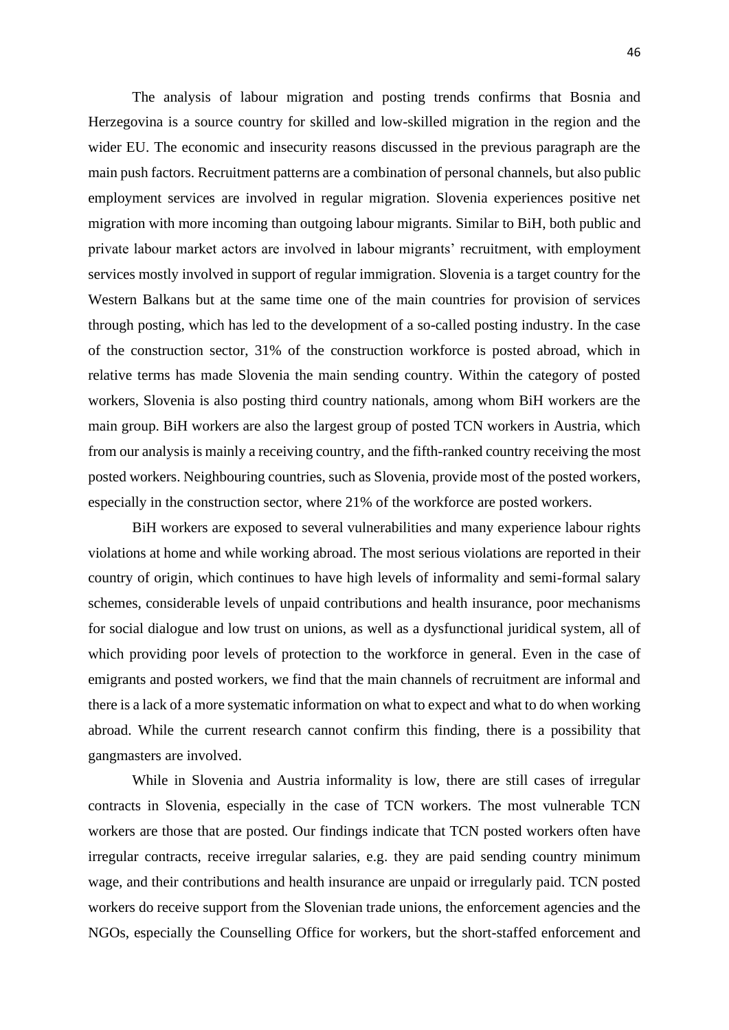The analysis of labour migration and posting trends confirms that Bosnia and Herzegovina is a source country for skilled and low-skilled migration in the region and the wider EU. The economic and insecurity reasons discussed in the previous paragraph are the main push factors. Recruitment patterns are a combination of personal channels, but also public employment services are involved in regular migration. Slovenia experiences positive net migration with more incoming than outgoing labour migrants. Similar to BiH, both public and private labour market actors are involved in labour migrants' recruitment, with employment services mostly involved in support of regular immigration. Slovenia is a target country for the Western Balkans but at the same time one of the main countries for provision of services through posting, which has led to the development of a so-called posting industry. In the case of the construction sector, 31% of the construction workforce is posted abroad, which in relative terms has made Slovenia the main sending country. Within the category of posted workers, Slovenia is also posting third country nationals, among whom BiH workers are the main group. BiH workers are also the largest group of posted TCN workers in Austria, which from our analysis is mainly a receiving country, and the fifth-ranked country receiving the most posted workers. Neighbouring countries, such as Slovenia, provide most of the posted workers, especially in the construction sector, where 21% of the workforce are posted workers.

BiH workers are exposed to several vulnerabilities and many experience labour rights violations at home and while working abroad. The most serious violations are reported in their country of origin, which continues to have high levels of informality and semi-formal salary schemes, considerable levels of unpaid contributions and health insurance, poor mechanisms for social dialogue and low trust on unions, as well as a dysfunctional juridical system, all of which providing poor levels of protection to the workforce in general. Even in the case of emigrants and posted workers, we find that the main channels of recruitment are informal and there is a lack of a more systematic information on what to expect and what to do when working abroad. While the current research cannot confirm this finding, there is a possibility that gangmasters are involved.

While in Slovenia and Austria informality is low, there are still cases of irregular contracts in Slovenia, especially in the case of TCN workers. The most vulnerable TCN workers are those that are posted. Our findings indicate that TCN posted workers often have irregular contracts, receive irregular salaries, e.g. they are paid sending country minimum wage, and their contributions and health insurance are unpaid or irregularly paid. TCN posted workers do receive support from the Slovenian trade unions, the enforcement agencies and the NGOs, especially the Counselling Office for workers, but the short-staffed enforcement and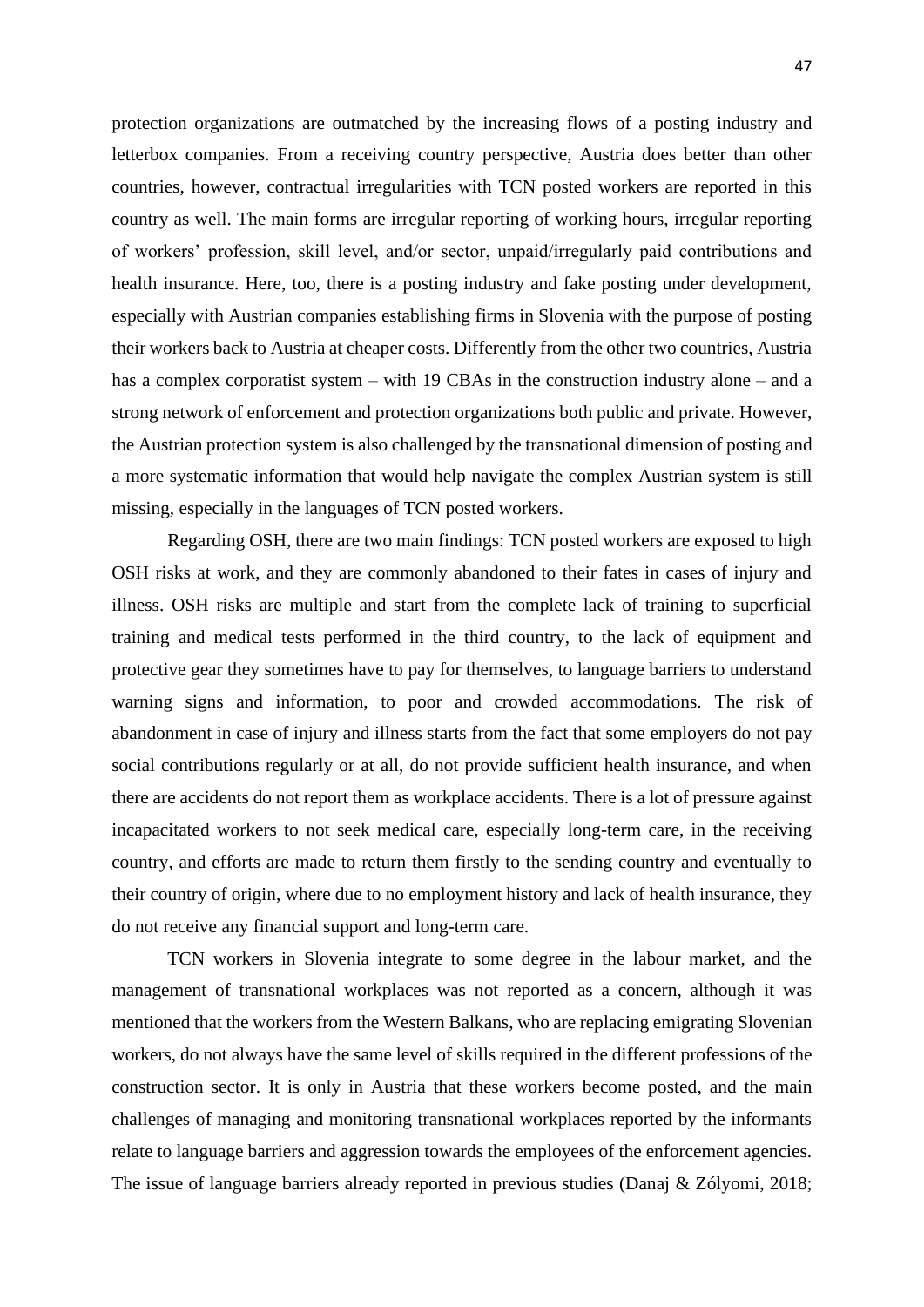protection organizations are outmatched by the increasing flows of a posting industry and letterbox companies. From a receiving country perspective, Austria does better than other countries, however, contractual irregularities with TCN posted workers are reported in this country as well. The main forms are irregular reporting of working hours, irregular reporting of workers' profession, skill level, and/or sector, unpaid/irregularly paid contributions and health insurance. Here, too, there is a posting industry and fake posting under development, especially with Austrian companies establishing firms in Slovenia with the purpose of posting their workers back to Austria at cheaper costs. Differently from the other two countries, Austria has a complex corporatist system – with 19 CBAs in the construction industry alone – and a strong network of enforcement and protection organizations both public and private. However, the Austrian protection system is also challenged by the transnational dimension of posting and a more systematic information that would help navigate the complex Austrian system is still missing, especially in the languages of TCN posted workers.

Regarding OSH, there are two main findings: TCN posted workers are exposed to high OSH risks at work, and they are commonly abandoned to their fates in cases of injury and illness. OSH risks are multiple and start from the complete lack of training to superficial training and medical tests performed in the third country, to the lack of equipment and protective gear they sometimes have to pay for themselves, to language barriers to understand warning signs and information, to poor and crowded accommodations. The risk of abandonment in case of injury and illness starts from the fact that some employers do not pay social contributions regularly or at all, do not provide sufficient health insurance, and when there are accidents do not report them as workplace accidents. There is a lot of pressure against incapacitated workers to not seek medical care, especially long-term care, in the receiving country, and efforts are made to return them firstly to the sending country and eventually to their country of origin, where due to no employment history and lack of health insurance, they do not receive any financial support and long-term care.

TCN workers in Slovenia integrate to some degree in the labour market, and the management of transnational workplaces was not reported as a concern, although it was mentioned that the workers from the Western Balkans, who are replacing emigrating Slovenian workers, do not always have the same level of skills required in the different professions of the construction sector. It is only in Austria that these workers become posted, and the main challenges of managing and monitoring transnational workplaces reported by the informants relate to language barriers and aggression towards the employees of the enforcement agencies. The issue of language barriers already reported in previous studies (Danaj & Zólyomi, 2018;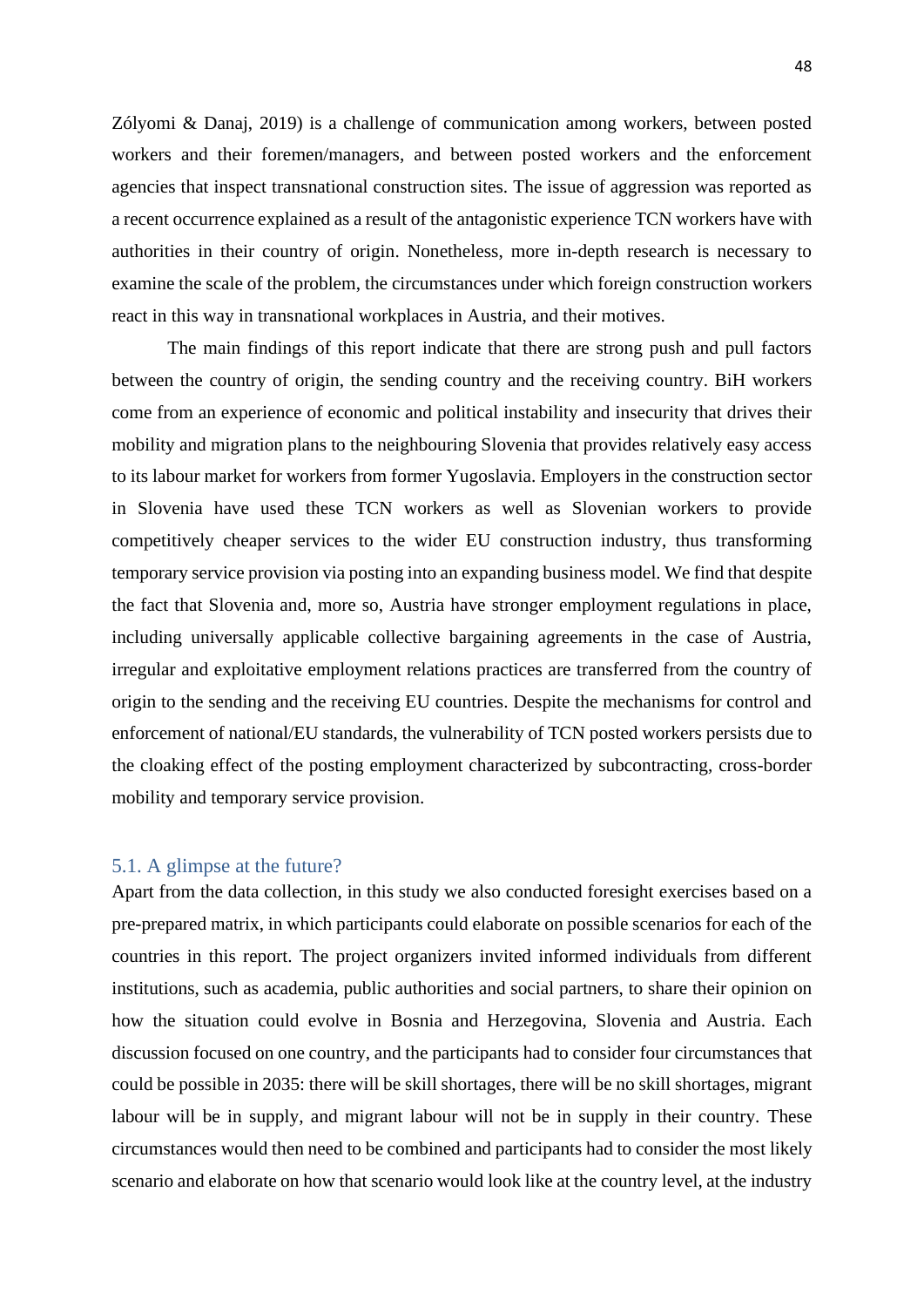Zólyomi & Danaj, 2019) is a challenge of communication among workers, between posted workers and their foremen/managers, and between posted workers and the enforcement agencies that inspect transnational construction sites. The issue of aggression was reported as a recent occurrence explained as a result of the antagonistic experience TCN workers have with authorities in their country of origin. Nonetheless, more in-depth research is necessary to examine the scale of the problem, the circumstances under which foreign construction workers react in this way in transnational workplaces in Austria, and their motives.

The main findings of this report indicate that there are strong push and pull factors between the country of origin, the sending country and the receiving country. BiH workers come from an experience of economic and political instability and insecurity that drives their mobility and migration plans to the neighbouring Slovenia that provides relatively easy access to its labour market for workers from former Yugoslavia. Employers in the construction sector in Slovenia have used these TCN workers as well as Slovenian workers to provide competitively cheaper services to the wider EU construction industry, thus transforming temporary service provision via posting into an expanding business model. We find that despite the fact that Slovenia and, more so, Austria have stronger employment regulations in place, including universally applicable collective bargaining agreements in the case of Austria, irregular and exploitative employment relations practices are transferred from the country of origin to the sending and the receiving EU countries. Despite the mechanisms for control and enforcement of national/EU standards, the vulnerability of TCN posted workers persists due to the cloaking effect of the posting employment characterized by subcontracting, cross-border mobility and temporary service provision.

## 5.1. A glimpse at the future?

Apart from the data collection, in this study we also conducted foresight exercises based on a pre-prepared matrix, in which participants could elaborate on possible scenarios for each of the countries in this report. The project organizers invited informed individuals from different institutions, such as academia, public authorities and social partners, to share their opinion on how the situation could evolve in Bosnia and Herzegovina, Slovenia and Austria. Each discussion focused on one country, and the participants had to consider four circumstances that could be possible in 2035: there will be skill shortages, there will be no skill shortages, migrant labour will be in supply, and migrant labour will not be in supply in their country. These circumstances would then need to be combined and participants had to consider the most likely scenario and elaborate on how that scenario would look like at the country level, at the industry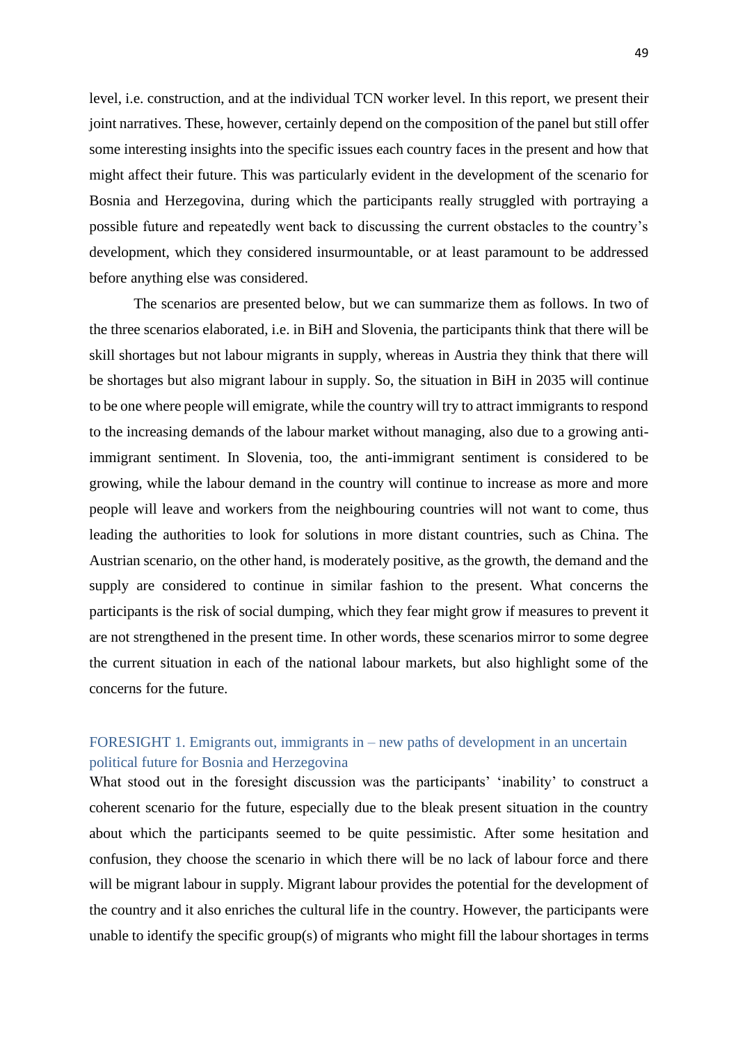level, i.e. construction, and at the individual TCN worker level. In this report, we present their joint narratives. These, however, certainly depend on the composition of the panel but still offer some interesting insights into the specific issues each country faces in the present and how that might affect their future. This was particularly evident in the development of the scenario for Bosnia and Herzegovina, during which the participants really struggled with portraying a possible future and repeatedly went back to discussing the current obstacles to the country's development, which they considered insurmountable, or at least paramount to be addressed before anything else was considered.

The scenarios are presented below, but we can summarize them as follows. In two of the three scenarios elaborated, i.e. in BiH and Slovenia, the participants think that there will be skill shortages but not labour migrants in supply, whereas in Austria they think that there will be shortages but also migrant labour in supply. So, the situation in BiH in 2035 will continue to be one where people will emigrate, while the country will try to attract immigrants to respond to the increasing demands of the labour market without managing, also due to a growing anti-immigrant sentiment. In Slovenia, too, the anti-immigrant sentiment is considered to be growing, while the labour demand in the country will continue to increase as more and more people will leave and workers from the neighbouring countries will not want to come, thus leading the authorities to look for solutions in more distant countries, such as China. The Austrian scenario, on the other hand, is moderately positive, as the growth, the demand and the supply are considered to continue in similar fashion to the present. What concerns the participants is the risk of social dumping, which they fear might grow if measures to prevent it are not strengthened in the present time. In other words, these scenarios mirror to some degree the current situation in each of the national labour markets, but also highlight some of the concerns for the future.

### FORESIGHT 1. Emigrants out, immigrants in – new paths of development in an uncertain political future for Bosnia and Herzegovina

What stood out in the foresight discussion was the participants' 'inability' to construct a coherent scenario for the future, especially due to the bleak present situation in the country about which the participants seemed to be quite pessimistic. After some hesitation and confusion, they choose the scenario in which there will be no lack of labour force and there will be migrant labour in supply. Migrant labour provides the potential for the development of the country and it also enriches the cultural life in the country. However, the participants were unable to identify the specific group(s) of migrants who might fill the labour shortages in terms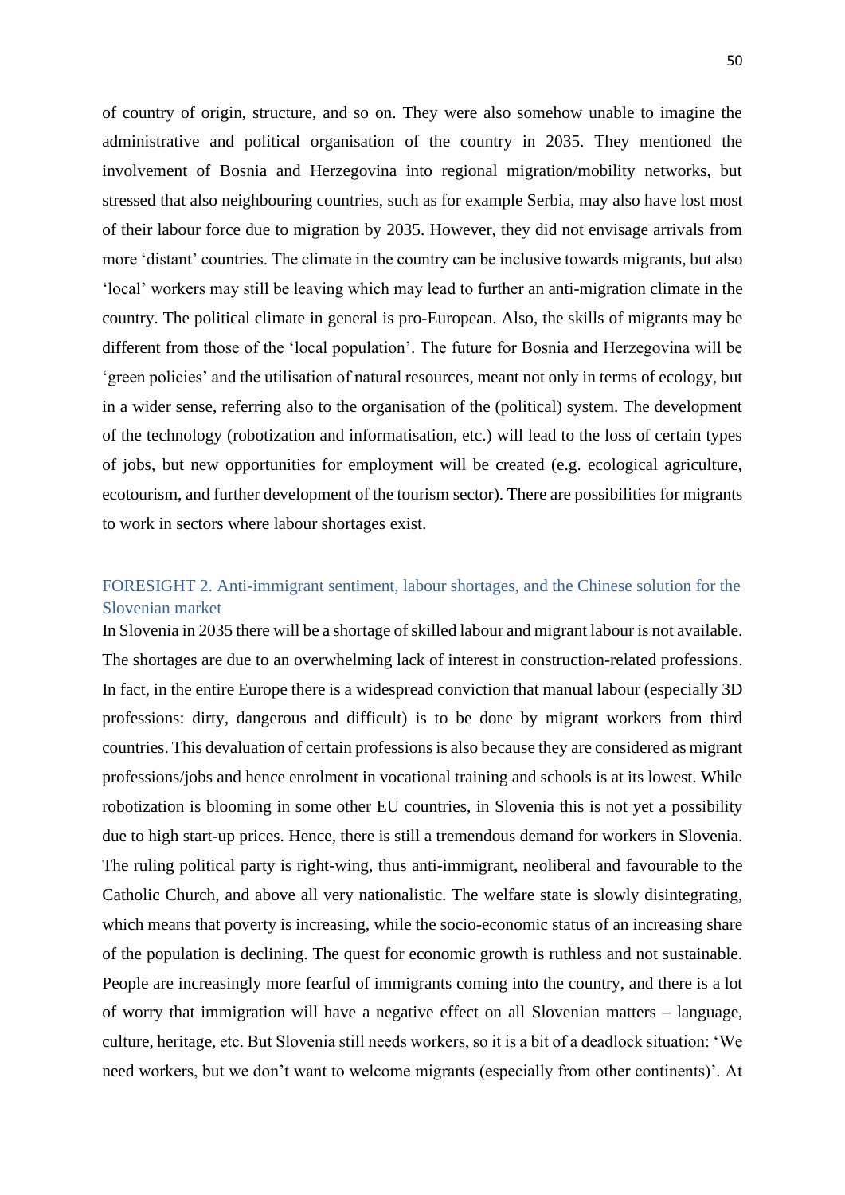of country of origin, structure, and so on. They were also somehow unable to imagine the administrative and political organisation of the country in 2035. They mentioned the involvement of Bosnia and Herzegovina into regional migration/mobility networks, but stressed that also neighbouring countries, such as for example Serbia, may also have lost most of their labour force due to migration by 2035. However, they did not envisage arrivals from more 'distant' countries. The climate in the country can be inclusive towards migrants, but also 'local' workers may still be leaving which may lead to further an anti-migration climate in the country. The political climate in general is pro-European. Also, the skills of migrants may be different from those of the 'local population'. The future for Bosnia and Herzegovina will be 'green policies' and the utilisation of natural resources, meant not only in terms of ecology, but in a wider sense, referring also to the organisation of the (political) system. The development of the technology (robotization and informatisation, etc.) will lead to the loss of certain types of jobs, but new opportunities for employment will be created (e.g. ecological agriculture, ecotourism, and further development of the tourism sector). There are possibilities for migrants to work in sectors where labour shortages exist.

### FORESIGHT 2. Anti-immigrant sentiment, labour shortages, and the Chinese solution for the Slovenian market

In Slovenia in 2035 there will be a shortage of skilled labour and migrant labour is not available. The shortages are due to an overwhelming lack of interest in construction-related professions. In fact, in the entire Europe there is a widespread conviction that manual labour (especially 3D professions: dirty, dangerous and difficult) is to be done by migrant workers from third countries. This devaluation of certain professions is also because they are considered as migrant professions/jobs and hence enrolment in vocational training and schools is at its lowest. While robotization is blooming in some other EU countries, in Slovenia this is not yet a possibility due to high start-up prices. Hence, there is still a tremendous demand for workers in Slovenia. The ruling political party is right-wing, thus anti-immigrant, neoliberal and favourable to the Catholic Church, and above all very nationalistic. The welfare state is slowly disintegrating, which means that poverty is increasing, while the socio-economic status of an increasing share of the population is declining. The quest for economic growth is ruthless and not sustainable. People are increasingly more fearful of immigrants coming into the country, and there is a lot of worry that immigration will have a negative effect on all Slovenian matters – language, culture, heritage, etc. But Slovenia still needs workers, so it is a bit of a deadlock situation: 'We need workers, but we don't want to welcome migrants (especially from other continents)'. At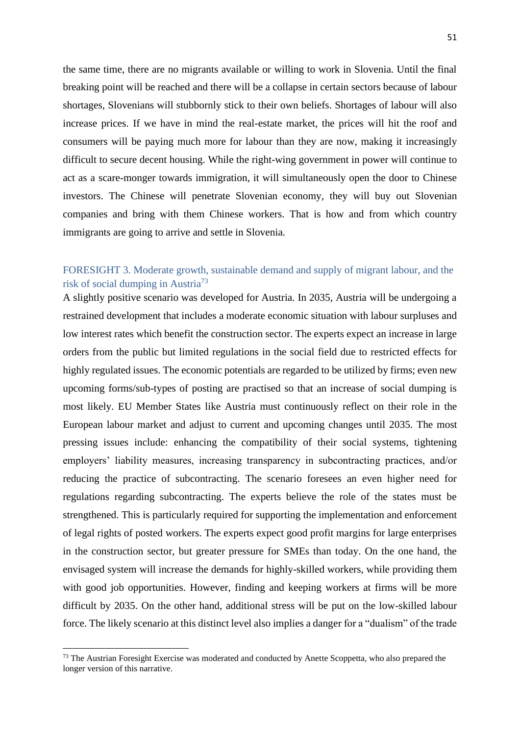the same time, there are no migrants available or willing to work in Slovenia. Until the final breaking point will be reached and there will be a collapse in certain sectors because of labour shortages, Slovenians will stubbornly stick to their own beliefs. Shortages of labour will also increase prices. If we have in mind the real-estate market, the prices will hit the roof and consumers will be paying much more for labour than they are now, making it increasingly difficult to secure decent housing. While the right-wing government in power will continue to act as a scare-monger towards immigration, it will simultaneously open the door to Chinese investors. The Chinese will penetrate Slovenian economy, they will buy out Slovenian companies and bring with them Chinese workers. That is how and from which country immigrants are going to arrive and settle in Slovenia.

### FORESIGHT 3. Moderate growth, sustainable demand and supply of migrant labour, and the risk of social dumping in Austria[73]

A slightly positive scenario was developed for Austria. In 2035, Austria will be undergoing a restrained development that includes a moderate economic situation with labour surpluses and low interest rates which benefit the construction sector. The experts expect an increase in large orders from the public but limited regulations in the social field due to restricted effects for highly regulated issues. The economic potentials are regarded to be utilized by firms; even new upcoming forms/sub-types of posting are practised so that an increase of social dumping is most likely. EU Member States like Austria must continuously reflect on their role in the European labour market and adjust to current and upcoming changes until 2035. The most pressing issues include: enhancing the compatibility of their social systems, tightening employers' liability measures, increasing transparency in subcontracting practices, and/or reducing the practice of subcontracting. The scenario foresees an even higher need for regulations regarding subcontracting. The experts believe the role of the states must be strengthened. This is particularly required for supporting the implementation and enforcement of legal rights of posted workers. The experts expect good profit margins for large enterprises in the construction sector, but greater pressure for SMEs than today. On the one hand, the envisaged system will increase the demands for highly-skilled workers, while providing them with good job opportunities. However, finding and keeping workers at firms will be more difficult by 2035. On the other hand, additional stress will be put on the low-skilled labour force. The likely scenario at this distinct level also implies a danger for a "dualism" of the trade

---

[73] The Austrian Foresight Exercise was moderated and conducted by Anette Scoppetta, who also prepared the longer version of this narrative.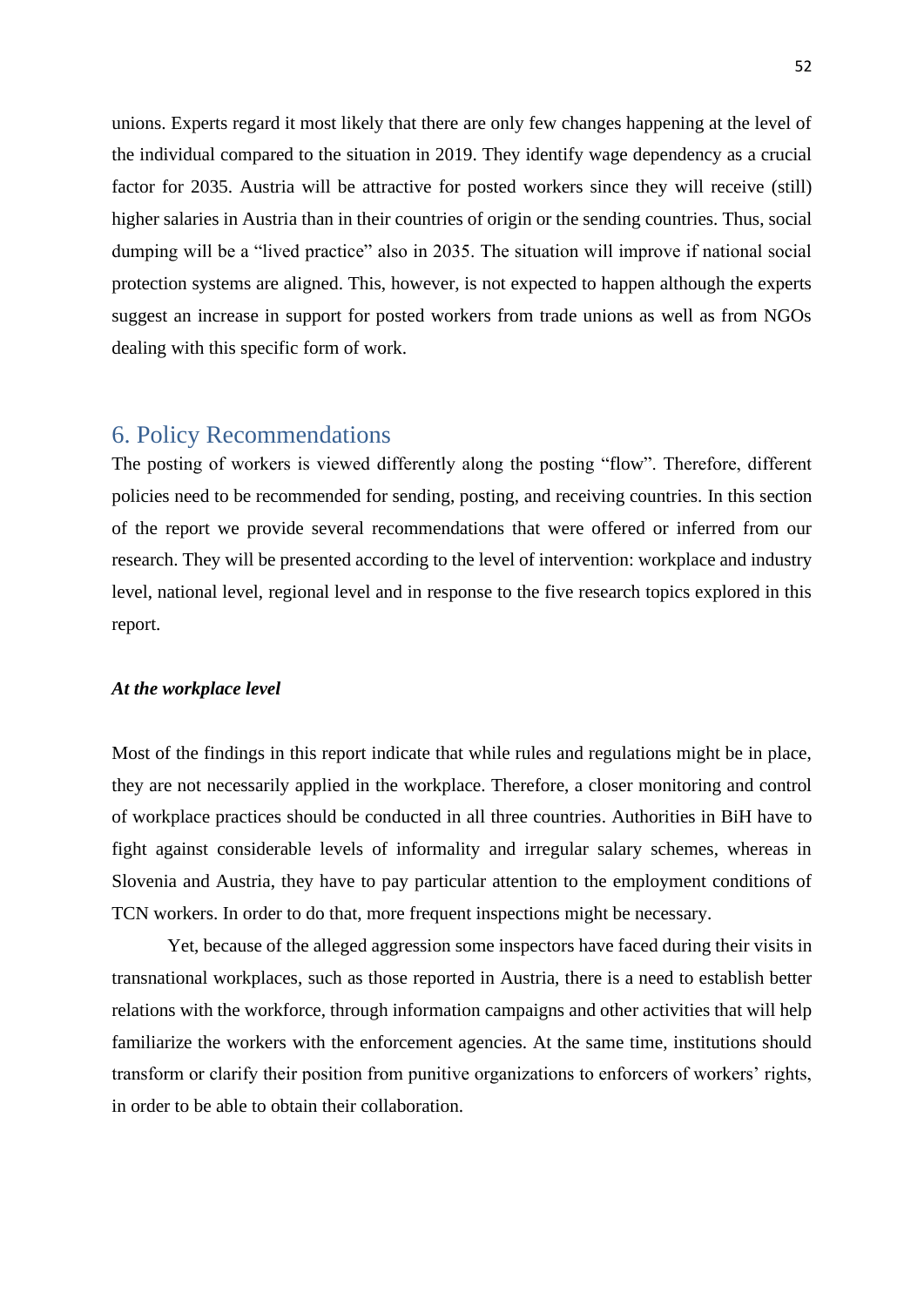unions. Experts regard it most likely that there are only few changes happening at the level of the individual compared to the situation in 2019. They identify wage dependency as a crucial factor for 2035. Austria will be attractive for posted workers since they will receive (still) higher salaries in Austria than in their countries of origin or the sending countries. Thus, social dumping will be a "lived practice" also in 2035. The situation will improve if national social protection systems are aligned. This, however, is not expected to happen although the experts suggest an increase in support for posted workers from trade unions as well as from NGOs dealing with this specific form of work.

## 6. Policy Recommendations

The posting of workers is viewed differently along the posting "flow". Therefore, different policies need to be recommended for sending, posting, and receiving countries. In this section of the report we provide several recommendations that were offered or inferred from our research. They will be presented according to the level of intervention: workplace and industry level, national level, regional level and in response to the five research topics explored in this report.

### *At the workplace level*

Most of the findings in this report indicate that while rules and regulations might be in place, they are not necessarily applied in the workplace. Therefore, a closer monitoring and control of workplace practices should be conducted in all three countries. Authorities in BiH have to fight against considerable levels of informality and irregular salary schemes, whereas in Slovenia and Austria, they have to pay particular attention to the employment conditions of TCN workers. In order to do that, more frequent inspections might be necessary.

Yet, because of the alleged aggression some inspectors have faced during their visits in transnational workplaces, such as those reported in Austria, there is a need to establish better relations with the workforce, through information campaigns and other activities that will help familiarize the workers with the enforcement agencies. At the same time, institutions should transform or clarify their position from punitive organizations to enforcers of workers' rights, in order to be able to obtain their collaboration.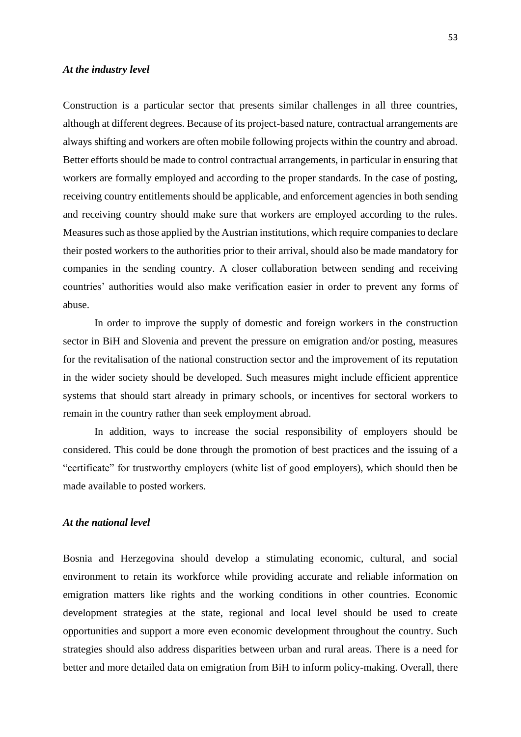***At the industry level***

Construction is a particular sector that presents similar challenges in all three countries, although at different degrees. Because of its project-based nature, contractual arrangements are always shifting and workers are often mobile following projects within the country and abroad. Better efforts should be made to control contractual arrangements, in particular in ensuring that workers are formally employed and according to the proper standards. In the case of posting, receiving country entitlements should be applicable, and enforcement agencies in both sending and receiving country should make sure that workers are employed according to the rules. Measures such as those applied by the Austrian institutions, which require companies to declare their posted workers to the authorities prior to their arrival, should also be made mandatory for companies in the sending country. A closer collaboration between sending and receiving countries' authorities would also make verification easier in order to prevent any forms of abuse.

In order to improve the supply of domestic and foreign workers in the construction sector in BiH and Slovenia and prevent the pressure on emigration and/or posting, measures for the revitalisation of the national construction sector and the improvement of its reputation in the wider society should be developed. Such measures might include efficient apprentice systems that should start already in primary schools, or incentives for sectoral workers to remain in the country rather than seek employment abroad.

In addition, ways to increase the social responsibility of employers should be considered. This could be done through the promotion of best practices and the issuing of a "certificate" for trustworthy employers (white list of good employers), which should then be made available to posted workers.

***At the national level***

Bosnia and Herzegovina should develop a stimulating economic, cultural, and social environment to retain its workforce while providing accurate and reliable information on emigration matters like rights and the working conditions in other countries. Economic development strategies at the state, regional and local level should be used to create opportunities and support a more even economic development throughout the country. Such strategies should also address disparities between urban and rural areas. There is a need for better and more detailed data on emigration from BiH to inform policy-making. Overall, there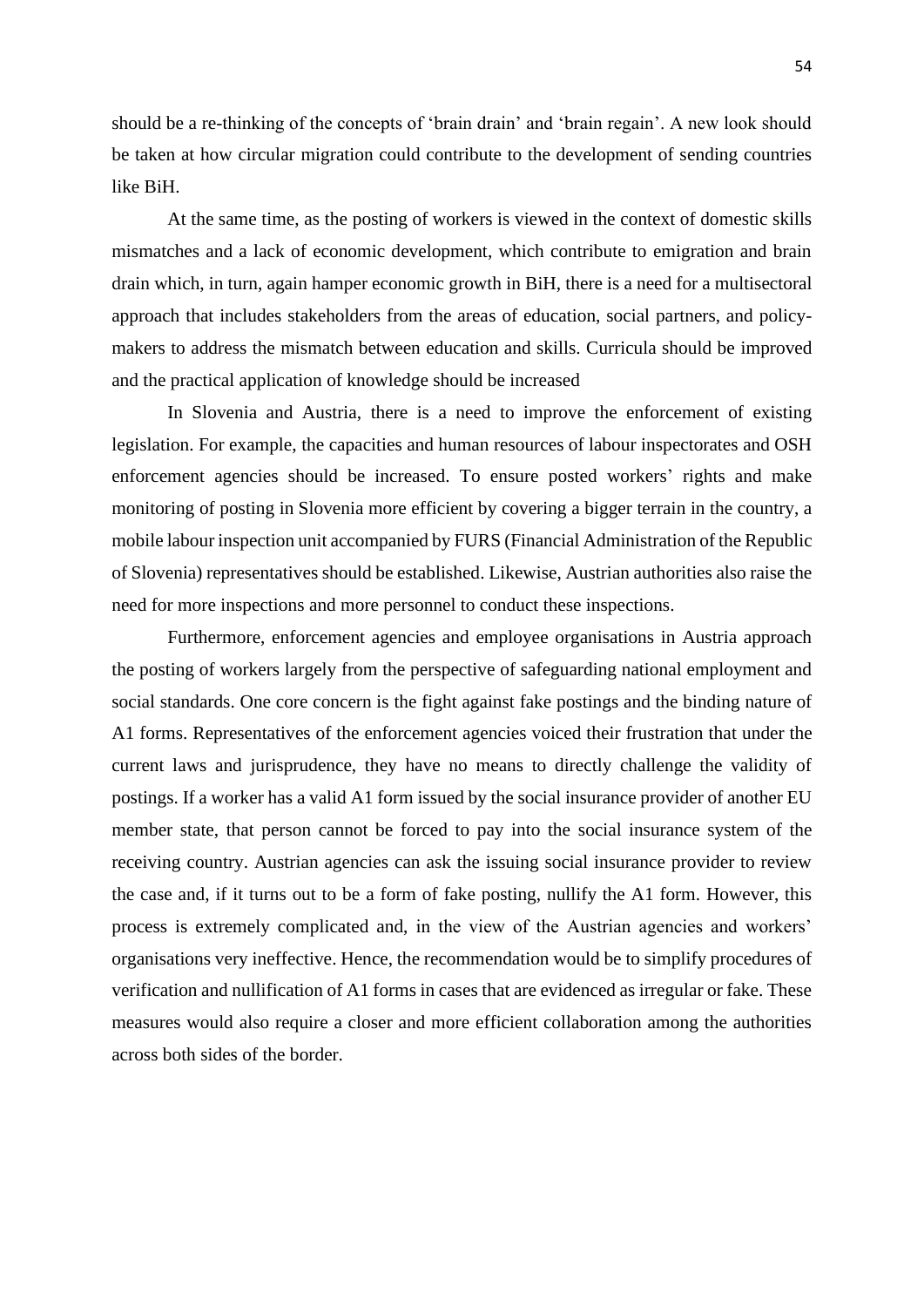should be a re-thinking of the concepts of 'brain drain' and 'brain regain'. A new look should be taken at how circular migration could contribute to the development of sending countries like BiH.

At the same time, as the posting of workers is viewed in the context of domestic skills mismatches and a lack of economic development, which contribute to emigration and brain drain which, in turn, again hamper economic growth in BiH, there is a need for a multisectoral approach that includes stakeholders from the areas of education, social partners, and policy-makers to address the mismatch between education and skills. Curricula should be improved and the practical application of knowledge should be increased

In Slovenia and Austria, there is a need to improve the enforcement of existing legislation. For example, the capacities and human resources of labour inspectorates and OSH enforcement agencies should be increased. To ensure posted workers' rights and make monitoring of posting in Slovenia more efficient by covering a bigger terrain in the country, a mobile labour inspection unit accompanied by FURS (Financial Administration of the Republic of Slovenia) representatives should be established. Likewise, Austrian authorities also raise the need for more inspections and more personnel to conduct these inspections.

Furthermore, enforcement agencies and employee organisations in Austria approach the posting of workers largely from the perspective of safeguarding national employment and social standards. One core concern is the fight against fake postings and the binding nature of A1 forms. Representatives of the enforcement agencies voiced their frustration that under the current laws and jurisprudence, they have no means to directly challenge the validity of postings. If a worker has a valid A1 form issued by the social insurance provider of another EU member state, that person cannot be forced to pay into the social insurance system of the receiving country. Austrian agencies can ask the issuing social insurance provider to review the case and, if it turns out to be a form of fake posting, nullify the A1 form. However, this process is extremely complicated and, in the view of the Austrian agencies and workers' organisations very ineffective. Hence, the recommendation would be to simplify procedures of verification and nullification of A1 forms in cases that are evidenced as irregular or fake. These measures would also require a closer and more efficient collaboration among the authorities across both sides of the border.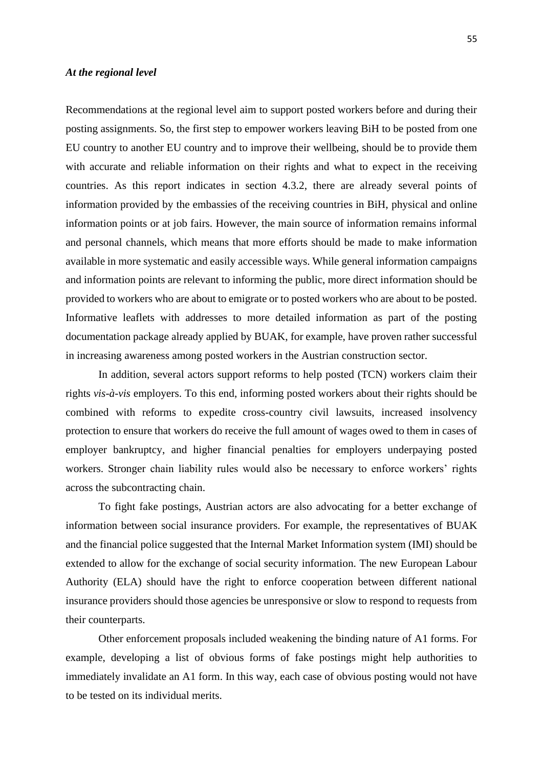***At the regional level***

Recommendations at the regional level aim to support posted workers before and during their posting assignments. So, the first step to empower workers leaving BiH to be posted from one EU country to another EU country and to improve their wellbeing, should be to provide them with accurate and reliable information on their rights and what to expect in the receiving countries. As this report indicates in section 4.3.2, there are already several points of information provided by the embassies of the receiving countries in BiH, physical and online information points or at job fairs. However, the main source of information remains informal and personal channels, which means that more efforts should be made to make information available in more systematic and easily accessible ways. While general information campaigns and information points are relevant to informing the public, more direct information should be provided to workers who are about to emigrate or to posted workers who are about to be posted. Informative leaflets with addresses to more detailed information as part of the posting documentation package already applied by BUAK, for example, have proven rather successful in increasing awareness among posted workers in the Austrian construction sector.

In addition, several actors support reforms to help posted (TCN) workers claim their rights *vis-à-vis* employers. To this end, informing posted workers about their rights should be combined with reforms to expedite cross-country civil lawsuits, increased insolvency protection to ensure that workers do receive the full amount of wages owed to them in cases of employer bankruptcy, and higher financial penalties for employers underpaying posted workers. Stronger chain liability rules would also be necessary to enforce workers' rights across the subcontracting chain.

To fight fake postings, Austrian actors are also advocating for a better exchange of information between social insurance providers. For example, the representatives of BUAK and the financial police suggested that the Internal Market Information system (IMI) should be extended to allow for the exchange of social security information. The new European Labour Authority (ELA) should have the right to enforce cooperation between different national insurance providers should those agencies be unresponsive or slow to respond to requests from their counterparts.

Other enforcement proposals included weakening the binding nature of A1 forms. For example, developing a list of obvious forms of fake postings might help authorities to immediately invalidate an A1 form. In this way, each case of obvious posting would not have to be tested on its individual merits.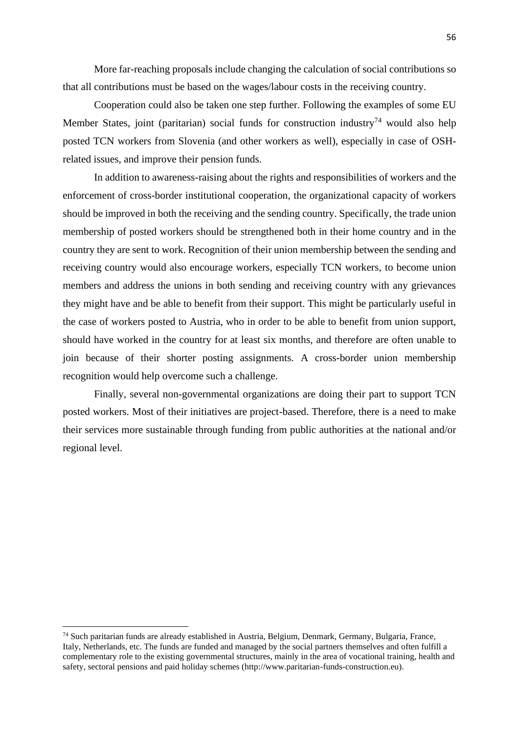More far-reaching proposals include changing the calculation of social contributions so that all contributions must be based on the wages/labour costs in the receiving country.

Cooperation could also be taken one step further. Following the examples of some EU Member States, joint (paritarian) social funds for construction industry[74] would also help posted TCN workers from Slovenia (and other workers as well), especially in case of OSH-related issues, and improve their pension funds.

In addition to awareness-raising about the rights and responsibilities of workers and the enforcement of cross-border institutional cooperation, the organizational capacity of workers should be improved in both the receiving and the sending country. Specifically, the trade union membership of posted workers should be strengthened both in their home country and in the country they are sent to work. Recognition of their union membership between the sending and receiving country would also encourage workers, especially TCN workers, to become union members and address the unions in both sending and receiving country with any grievances they might have and be able to benefit from their support. This might be particularly useful in the case of workers posted to Austria, who in order to be able to benefit from union support, should have worked in the country for at least six months, and therefore are often unable to join because of their shorter posting assignments. A cross-border union membership recognition would help overcome such a challenge.

Finally, several non-governmental organizations are doing their part to support TCN posted workers. Most of their initiatives are project-based. Therefore, there is a need to make their services more sustainable through funding from public authorities at the national and/or regional level.

---

[74] Such paritarian funds are already established in Austria, Belgium, Denmark, Germany, Bulgaria, France, Italy, Netherlands, etc. The funds are funded and managed by the social partners themselves and often fulfill a complementary role to the existing governmental structures, mainly in the area of vocational training, health and safety, sectoral pensions and paid holiday schemes (http://www.paritarian-funds-construction.eu).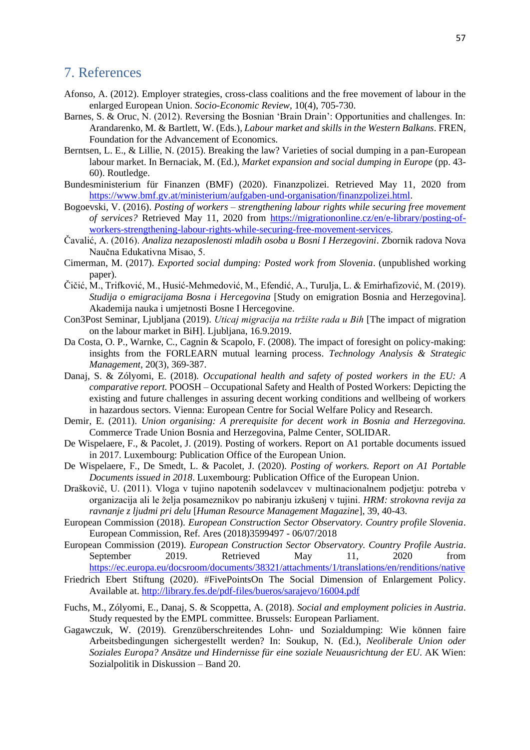# 7. References

Afonso, A. (2012). Employer strategies, cross-class coalitions and the free movement of labour in the enlarged European Union. *Socio-Economic Review*, 10(4), 705-730.

Barnes, S. & Oruc, N. (2012). Reversing the Bosnian 'Brain Drain': Opportunities and challenges. In: Arandarenko, M. & Bartlett, W. (Eds.), *Labour market and skills in the Western Balkans*. FREN, Foundation for the Advancement of Economics.

Berntsen, L. E., & Lillie, N. (2015). Breaking the law? Varieties of social dumping in a pan-European labour market. In Bernaciak, M. (Ed.), *Market expansion and social dumping in Europe* (pp. 43-60). Routledge.

Bundesministerium für Finanzen (BMF) (2020). Finanzpolizei. Retrieved May 11, 2020 from https://www.bmf.gv.at/ministerium/aufgaben-und-organisation/finanzpolizei.html.

Bogoevski, V. (2016). *Posting of workers – strengthening labour rights while securing free movement of services?* Retrieved May 11, 2020 from https://migrationonline.cz/en/e-library/posting-of-workers-strengthening-labour-rights-while-securing-free-movement-services.

Čavalić, A. (2016). *Analiza nezaposlenosti mladih osoba u Bosni I Herzegovini*. Zbornik radova Nova Naučna Edukativna Misao, 5.

Cimerman, M. (2017). *Exported social dumping: Posted work from Slovenia*. (unpublished working paper).

Čičić, M., Trifković, M., Husić-Mehmedović, M., Efendić, A., Turulja, L. & Emirhafizović, M. (2019). *Studija o emigracijama Bosna i Hercegovina* [Study on emigration Bosnia and Herzegovina]. Akademija nauka i umjetnosti Bosne I Hercegovine.

Con3Post Seminar, Ljubljana (2019). *Uticaj migracija na tržište rada u Bih* [The impact of migration on the labour market in BiH]. Ljubljana, 16.9.2019.

Da Costa, O. P., Warnke, C., Cagnin & Scapolo, F. (2008). The impact of foresight on policy-making: insights from the FORLEARN mutual learning process. *Technology Analysis & Strategic Management*, 20(3), 369-387.

Danaj, S. & Zólyomi, E. (2018). *Occupational health and safety of posted workers in the EU: A comparative report.* POOSH – Occupational Safety and Health of Posted Workers: Depicting the existing and future challenges in assuring decent working conditions and wellbeing of workers in hazardous sectors. Vienna: European Centre for Social Welfare Policy and Research.

Demir, E. (2011). *Union organising: A prerequisite for decent work in Bosnia and Herzegovina.* Commerce Trade Union Bosnia and Herzegovina, Palme Center, SOLIDAR.

De Wispelaere, F., & Pacolet, J. (2019). Posting of workers. Report on A1 portable documents issued in 2017. Luxembourg: Publication Office of the European Union.

De Wispelaere, F., De Smedt, L. & Pacolet, J. (2020). *Posting of workers. Report on A1 Portable Documents issued in 2018*. Luxembourg: Publication Office of the European Union.

Draškovič, U. (2011). Vloga v tujino napotenih sodelavcev v multinacionalnem podjetju: potreba v organizacija ali le želja posameznikov po nabiranju izkušenj v tujini. *HRM: strokovna revija za ravnanje z ljudmi pri delu* [*Human Resource Management Magazine*], 39, 40-43.

European Commission (2018). *European Construction Sector Observatory. Country profile Slovenia*. European Commission, Ref. Ares (2018)3599497 - 06/07/2018

European Commission (2019). *European Construction Sector Observatory. Country Profile Austria*. September 2019. Retrieved May 11, 2020 from https://ec.europa.eu/docsroom/documents/38321/attachments/1/translations/en/renditions/native

Friedrich Ebert Stiftung (2020). #FivePointsOn The Social Dimension of Enlargement Policy. Available at. http://library.fes.de/pdf-files/bueros/sarajevo/16004.pdf

Fuchs, M., Zólyomi, E., Danaj, S. & Scoppetta, A. (2018). *Social and employment policies in Austria*. Study requested by the EMPL committee. Brussels: European Parliament.

Gagawczuk, W. (2019). Grenzüberschreitendes Lohn- und Sozialdumping: Wie können faire Arbeitsbedingungen sichergestellt werden? In: Soukup, N. (Ed.), *Neoliberale Union oder Soziales Europa? Ansätze und Hindernisse für eine soziale Neuausrichtung der EU*. AK Wien: Sozialpolitik in Diskussion – Band 20.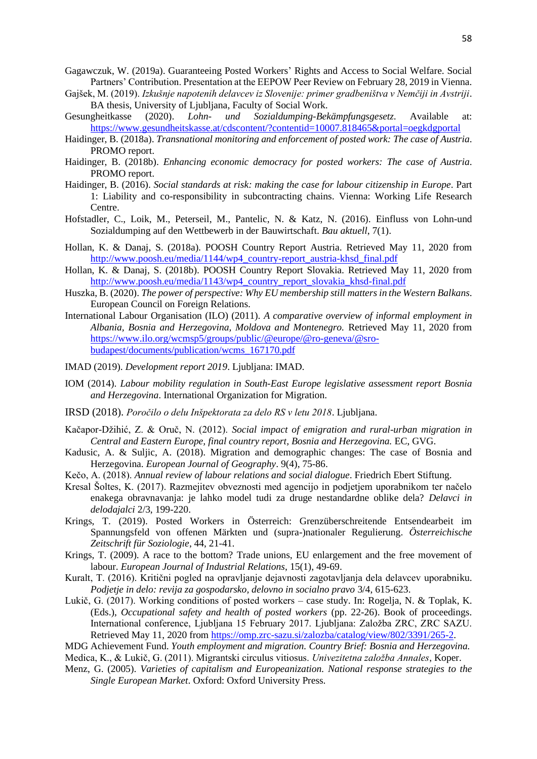Gagawczuk, W. (2019a). Guaranteeing Posted Workers' Rights and Access to Social Welfare. Social Partners' Contribution. Presentation at the EEPOW Peer Review on February 28, 2019 in Vienna.

Gajšek, M. (2019). *Izkušnje napotenih delavcev iz Slovenije: primer gradbeništva v Nemčiji in Avstriji*. BA thesis, University of Ljubljana, Faculty of Social Work.

Gesungheitkasse (2020). *Lohn- und Sozialdumping-Bekämpfungsgesetz*. Available at: https://www.gesundheitskasse.at/cdscontent/?contentid=10007.818465&portal=oegkdgportal

Haidinger, B. (2018a). *Transnational monitoring and enforcement of posted work: The case of Austria*. PROMO report.

Haidinger, B. (2018b). *Enhancing economic democracy for posted workers: The case of Austria*. PROMO report.

Haidinger, B. (2016). *Social standards at risk: making the case for labour citizenship in Europe*. Part 1: Liability and co-responsibility in subcontracting chains. Vienna: Working Life Research Centre.

Hofstadler, C., Loik, M., Peterseil, M., Pantelic, N. & Katz, N. (2016). Einfluss von Lohn-und Sozialdumping auf den Wettbewerb in der Bauwirtschaft. *Bau aktuell*, 7(1).

Hollan, K. & Danaj, S. (2018a). POOSH Country Report Austria. Retrieved May 11, 2020 from http://www.poosh.eu/media/1144/wp4_country-report_austria-khsd_final.pdf

Hollan, K. & Danaj, S. (2018b). POOSH Country Report Slovakia. Retrieved May 11, 2020 from http://www.poosh.eu/media/1143/wp4_country_report_slovakia_khsd-final.pdf

Huszka, B. (2020). *The power of perspective: Why EU membership still matters in the Western Balkans*. European Council on Foreign Relations.

International Labour Organisation (ILO) (2011). *A comparative overview of informal employment in Albania, Bosnia and Herzegovina, Moldova and Montenegro*. Retrieved May 11, 2020 from https://www.ilo.org/wcmsp5/groups/public/@europe/@ro-geneva/@sro-budapest/documents/publication/wcms_167170.pdf

IMAD (2019). *Development report 2019*. Ljubljana: IMAD.

IOM (2014). *Labour mobility regulation in South-East Europe legislative assessment report Bosnia and Herzegovina*. International Organization for Migration.

IRSD (2018). *Poročilo o delu Inšpektorata za delo RS v letu 2018*. Ljubljana.

Kačapor-Džihić, Z. & Oruč, N. (2012). *Social impact of emigration and rural-urban migration in Central and Eastern Europe, final country report, Bosnia and Herzegovina.* EC, GVG.

Kadusic, A. & Suljic, A. (2018). Migration and demographic changes: The case of Bosnia and Herzegovina. *European Journal of Geography*. 9(4), 75-86.

Kečo, A. (2018). *Annual review of labour relations and social dialogue*. Friedrich Ebert Stiftung.

Kresal Šoltes, K. (2017). Razmejitev obveznosti med agencijo in podjetjem uporabnikom ter načelo enakega obravnavanja: je lahko model tudi za druge nestandardne oblike dela? *Delavci in delodajalci* 2/3, 199-220.

Krings, T. (2019). Posted Workers in Österreich: Grenzüberschreitende Entsendearbeit im Spannungsfeld von offenen Märkten und (supra-)nationaler Regulierung. *Österreichische Zeitschrift für Soziologie*, 44, 21-41.

Krings, T. (2009). A race to the bottom? Trade unions, EU enlargement and the free movement of labour. *European Journal of Industrial Relations*, 15(1), 49-69.

Kuralt, T. (2016). Kritični pogled na opravljanje dejavnosti zagotavljanja dela delavcev uporabniku. *Podjetje in delo: revija za gospodarsko, delovno in socialno pravo* 3/4, 615-623.

Lukič, G. (2017). Working conditions of posted workers – case study. In: Rogelja, N. & Toplak, K. (Eds.), *Occupational safety and health of posted workers* (pp. 22-26). Book of proceedings. International conference, Ljubljana 15 February 2017. Ljubljana: Založba ZRC, ZRC SAZU. Retrieved May 11, 2020 from https://omp.zrc-sazu.si/zalozba/catalog/view/802/3391/265-2.

MDG Achievement Fund. *Youth employment and migration. Country Brief: Bosnia and Herzegovina.*

Medica, K., & Lukič, G. (2011). Migrantski circulus vitiosus. *Univezitetna založba Annales*, Koper.

Menz, G. (2005). *Varieties of capitalism and Europeanization. National response strategies to the Single European Market*. Oxford: Oxford University Press.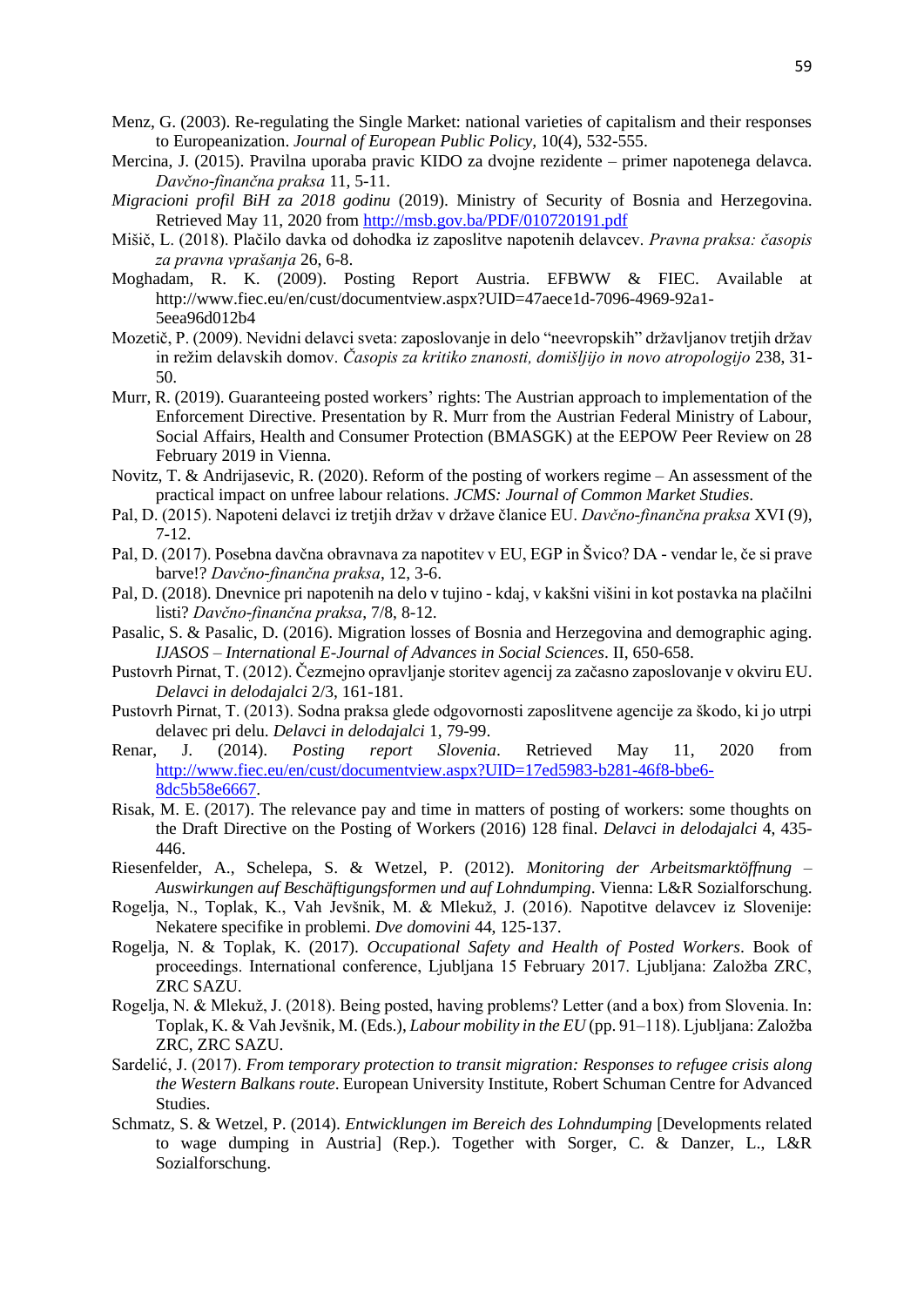Menz, G. (2003). Re-regulating the Single Market: national varieties of capitalism and their responses to Europeanization. *Journal of European Public Policy*, 10(4), 532-555.

Mercina, J. (2015). Pravilna uporaba pravic KIDO za dvojne rezidente – primer napotenega delavca. *Davčno-finančna praksa* 11, 5-11.

*Migracioni profil BiH za 2018 godinu* (2019). Ministry of Security of Bosnia and Herzegovina. Retrieved May 11, 2020 from http://msb.gov.ba/PDF/010720191.pdf

Mišič, L. (2018). Plačilo davka od dohodka iz zaposlitve napotenih delavcev. *Pravna praksa: časopis za pravna vprašanja* 26, 6-8.

Moghadam, R. K. (2009). Posting Report Austria. EFBWW & FIEC. Available at http://www.fiec.eu/en/cust/documentview.aspx?UID=47aece1d-7096-4969-92a1-5eea96d012b4

Mozetič, P. (2009). Nevidni delavci sveta: zaposlovanje in delo "neevropskih" državljanov tretjih držav in režim delavskih domov. *Časopis za kritiko znanosti, domišljijo in novo atropologijo* 238, 31-50.

Murr, R. (2019). Guaranteeing posted workers' rights: The Austrian approach to implementation of the Enforcement Directive. Presentation by R. Murr from the Austrian Federal Ministry of Labour, Social Affairs, Health and Consumer Protection (BMASGK) at the EEPOW Peer Review on 28 February 2019 in Vienna.

Novitz, T. & Andrijasevic, R. (2020). Reform of the posting of workers regime – An assessment of the practical impact on unfree labour relations. *JCMS: Journal of Common Market Studies*.

Pal, D. (2015). Napoteni delavci iz tretjih držav v države članice EU. *Davčno-finančna praksa* XVI (9), 7-12.

Pal, D. (2017). Posebna davčna obravnava za napotitev v EU, EGP in Švico? DA - vendar le, če si prave barve!? *Davčno-finančna praksa*, 12, 3-6.

Pal, D. (2018). Dnevnice pri napotenih na delo v tujino - kdaj, v kakšni višini in kot postavka na plačilni listi? *Davčno-finančna praksa*, 7/8, 8-12.

Pasalic, S. & Pasalic, D. (2016). Migration losses of Bosnia and Herzegovina and demographic aging. *IJASOS – International E-Journal of Advances in Social Sciences*. II, 650-658.

Pustovrh Pirnat, T. (2012). Čezmejno opravljanje storitev agencij za začasno zaposlovanje v okviru EU. *Delavci in delodajalci* 2/3, 161-181.

Pustovrh Pirnat, T. (2013). Sodna praksa glede odgovornosti zaposlitvene agencije za škodo, ki jo utrpi delavec pri delu. *Delavci in delodajalci* 1, 79-99.

Renar, J. (2014). *Posting report Slovenia*. Retrieved May 11, 2020 from http://www.fiec.eu/en/cust/documentview.aspx?UID=17ed5983-b281-46f8-bbe6-8dc5b58e6667.

Risak, M. E. (2017). The relevance pay and time in matters of posting of workers: some thoughts on the Draft Directive on the Posting of Workers (2016) 128 final. *Delavci in delodajalci* 4, 435-446.

Riesenfelder, A., Schelepa, S. & Wetzel, P. (2012). *Monitoring der Arbeitsmarktöffnung – Auswirkungen auf Beschäftigungsformen und auf Lohndumping*. Vienna: L&R Sozialforschung.

Rogelja, N., Toplak, K., Vah Jevšnik, M. & Mlekuž, J. (2016). Napotitve delavcev iz Slovenije: Nekatere specifike in problemi. *Dve domovini* 44, 125-137.

Rogelja, N. & Toplak, K. (2017). *Occupational Safety and Health of Posted Workers*. Book of proceedings. International conference, Ljubljana 15 February 2017. Ljubljana: Založba ZRC, ZRC SAZU.

Rogelja, N. & Mlekuž, J. (2018). Being posted, having problems? Letter (and a box) from Slovenia. In: Toplak, K. & Vah Jevšnik, M. (Eds.), *Labour mobility in the EU* (pp. 91–118). Ljubljana: Založba ZRC, ZRC SAZU.

Sardelić, J. (2017). *From temporary protection to transit migration: Responses to refugee crisis along the Western Balkans route*. European University Institute, Robert Schuman Centre for Advanced Studies.

Schmatz, S. & Wetzel, P. (2014). *Entwicklungen im Bereich des Lohndumping* [Developments related to wage dumping in Austria] (Rep.). Together with Sorger, C. & Danzer, L., L&R Sozialforschung.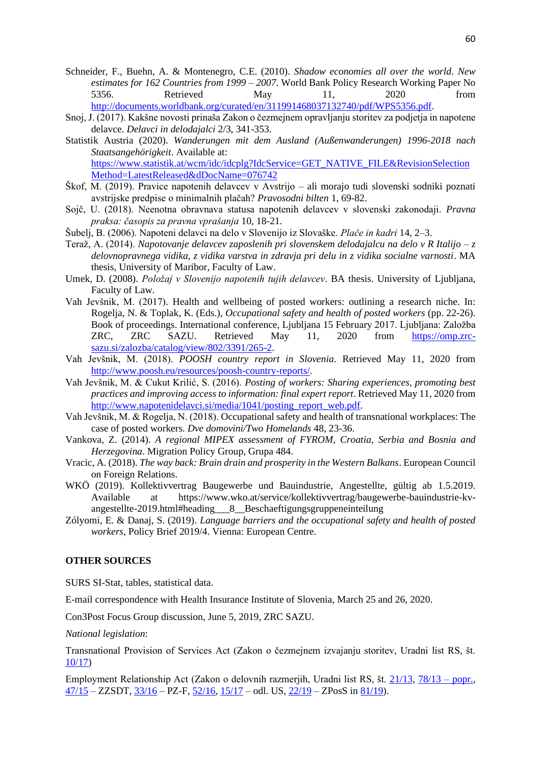Schneider, F., Buehn, A. & Montenegro, C.E. (2010). *Shadow economies all over the world. New estimates for 162 Countries from 1999 – 2007*. World Bank Policy Research Working Paper No 5356. Retrieved May 11, 2020 from http://documents.worldbank.org/curated/en/311991468037132740/pdf/WPS5356.pdf.

Snoj, J. (2017). Kakšne novosti prinaša Zakon o čezmejnem opravljanju storitev za podjetja in napotene delavce. *Delavci in delodajalci* 2/3, 341-353.

Statistik Austria (2020). *Wanderungen mit dem Ausland (Außenwanderungen) 1996-2018 nach Staatsangehörigkeit*. Available at: https://www.statistik.at/wcm/idc/idcplg?IdcService=GET_NATIVE_FILE&RevisionSelectionMethod=LatestReleased&dDocName=076742

Škof, M. (2019). Pravice napotenih delavcev v Avstrijo – ali morajo tudi slovenski sodniki poznati avstrijske predpise o minimalnih plačah? *Pravosodni bilten* 1, 69-82.

Sojč, U. (2018). Neenotna obravnava statusa napotenih delavcev v slovenski zakonodaji. *Pravna praksa: časopis za pravna vprašanja* 10, 18-21.

Šubelj, B. (2006). Napoteni delavci na delo v Slovenijo iz Slovaške. *Plače in kadri* 14, 2–3.

Teraž, A. (2014). *Napotovanje delavcev zaposlenih pri slovenskem delodajalcu na delo v R Italijo – z delovnopravnega vidika, z vidika varstva in zdravja pri delu in z vidika socialne varnosti*. MA thesis, University of Maribor, Faculty of Law.

Umek, D. (2008). *Položaj v Slovenijo napotenih tujih delavcev*. BA thesis. University of Ljubljana, Faculty of Law.

Vah Jevšnik, M. (2017). Health and wellbeing of posted workers: outlining a research niche. In: Rogelja, N. & Toplak, K. (Eds.), *Occupational safety and health of posted workers* (pp. 22-26). Book of proceedings. International conference, Ljubljana 15 February 2017. Ljubljana: Založba ZRC, ZRC SAZU. Retrieved May 11, 2020 from https://omp.zrc-sazu.si/zalozba/catalog/view/802/3391/265-2.

Vah Jevšnik, M. (2018). *POOSH country report in Slovenia*. Retrieved May 11, 2020 from http://www.poosh.eu/resources/poosh-country-reports/.

Vah Jevšnik, M. & Cukut Krilić, S. (2016). *Posting of workers: Sharing experiences, promoting best practices and improving access to information: final expert report*. Retrieved May 11, 2020 from http://www.napotenidelavci.si/media/1041/posting_report_web.pdf.

Vah Jevšnik, M. & Rogelja, N. (2018). Occupational safety and health of transnational workplaces: The case of posted workers. *Dve domovini/Two Homelands* 48, 23-36.

Vankova, Z. (2014). *A regional MIPEX assessment of FYROM, Croatia, Serbia and Bosnia and Herzegovina*. Migration Policy Group, Grupa 484.

Vracic, A. (2018). *The way back: Brain drain and prosperity in the Western Balkans*. European Council on Foreign Relations.

WKÖ (2019). Kollektivvertrag Baugewerbe und Bauindustrie, Angestellte, gültig ab 1.5.2019. Available at https://www.wko.at/service/kollektivvertrag/baugewerbe-bauindustrie-kv-angestellte-2019.html#heading___8__Beschaeftigungsgruppeneinteilung

Zólyomi, E. & Danaj, S. (2019). *Language barriers and the occupational safety and health of posted workers*, Policy Brief 2019/4. Vienna: European Centre.

## OTHER SOURCES

SURS SI-Stat, tables, statistical data.

E-mail correspondence with Health Insurance Institute of Slovenia, March 25 and 26, 2020.

Con3Post Focus Group discussion, June 5, 2019, ZRC SAZU.

*National legislation*:

Transnational Provision of Services Act (Zakon o čezmejnem izvajanju storitev, Uradni list RS, št. 10/17)

Employment Relationship Act (Zakon o delovnih razmerjih, Uradni list RS, št. 21/13, 78/13 – popr., 47/15 – ZZSDT, 33/16 – PZ-F, 52/16, 15/17 – odl. US, 22/19 – ZPosS in 81/19).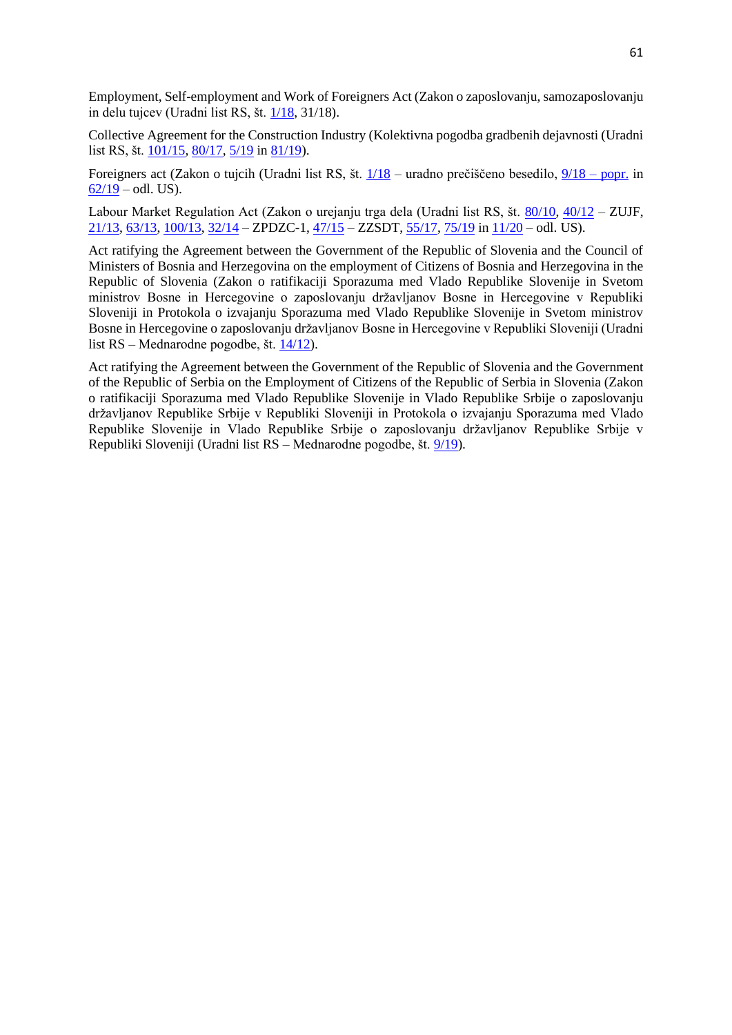Employment, Self-employment and Work of Foreigners Act (Zakon o zaposlovanju, samozaposlovanju in delu tujcev (Uradni list RS, št. 1/18, 31/18).

Collective Agreement for the Construction Industry (Kolektivna pogodba gradbenih dejavnosti (Uradni list RS, št. 101/15, 80/17, 5/19 in 81/19).

Foreigners act (Zakon o tujcih (Uradni list RS, št. 1/18 – uradno prečiščeno besedilo, 9/18 – popr. in 62/19 – odl. US).

Labour Market Regulation Act (Zakon o urejanju trga dela (Uradni list RS, št. 80/10, 40/12 – ZUJF, 21/13, 63/13, 100/13, 32/14 – ZPDZC-1, 47/15 – ZZSDT, 55/17, 75/19 in 11/20 – odl. US).

Act ratifying the Agreement between the Government of the Republic of Slovenia and the Council of Ministers of Bosnia and Herzegovina on the employment of Citizens of Bosnia and Herzegovina in the Republic of Slovenia (Zakon o ratifikaciji Sporazuma med Vlado Republike Slovenije in Svetom ministrov Bosne in Hercegovine o zaposlovanju državljanov Bosne in Hercegovine v Republiki Sloveniji in Protokola o izvajanju Sporazuma med Vlado Republike Slovenije in Svetom ministrov Bosne in Hercegovine o zaposlovanju državljanov Bosne in Hercegovine v Republiki Sloveniji (Uradni list RS – Mednarodne pogodbe, št. 14/12).

Act ratifying the Agreement between the Government of the Republic of Slovenia and the Government of the Republic of Serbia on the Employment of Citizens of the Republic of Serbia in Slovenia (Zakon o ratifikaciji Sporazuma med Vlado Republike Slovenije in Vlado Republike Srbije o zaposlovanju državljanov Republike Srbije v Republiki Sloveniji in Protokola o izvajanju Sporazuma med Vlado Republike Slovenije in Vlado Republike Srbije o zaposlovanju državljanov Republike Srbije v Republiki Sloveniji (Uradni list RS – Mednarodne pogodbe, št. 9/19).